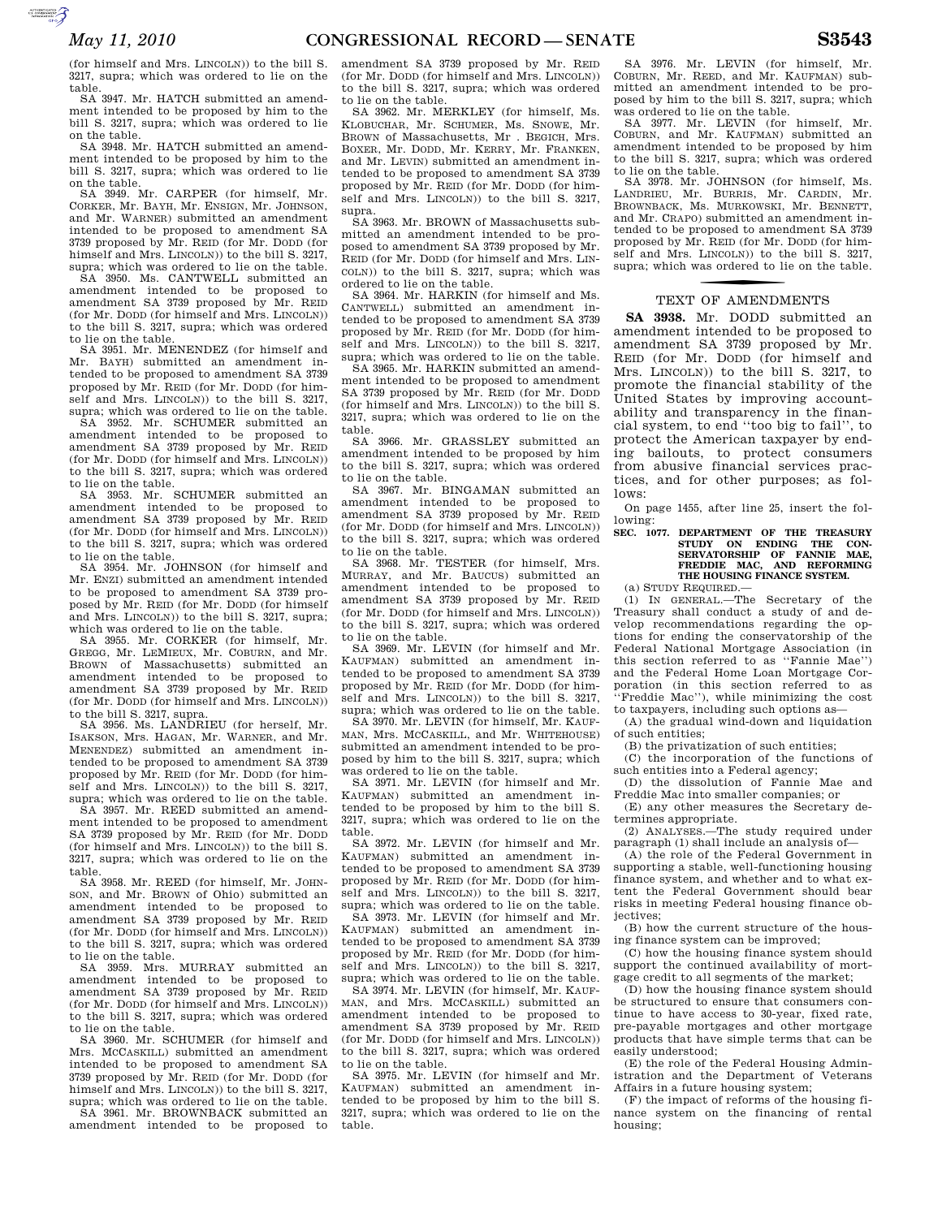(for himself and Mrs. LINCOLN)) to the bill S. 3217, supra; which was ordered to lie on the table.

SA 3947. Mr. HATCH submitted an amendment intended to be proposed by him to the bill S. 3217, supra; which was ordered to lie on the table.

SA 3948. Mr. HATCH submitted an amendment intended to be proposed by him to the bill S. 3217, supra; which was ordered to lie on the table.

SA 3949. Mr. CARPER (for himself, Mr. CORKER, Mr. BAYH, Mr. ENSIGN, Mr. JOHNSON, and Mr. WARNER) submitted an amendment intended to be proposed to amendment SA 3739 proposed by Mr. REID (for Mr. DODD (for himself and Mrs. LINCOLN)) to the bill S. 3217, supra; which was ordered to lie on the table.

SA 3950. Ms. CANTWELL submitted an amendment intended to be proposed to amendment SA 3739 proposed by Mr. REID (for Mr. DODD (for himself and Mrs. LINCOLN)) to the bill S. 3217, supra; which was ordered to lie on the table.

SA 3951. Mr. MENENDEZ (for himself and Mr. BAYH) submitted an amendment intended to be proposed to amendment SA 3739 proposed by Mr. REID (for Mr. DODD (for himself and Mrs. LINCOLN)) to the bill S. 3217, supra; which was ordered to lie on the table.

SA 3952. Mr. SCHUMER submitted an amendment intended to be proposed to amendment SA 3739 proposed by Mr. REID (for Mr. DODD (for himself and Mrs. LINCOLN)) to the bill S. 3217, supra; which was ordered to lie on the table.

SA 3953. Mr. SCHUMER submitted an amendment intended to be proposed to amendment SA 3739 proposed by Mr. REID (for Mr. DODD (for himself and Mrs. LINCOLN)) to the bill S. 3217, supra; which was ordered to lie on the table.

SA 3954. Mr. JOHNSON (for himself and Mr. ENZI) submitted an amendment intended to be proposed to amendment SA 3739 proposed by Mr. REID (for Mr. DODD (for himself and Mrs. LINCOLN)) to the bill S. 3217, supra; which was ordered to lie on the table.

SA 3955. Mr. CORKER (for himself, Mr. GREGG, Mr. LEMIEUX, Mr. COBURN, and Mr. BROWN of Massachusetts) submitted an amendment intended to be proposed to amendment SA 3739 proposed by Mr. REID (for Mr. DODD (for himself and Mrs. LINCOLN)) to the bill S. 3217, supra.

SA 3956. Ms. LANDRIEU (for herself, Mr. ISAKSON, Mrs. HAGAN, Mr. WARNER, and Mr. MENENDEZ) submitted an amendment intended to be proposed to amendment SA 3739 proposed by Mr. REID (for Mr. DODD (for himself and Mrs. LINCOLN)) to the bill S. 3217, supra; which was ordered to lie on the table.

SA 3957. Mr. REED submitted an amendment intended to be proposed to amendment SA 3739 proposed by Mr. REID (for Mr. DODD (for himself and Mrs. LINCOLN)) to the bill S. 3217, supra; which was ordered to lie on the table.

SA 3958. Mr. REED (for himself, Mr. JOHNSON, and Mr. BROWN of Ohio) submitted an amendment intended to be proposed to amendment SA 3739 proposed by Mr. REID (for Mr. DODD (for himself and Mrs. LINCOLN)) to the bill S. 3217, supra; which was ordered to lie on the table.

SA 3959. Mrs. MURRAY submitted an amendment intended to be proposed to amendment SA 3739 proposed by Mr. REID (for Mr. DODD (for himself and Mrs. LINCOLN)) to the bill S. 3217, supra; which was ordered to lie on the table.

SA 3960. Mr. SCHUMER (for himself and Mrs. MCCASKILL) submitted an amendment intended to be proposed to amendment SA 3739 proposed by Mr. REID (for Mr. DODD (for himself and Mrs. LINCOLN)) to the bill S. 3217, supra; which was ordered to lie on the table.

SA 3961. Mr. BROWNBACK submitted an amendment intended to be proposed to amendment SA 3739 proposed by Mr. REID (for Mr. DODD (for himself and Mrs. LINCOLN)) to the bill S. 3217, supra; which was ordered to lie on the table.

SA 3962. Mr. MERKLEY (for himself, Ms. KLOBUCHAR, Mr. SCHUMER, Ms. SNOWE, Mr. BROWN of Massachusetts, Mr . BEGICH, Mrs. BOXER, Mr. DODD, Mr. KERRY, Mr. FRANKEN, and Mr. LEVIN) submitted an amendment intended to be proposed to amendment SA 3739 proposed by Mr. REID (for Mr. DODD (for himself and Mrs. LINCOLN)) to the bill S. 3217, supra.

SA 3963. Mr. BROWN of Massachusetts submitted an amendment intended to be proposed to amendment SA 3739 proposed by Mr. REID (for Mr. DODD (for himself and Mrs. LINCOLN)) to the bill S. 3217, supra; which was ordered to lie on the table.

SA 3964. Mr. HARKIN (for himself and Ms. CANTWELL) submitted an amendment intended to be proposed to amendment SA 3739 proposed by Mr. REID (for Mr. DODD (for himself and Mrs. LINCOLN)) to the bill S. 3217, supra; which was ordered to lie on the table.

SA 3965. Mr. HARKIN submitted an amendment intended to be proposed to amendment SA 3739 proposed by Mr. REID (for Mr. DODD (for himself and Mrs. LINCOLN)) to the bill S. 3217, supra; which was ordered to lie on the table.

SA 3966. Mr. GRASSLEY submitted an amendment intended to be proposed by him to the bill S. 3217, supra; which was ordered to lie on the table.

SA 3967. Mr. BINGAMAN submitted an amendment intended to be proposed to amendment SA 3739 proposed by Mr. REID (for Mr. DODD (for himself and Mrs. LINCOLN)) to the bill S. 3217, supra; which was ordered to lie on the table.

SA 3968. Mr. TESTER (for himself, Mrs. MURRAY, and Mr. BAUCUS) submitted an amendment intended to be proposed to amendment SA 3739 proposed by Mr. REID (for Mr. DODD (for himself and Mrs. LINCOLN)) to the bill S. 3217, supra; which was ordered to lie on the table.

SA 3969. Mr. LEVIN (for himself and Mr. KAUFMAN) submitted an amendment intended to be proposed to amendment SA 3739 proposed by Mr. REID (for Mr. DODD (for himself and Mrs. LINCOLN)) to the bill S. 3217, supra; which was ordered to lie on the table.

SA 3970. Mr. LEVIN (for himself, Mr. KAUFMAN, Mrs. MCCASKILL, and Mr. WHITEHOUSE) submitted an amendment intended to be proposed by him to the bill S. 3217, supra; which was ordered to lie on the table.

SA 3971. Mr. LEVIN (for himself and Mr. KAUFMAN) submitted an amendment intended to be proposed by him to the bill S. 3217, supra; which was ordered to lie on the table.

SA 3972. Mr. LEVIN (for himself and Mr. KAUFMAN) submitted an amendment intended to be proposed to amendment SA 3739 proposed by Mr. REID (for Mr. DODD (for himself and Mrs. LINCOLN)) to the bill S. 3217, supra; which was ordered to lie on the table.

SA 3973. Mr. LEVIN (for himself and Mr. KAUFMAN) submitted an amendment intended to be proposed to amendment SA 3739 proposed by Mr. REID (for Mr. DODD (for himself and Mrs. LINCOLN)) to the bill S. 3217, supra; which was ordered to lie on the table.

SA 3974. Mr. LEVIN (for himself, Mr. KAUFMAN, and Mrs. MCCASKILL) submitted an amendment intended to be proposed to amendment SA 3739 proposed by Mr. REID (for Mr. DODD (for himself and Mrs. LINCOLN)) to the bill S. 3217, supra; which was ordered to lie on the table.

SA 3975. Mr. LEVIN (for himself and Mr. KAUFMAN) submitted an amendment intended to be proposed by him to the bill S. 3217, supra; which was ordered to lie on the table.

SA 3976. Mr. LEVIN (for himself, Mr. COBURN, Mr. REED, and Mr. KAUFMAN) submitted an amendment intended to be proposed by him to the bill S. 3217, supra; which was ordered to lie on the table.

SA 3977. Mr. LEVIN (for himself, Mr. COBURN, and Mr. KAUFMAN) submitted an amendment intended to be proposed by him to the bill S. 3217, supra; which was ordered to lie on the table.

SA 3978. Mr. JOHNSON (for himself, Ms. LANDRIEU, Mr. BURRIS, Mr. CARDIN, Mr. BROWNBACK, Ms. MURKOWSKI, Mr. BENNETT, and Mr. CRAPO) submitted an amendment intended to be proposed to amendment SA 3739 proposed by Mr. REID (for Mr. DODD (for himself and Mrs. LINCOLN)) to the bill S. 3217, supra; which was ordered to lie on the table.

## TEXT OF AMENDMENTS

**SA 3938.** Mr. DODD submitted an amendment intended to be proposed to amendment SA 3739 proposed by Mr. REID (for Mr. DODD (for himself and Mrs. LINCOLN)) to the bill S. 3217, to promote the financial stability of the United States by improving accountability and transparency in the financial system, to end ''too big to fail'', to protect the American taxpayer by ending bailouts, to protect consumers from abusive financial services practices, and for other purposes; as follows:

On page 1455, after line 25, insert the following:

**SEC. 1077. DEPARTMENT OF THE TREASURY STUDY ON ENDING THE CONSERVATORSHIP OF FANNIE MAE, FREDDIE MAC, AND REFORMING THE HOUSING FINANCE SYSTEM.**

(a) STUDY REQUIRED.—

(1) IN GENERAL.—The Secretary of the Treasury shall conduct a study of and develop recommendations regarding the options for ending the conservatorship of the Federal National Mortgage Association (in this section referred to as ''Fannie Mae'') and the Federal Home Loan Mortgage Corporation (in this section referred to as ''Freddie Mac''), while minimizing the cost to taxpayers, including such options as—

(A) the gradual wind-down and liquidation of such entities;

(B) the privatization of such entities;

(C) the incorporation of the functions of such entities into a Federal agency;

(D) the dissolution of Fannie Mae and Freddie Mac into smaller companies; or

(E) any other measures the Secretary determines appropriate.

(2) ANALYSES.—The study required under paragraph (1) shall include an analysis of—

(A) the role of the Federal Government in supporting a stable, well-functioning housing finance system, and whether and to what extent the Federal Government should bear risks in meeting Federal housing finance objectives;

(B) how the current structure of the housing finance system can be improved;

(C) how the housing finance system should support the continued availability of mortgage credit to all segments of the market;

(D) how the housing finance system should be structured to ensure that consumers continue to have access to 30-year, fixed rate, pre-payable mortgages and other mortgage products that have simple terms that can be easily understood;

(E) the role of the Federal Housing Administration and the Department of Veterans Affairs in a future housing system;

(F) the impact of reforms of the housing finance system on the financing of rental housing;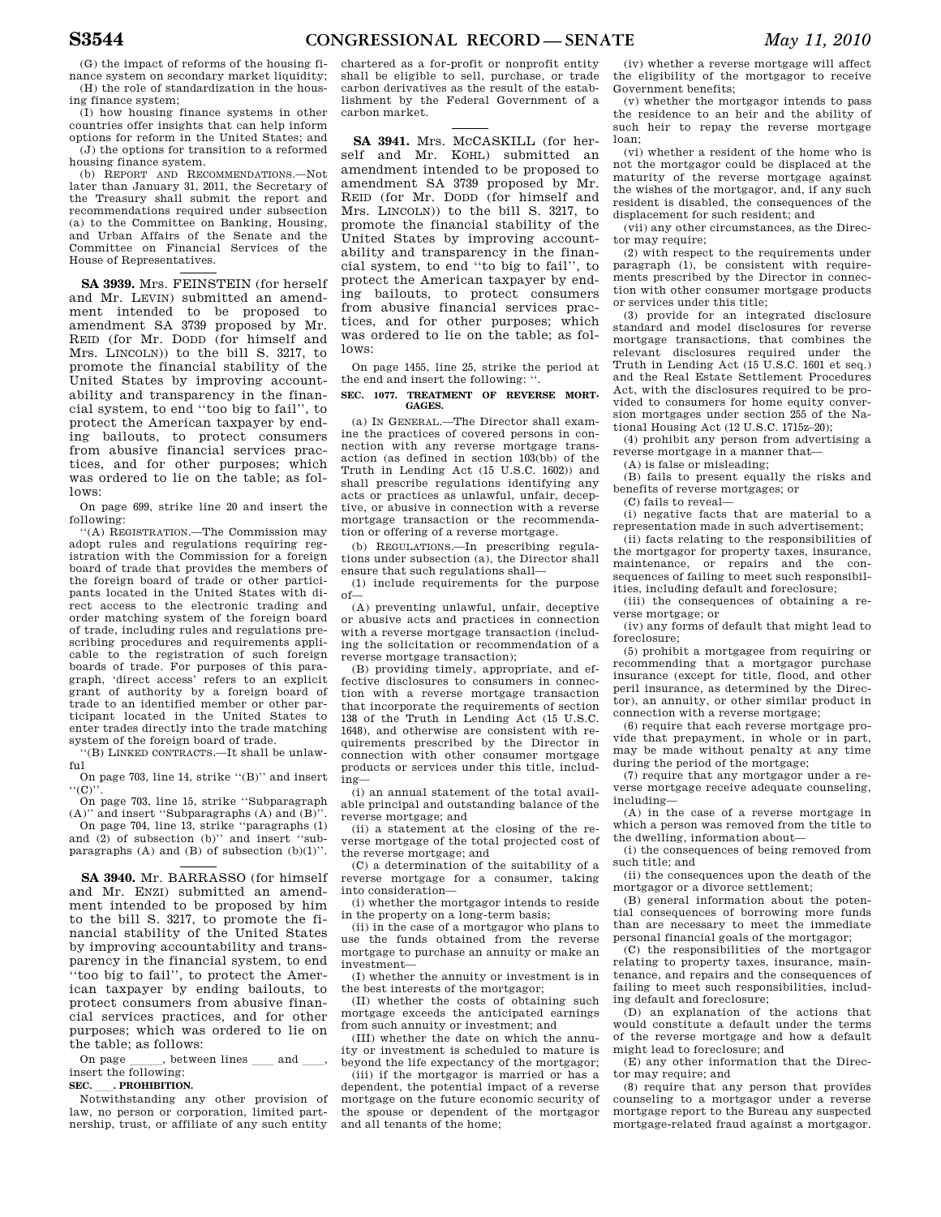(G) the impact of reforms of the housing finance system on secondary market liquidity;

(H) the role of standardization in the housing finance system;

(I) how housing finance systems in other countries offer insights that can help inform options for reform in the United States; and

(J) the options for transition to a reformed housing finance system.

(b) REPORT AND RECOMMENDATIONS.—Not later than January 31, 2011, the Secretary of the Treasury shall submit the report and recommendations required under subsection (a) to the Committee on Banking, Housing, and Urban Affairs of the Senate and the Committee on Financial Services of the House of Representatives.

---

**SA 3939.** Mrs. FEINSTEIN (for herself and Mr. LEVIN) submitted an amendment intended to be proposed to amendment SA 3739 proposed by Mr. REID (for Mr. DODD (for himself and Mrs. LINCOLN)) to the bill S. 3217, to promote the financial stability of the United States by improving accountability and transparency in the financial system, to end ''too big to fail'', to protect the American taxpayer by ending bailouts, to protect consumers from abusive financial services practices, and for other purposes; which was ordered to lie on the table; as follows:

On page 699, strike line 20 and insert the following:

''(A) REGISTRATION.—The Commission may adopt rules and regulations requiring registration with the Commission for a foreign board of trade that provides the members of the foreign board of trade or other participants located in the United States with direct access to the electronic trading and order matching system of the foreign board of trade, including rules and regulations prescribing procedures and requirements applicable to the registration of such foreign boards of trade. For purposes of this paragraph, 'direct access' refers to an explicit grant of authority by a foreign board of trade to an identified member or other participant located in the United States to enter trades directly into the trade matching system of the foreign board of trade.

''(B) LINKED CONTRACTS.—It shall be unlawful

On page 703, line 14, strike ''(B)'' and insert ''(C)''.

On page 703, line 15, strike ''Subparagraph (A)'' and insert ''Subparagraphs (A) and (B)''.

On page 704, line 13, strike ''paragraphs (1) and (2) of subsection (b)'' and insert ''subparagraphs (A) and (B) of subsection (b)(1)''.

---

**SA 3940.** Mr. BARRASSO (for himself and Mr. ENZI) submitted an amendment intended to be proposed by him to the bill S. 3217, to promote the financial stability of the United States by improving accountability and transparency in the financial system, to end ''too big to fail'', to protect the American taxpayer by ending bailouts, to protect consumers from abusive financial services practices, and for other purposes; which was ordered to lie on the table; as follows:

On page \_\_\_\_\_, between lines \_\_\_\_ and \_\_\_\_, insert the following:

**SEC. \_\_\_\_. PROHIBITION.**

Notwithstanding any other provision of law, no person or corporation, limited partnership, trust, or affiliate of any such entity chartered as a for-profit or nonprofit entity shall be eligible to sell, purchase, or trade carbon derivatives as the result of the establishment by the Federal Government of a carbon market.

---

**SA 3941.** Mrs. MCCASKILL (for herself and Mr. KOHL) submitted an amendment intended to be proposed to amendment SA 3739 proposed by Mr. REID (for Mr. DODD (for himself and Mrs. LINCOLN)) to the bill S. 3217, to promote the financial stability of the United States by improving accountability and transparency in the financial system, to end ''too big to fail'', to protect the American taxpayer by ending bailouts, to protect consumers from abusive financial services practices, and for other purposes; which was ordered to lie on the table; as follows:

On page 1455, line 25, strike the period at the end and insert the following: ''.

**SEC. 1077. TREATMENT OF REVERSE MORTGAGES.**

(a) IN GENERAL.—The Director shall examine the practices of covered persons in connection with any reverse mortgage transaction (as defined in section 103(bb) of the Truth in Lending Act (15 U.S.C. 1602)) and shall prescribe regulations identifying any acts or practices as unlawful, unfair, deceptive, or abusive in connection with a reverse mortgage transaction or the recommendation or offering of a reverse mortgage.

(b) REGULATIONS.—In prescribing regulations under subsection (a), the Director shall ensure that such regulations shall—

(1) include requirements for the purpose of—

(A) preventing unlawful, unfair, deceptive or abusive acts and practices in connection with a reverse mortgage transaction (including the solicitation or recommendation of a reverse mortgage transaction);

(B) providing timely, appropriate, and effective disclosures to consumers in connection with a reverse mortgage transaction that incorporate the requirements of section 138 of the Truth in Lending Act (15 U.S.C. 1648), and otherwise are consistent with requirements prescribed by the Director in connection with other consumer mortgage products or services under this title, including—

(i) an annual statement of the total available principal and outstanding balance of the reverse mortgage; and

(ii) a statement at the closing of the reverse mortgage of the total projected cost of the reverse mortgage; and

(C) a determination of the suitability of a reverse mortgage for a consumer, taking into consideration—

(i) whether the mortgagor intends to reside in the property on a long-term basis;

(ii) in the case of a mortgagor who plans to use the funds obtained from the reverse mortgage to purchase an annuity or make an investment—

(I) whether the annuity or investment is in the best interests of the mortgagor;

(II) whether the costs of obtaining such mortgage exceeds the anticipated earnings from such annuity or investment; and

(III) whether the date on which the annuity or investment is scheduled to mature is beyond the life expectancy of the mortgagor;

(iii) if the mortgagor is married or has a dependent, the potential impact of a reverse mortgage on the future economic security of the spouse or dependent of the mortgagor and all tenants of the home;

(iv) whether a reverse mortgage will affect the eligibility of the mortgagor to receive Government benefits;

(v) whether the mortgagor intends to pass the residence to an heir and the ability of such heir to repay the reverse mortgage loan;

(vi) whether a resident of the home who is not the mortgagor could be displaced at the maturity of the reverse mortgage against the wishes of the mortgagor, and, if any such resident is disabled, the consequences of the displacement for such resident; and

(vii) any other circumstances, as the Director may require;

(2) with respect to the requirements under paragraph (1), be consistent with requirements prescribed by the Director in connection with other consumer mortgage products or services under this title;

(3) provide for an integrated disclosure standard and model disclosures for reverse mortgage transactions, that combines the relevant disclosures required under the Truth in Lending Act (15 U.S.C. 1601 et seq.) and the Real Estate Settlement Procedures Act, with the disclosures required to be provided to consumers for home equity conversion mortgages under section 255 of the National Housing Act (12 U.S.C. 1715z–20);

(4) prohibit any person from advertising a reverse mortgage in a manner that—

(A) is false or misleading;

(B) fails to present equally the risks and benefits of reverse mortgages; or

(C) fails to reveal—

(i) negative facts that are material to a representation made in such advertisement;

(ii) facts relating to the responsibilities of the mortgagor for property taxes, insurance, maintenance, or repairs and the consequences of failing to meet such responsibilities, including default and foreclosure;

(iii) the consequences of obtaining a reverse mortgage; or

(iv) any forms of default that might lead to foreclosure;

(5) prohibit a mortgagee from requiring or recommending that a mortgagor purchase insurance (except for title, flood, and other peril insurance, as determined by the Director), an annuity, or other similar product in connection with a reverse mortgage;

(6) require that each reverse mortgage provide that prepayment, in whole or in part, may be made without penalty at any time during the period of the mortgage;

(7) require that any mortgagor under a reverse mortgage receive adequate counseling, including—

(A) in the case of a reverse mortgage in which a person was removed from the title to the dwelling, information about—

(i) the consequences of being removed from such title; and

(ii) the consequences upon the death of the mortgagor or a divorce settlement;

(B) general information about the potential consequences of borrowing more funds than are necessary to meet the immediate personal financial goals of the mortgagor;

(C) the responsibilities of the mortgagor relating to property taxes, insurance, maintenance, and repairs and the consequences of failing to meet such responsibilities, including default and foreclosure;

(D) an explanation of the actions that would constitute a default under the terms of the reverse mortgage and how a default might lead to foreclosure; and

(E) any other information that the Director may require; and

(8) require that any person that provides counseling to a mortgagor under a reverse mortgage report to the Bureau any suspected mortgage-related fraud against a mortgagor.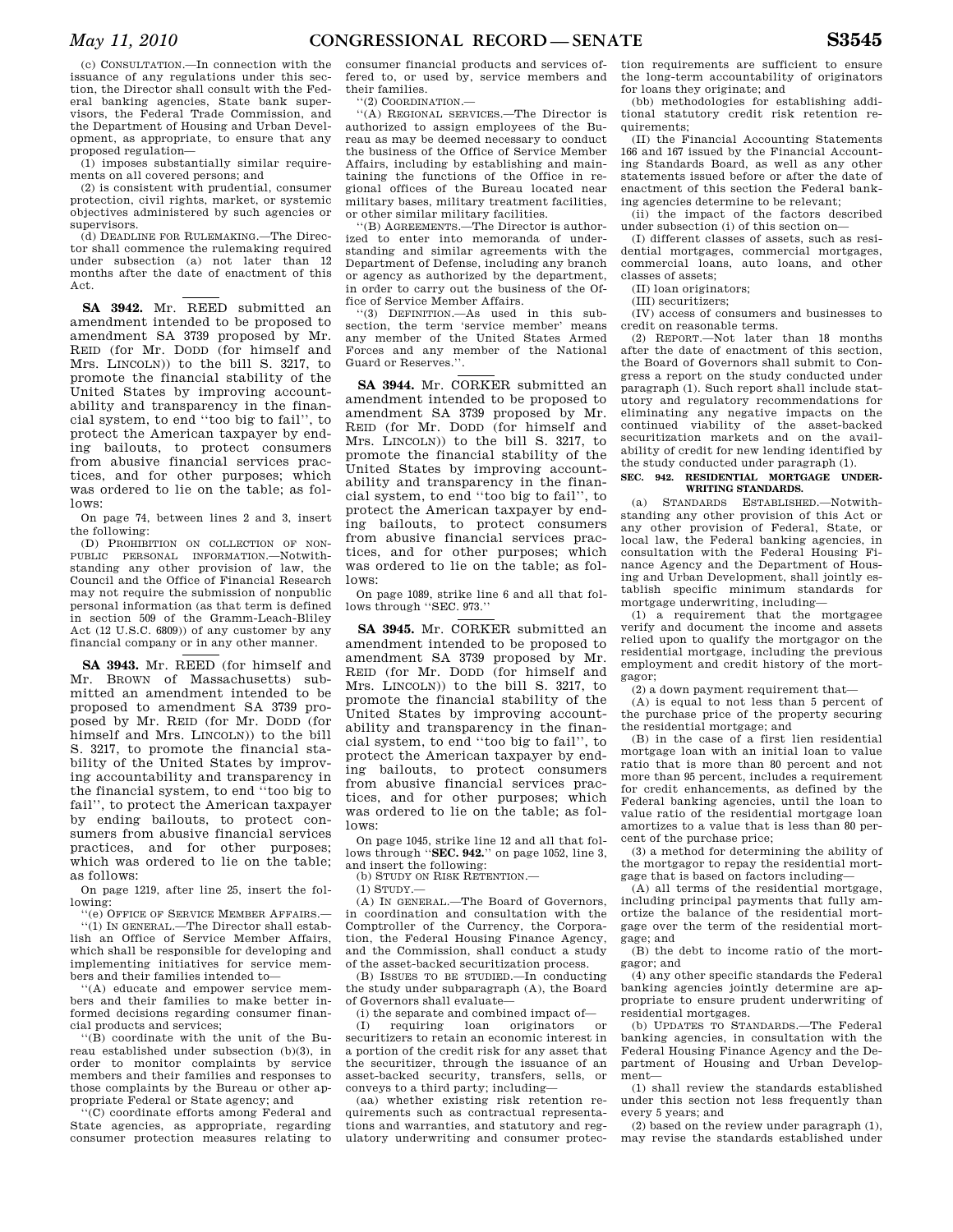(c) CONSULTATION.—In connection with the issuance of any regulations under this section, the Director shall consult with the Federal banking agencies, State bank supervisors, the Federal Trade Commission, and the Department of Housing and Urban Development, as appropriate, to ensure that any proposed regulation—

(1) imposes substantially similar requirements on all covered persons; and

(2) is consistent with prudential, consumer protection, civil rights, market, or systemic objectives administered by such agencies or supervisors.

(d) DEADLINE FOR RULEMAKING.—The Director shall commence the rulemaking required under subsection (a) not later than 12 months after the date of enactment of this Act.

**SA 3942.** Mr. REED submitted an amendment intended to be proposed to amendment SA 3739 proposed by Mr. REID (for Mr. DODD (for himself and Mrs. LINCOLN)) to the bill S. 3217, to promote the financial stability of the United States by improving accountability and transparency in the financial system, to end ''too big to fail'', to protect the American taxpayer by ending bailouts, to protect consumers from abusive financial services practices, and for other purposes; which was ordered to lie on the table; as follows:

On page 74, between lines 2 and 3, insert the following:

(D) PROHIBITION ON COLLECTION OF NONPUBLIC PERSONAL INFORMATION.—Notwithstanding any other provision of law, the Council and the Office of Financial Research may not require the submission of nonpublic personal information (as that term is defined in section 509 of the Gramm-Leach-Bliley Act (12 U.S.C. 6809)) of any customer by any financial company or in any other manner.

**SA 3943.** Mr. REED (for himself and Mr. BROWN of Massachusetts) submitted an amendment intended to be proposed to amendment SA 3739 proposed by Mr. REID (for Mr. DODD (for himself and Mrs. LINCOLN)) to the bill S. 3217, to promote the financial stability of the United States by improving accountability and transparency in the financial system, to end ''too big to fail'', to protect the American taxpayer by ending bailouts, to protect consumers from abusive financial services practices, and for other purposes; which was ordered to lie on the table; as follows:

On page 1219, after line 25, insert the following:

''(e) OFFICE OF SERVICE MEMBER AFFAIRS.—

''(1) IN GENERAL.—The Director shall establish an Office of Service Member Affairs, which shall be responsible for developing and implementing initiatives for service members and their families intended to—

''(A) educate and empower service members and their families to make better informed decisions regarding consumer financial products and services;

''(B) coordinate with the unit of the Bureau established under subsection (b)(3), in order to monitor complaints by service members and their families and responses to those complaints by the Bureau or other appropriate Federal or State agency; and

''(C) coordinate efforts among Federal and State agencies, as appropriate, regarding consumer protection measures relating to consumer financial products and services offered to, or used by, service members and their families.

''(2) COORDINATION.—

''(A) REGIONAL SERVICES.—The Director is authorized to assign employees of the Bureau as may be deemed necessary to conduct the business of the Office of Service Member Affairs, including by establishing and maintaining the functions of the Office in regional offices of the Bureau located near military bases, military treatment facilities, or other similar military facilities.

''(B) AGREEMENTS.—The Director is authorized to enter into memoranda of understanding and similar agreements with the Department of Defense, including any branch or agency as authorized by the department, in order to carry out the business of the Office of Service Member Affairs.

''(3) DEFINITION.—As used in this subsection, the term 'service member' means any member of the United States Armed Forces and any member of the National Guard or Reserves.''.

**SA 3944.** Mr. CORKER submitted an amendment intended to be proposed to amendment SA 3739 proposed by Mr. REID (for Mr. DODD (for himself and Mrs. LINCOLN)) to the bill S. 3217, to promote the financial stability of the United States by improving accountability and transparency in the financial system, to end ''too big to fail'', to protect the American taxpayer by ending bailouts, to protect consumers from abusive financial services practices, and for other purposes; which was ordered to lie on the table; as follows:

On page 1089, strike line 6 and all that follows through ''SEC. 973.''

**SA 3945.** Mr. CORKER submitted an amendment intended to be proposed to amendment SA 3739 proposed by Mr. REID (for Mr. DODD (for himself and Mrs. LINCOLN)) to the bill S. 3217, to promote the financial stability of the United States by improving accountability and transparency in the financial system, to end ''too big to fail'', to protect the American taxpayer by ending bailouts, to protect consumers from abusive financial services practices, and for other purposes; which was ordered to lie on the table; as follows:

On page 1045, strike line 12 and all that follows through ''**SEC. 942.**'' on page 1052, line 3, and insert the following:

(b) STUDY ON RISK RETENTION.—

(1) STUDY.—

(A) IN GENERAL.—The Board of Governors, in coordination and consultation with the Comptroller of the Currency, the Corporation, the Federal Housing Finance Agency, and the Commission, shall conduct a study of the asset-backed securitization process.

(B) ISSUES TO BE STUDIED.—In conducting the study under subparagraph (A), the Board of Governors shall evaluate—

(i) the separate and combined impact of—

(I) requiring loan originators or securitizers to retain an economic interest in a portion of the credit risk for any asset that the securitizer, through the issuance of an asset-backed security, transfers, sells, or conveys to a third party; including—

(aa) whether existing risk retention requirements such as contractual representations and warranties, and statutory and regulatory underwriting and consumer protection requirements are sufficient to ensure the long-term accountability of originators for loans they originate; and

(bb) methodologies for establishing additional statutory credit risk retention requirements;

(II) the Financial Accounting Statements 166 and 167 issued by the Financial Accounting Standards Board, as well as any other statements issued before or after the date of enactment of this section the Federal banking agencies determine to be relevant;

(ii) the impact of the factors described under subsection (i) of this section on—

(I) different classes of assets, such as residential mortgages, commercial mortgages, commercial loans, auto loans, and other classes of assets;

(II) loan originators;

(III) securitizers;

(IV) access of consumers and businesses to credit on reasonable terms.

(2) REPORT.—Not later than 18 months after the date of enactment of this section, the Board of Governors shall submit to Congress a report on the study conducted under paragraph (1). Such report shall include statutory and regulatory recommendations for eliminating any negative impacts on the continued viability of the asset-backed securitization markets and on the availability of credit for new lending identified by the study conducted under paragraph (1).

**SEC. 942. RESIDENTIAL MORTGAGE UNDERWRITING STANDARDS.**

(a) STANDARDS ESTABLISHED.—Notwithstanding any other provision of this Act or any other provision of Federal, State, or local law, the Federal banking agencies, in consultation with the Federal Housing Finance Agency and the Department of Housing and Urban Development, shall jointly establish specific minimum standards for mortgage underwriting, including—

(1) a requirement that the mortgagee verify and document the income and assets relied upon to qualify the mortgagor on the residential mortgage, including the previous employment and credit history of the mortgagor;

(2) a down payment requirement that—

(A) is equal to not less than 5 percent of the purchase price of the property securing the residential mortgage; and

(B) in the case of a first lien residential mortgage loan with an initial loan to value ratio that is more than 80 percent and not more than 95 percent, includes a requirement for credit enhancements, as defined by the Federal banking agencies, until the loan to value ratio of the residential mortgage loan amortizes to a value that is less than 80 percent of the purchase price;

(3) a method for determining the ability of the mortgagor to repay the residential mortgage that is based on factors including—

(A) all terms of the residential mortgage, including principal payments that fully amortize the balance of the residential mortgage over the term of the residential mortgage; and

(B) the debt to income ratio of the mortgagor; and

(4) any other specific standards the Federal banking agencies jointly determine are appropriate to ensure prudent underwriting of residential mortgages.

(b) UPDATES TO STANDARDS.—The Federal banking agencies, in consultation with the Federal Housing Finance Agency and the Department of Housing and Urban Development—

(1) shall review the standards established under this section not less frequently than every 5 years; and

(2) based on the review under paragraph (1), may revise the standards established under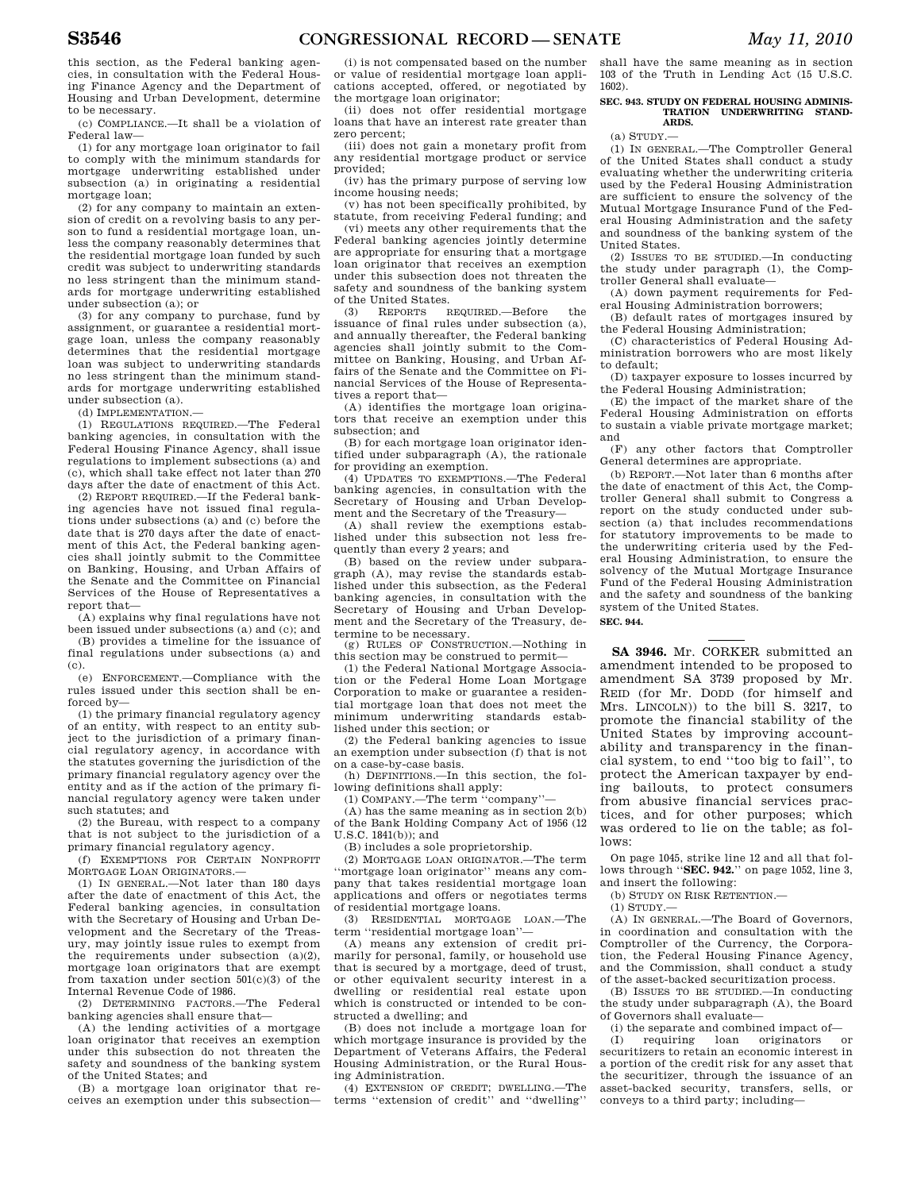this section, as the Federal banking agencies, in consultation with the Federal Housing Finance Agency and the Department of Housing and Urban Development, determine to be necessary.

(c) COMPLIANCE.—It shall be a violation of Federal law—

(1) for any mortgage loan originator to fail to comply with the minimum standards for mortgage underwriting established under subsection (a) in originating a residential mortgage loan;

(2) for any company to maintain an extension of credit on a revolving basis to any person to fund a residential mortgage loan, unless the company reasonably determines that the residential mortgage loan funded by such credit was subject to underwriting standards no less stringent than the minimum standards for mortgage underwriting established under subsection (a); or

(3) for any company to purchase, fund by assignment, or guarantee a residential mortgage loan, unless the company reasonably determines that the residential mortgage loan was subject to underwriting standards no less stringent than the minimum standards for mortgage underwriting established under subsection (a).

(d) IMPLEMENTATION.—

(1) REGULATIONS REQUIRED.—The Federal banking agencies, in consultation with the Federal Housing Finance Agency, shall issue regulations to implement subsections (a) and (c), which shall take effect not later than 270 days after the date of enactment of this Act.

(2) REPORT REQUIRED.—If the Federal banking agencies have not issued final regulations under subsections (a) and (c) before the date that is 270 days after the date of enactment of this Act, the Federal banking agencies shall jointly submit to the Committee on Banking, Housing, and Urban Affairs of the Senate and the Committee on Financial Services of the House of Representatives a report that—

(A) explains why final regulations have not been issued under subsections (a) and (c); and

(B) provides a timeline for the issuance of final regulations under subsections (a) and (c).

(e) ENFORCEMENT.—Compliance with the rules issued under this section shall be enforced by—

(1) the primary financial regulatory agency of an entity, with respect to an entity subject to the jurisdiction of a primary financial regulatory agency, in accordance with the statutes governing the jurisdiction of the primary financial regulatory agency over the entity and as if the action of the primary financial regulatory agency were taken under such statutes; and

(2) the Bureau, with respect to a company that is not subject to the jurisdiction of a primary financial regulatory agency.

(f) EXEMPTIONS FOR CERTAIN NONPROFIT MORTGAGE LOAN ORIGINATORS.—

(1) IN GENERAL.—Not later than 180 days after the date of enactment of this Act, the Federal banking agencies, in consultation with the Secretary of Housing and Urban Development and the Secretary of the Treasury, may jointly issue rules to exempt from the requirements under subsection (a)(2), mortgage loan originators that are exempt from taxation under section 501(c)(3) of the Internal Revenue Code of 1986.

(2) DETERMINING FACTORS.—The Federal banking agencies shall ensure that—

(A) the lending activities of a mortgage loan originator that receives an exemption under this subsection do not threaten the safety and soundness of the banking system of the United States; and

(B) a mortgage loan originator that receives an exemption under this subsection—

(i) is not compensated based on the number or value of residential mortgage loan applications accepted, offered, or negotiated by the mortgage loan originator;

(ii) does not offer residential mortgage loans that have an interest rate greater than zero percent;

(iii) does not gain a monetary profit from any residential mortgage product or service provided;

(iv) has the primary purpose of serving low income housing needs;

(v) has not been specifically prohibited, by statute, from receiving Federal funding; and

(vi) meets any other requirements that the Federal banking agencies jointly determine are appropriate for ensuring that a mortgage loan originator that receives an exemption under this subsection does not threaten the safety and soundness of the banking system of the United States.

(3) REPORTS REQUIRED.—Before the issuance of final rules under subsection (a), and annually thereafter, the Federal banking agencies shall jointly submit to the Committee on Banking, Housing, and Urban Affairs of the Senate and the Committee on Financial Services of the House of Representatives a report that—

(A) identifies the mortgage loan originators that receive an exemption under this subsection; and

(B) for each mortgage loan originator identified under subparagraph (A), the rationale for providing an exemption.

(4) UPDATES TO EXEMPTIONS.—The Federal banking agencies, in consultation with the Secretary of Housing and Urban Development and the Secretary of the Treasury—

(A) shall review the exemptions established under this subsection not less frequently than every 2 years; and

(B) based on the review under subparagraph (A), may revise the standards established under this subsection, as the Federal banking agencies, in consultation with the Secretary of Housing and Urban Development and the Secretary of the Treasury, determine to be necessary.

(g) RULES OF CONSTRUCTION.—Nothing in this section may be construed to permit—

(1) the Federal National Mortgage Association or the Federal Home Loan Mortgage Corporation to make or guarantee a residential mortgage loan that does not meet the minimum underwriting standards established under this section; or

(2) the Federal banking agencies to issue an exemption under subsection (f) that is not on a case-by-case basis.

(h) DEFINITIONS.—In this section, the following definitions shall apply:

(1) COMPANY.—The term ''company''—

(A) has the same meaning as in section 2(b) of the Bank Holding Company Act of 1956 (12 U.S.C. 1841(b)); and

(B) includes a sole proprietorship.

(2) MORTGAGE LOAN ORIGINATOR.—The term ''mortgage loan originator'' means any company that takes residential mortgage loan applications and offers or negotiates terms of residential mortgage loans.

(3) RESIDENTIAL MORTGAGE LOAN.—The term ''residential mortgage loan''—

(A) means any extension of credit primarily for personal, family, or household use that is secured by a mortgage, deed of trust, or other equivalent security interest in a dwelling or residential real estate upon which is constructed or intended to be constructed a dwelling; and

(B) does not include a mortgage loan for which mortgage insurance is provided by the Department of Veterans Affairs, the Federal Housing Administration, or the Rural Housing Administration.

(4) EXTENSION OF CREDIT; DWELLING.—The terms ''extension of credit'' and ''dwelling'' shall have the same meaning as in section 103 of the Truth in Lending Act (15 U.S.C. 1602).

**SEC. 943. STUDY ON FEDERAL HOUSING ADMINISTRATION UNDERWRITING STANDARDS.**

(a) STUDY.—

(1) IN GENERAL.—The Comptroller General of the United States shall conduct a study evaluating whether the underwriting criteria used by the Federal Housing Administration are sufficient to ensure the solvency of the Mutual Mortgage Insurance Fund of the Federal Housing Administration and the safety and soundness of the banking system of the United States.

(2) ISSUES TO BE STUDIED.—In conducting the study under paragraph (1), the Comptroller General shall evaluate—

(A) down payment requirements for Federal Housing Administration borrowers;

(B) default rates of mortgages insured by the Federal Housing Administration;

(C) characteristics of Federal Housing Administration borrowers who are most likely to default;

(D) taxpayer exposure to losses incurred by the Federal Housing Administration;

(E) the impact of the market share of the Federal Housing Administration on efforts to sustain a viable private mortgage market; and

(F) any other factors that Comptroller General determines are appropriate.

(b) REPORT.—Not later than 6 months after the date of enactment of this Act, the Comptroller General shall submit to Congress a report on the study conducted under subsection (a) that includes recommendations for statutory improvements to be made to the underwriting criteria used by the Federal Housing Administration, to ensure the solvency of the Mutual Mortgage Insurance Fund of the Federal Housing Administration and the safety and soundness of the banking system of the United States.

**SEC. 944.**

---

**SA 3946.** Mr. CORKER submitted an amendment intended to be proposed to amendment SA 3739 proposed by Mr. REID (for Mr. DODD (for himself and Mrs. LINCOLN)) to the bill S. 3217, to promote the financial stability of the United States by improving accountability and transparency in the financial system, to end ''too big to fail'', to protect the American taxpayer by ending bailouts, to protect consumers from abusive financial services practices, and for other purposes; which was ordered to lie on the table; as follows:

On page 1045, strike line 12 and all that follows through ''**SEC. 942.**'' on page 1052, line 3, and insert the following:

(b) STUDY ON RISK RETENTION.—

(1) STUDY.—

(A) IN GENERAL.—The Board of Governors, in coordination and consultation with the Comptroller of the Currency, the Corporation, the Federal Housing Finance Agency, and the Commission, shall conduct a study of the asset-backed securitization process.

(B) ISSUES TO BE STUDIED.—In conducting the study under subparagraph (A), the Board of Governors shall evaluate—

(i) the separate and combined impact of—

(I) requiring loan originators or securitizers to retain an economic interest in a portion of the credit risk for any asset that the securitizer, through the issuance of an asset-backed security, transfers, sells, or conveys to a third party; including—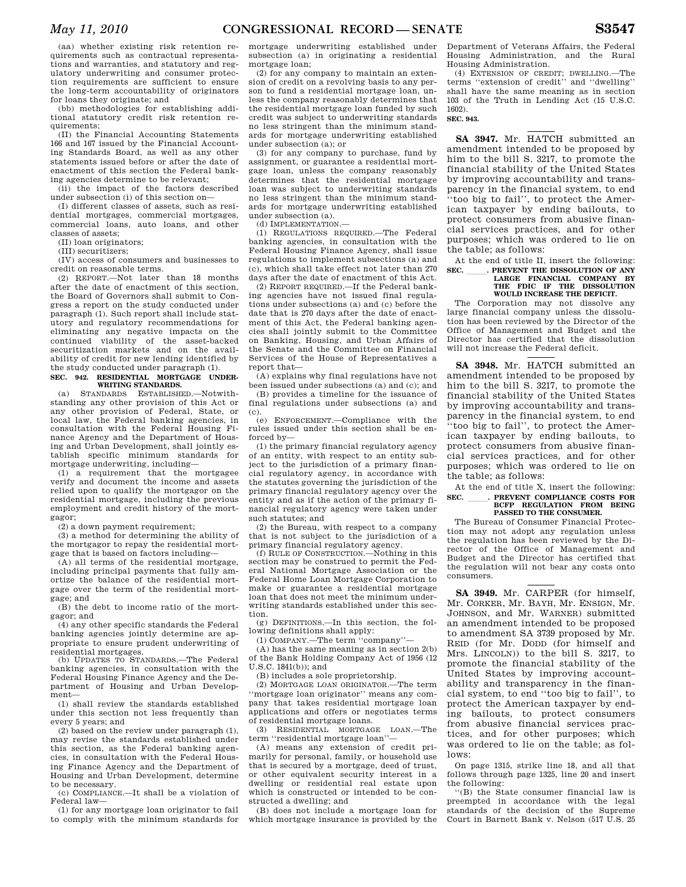(aa) whether existing risk retention requirements such as contractual representations and warranties, and statutory and regulatory underwriting and consumer protection requirements are sufficient to ensure the long-term accountability of originators for loans they originate; and

(bb) methodologies for establishing additional statutory credit risk retention requirements;

(II) the Financial Accounting Statements 166 and 167 issued by the Financial Accounting Standards Board, as well as any other statements issued before or after the date of enactment of this section the Federal banking agencies determine to be relevant;

(ii) the impact of the factors described under subsection (i) of this section on—

(I) different classes of assets, such as residential mortgages, commercial mortgages, commercial loans, auto loans, and other classes of assets;

(II) loan originators;

(III) securitizers;

(IV) access of consumers and businesses to credit on reasonable terms.

(2) REPORT.—Not later than 18 months after the date of enactment of this section, the Board of Governors shall submit to Congress a report on the study conducted under paragraph (1). Such report shall include statutory and regulatory recommendations for eliminating any negative impacts on the continued viability of the asset-backed securitization markets and on the availability of credit for new lending identified by the study conducted under paragraph (1).

**SEC. 942. RESIDENTIAL MORTGAGE UNDERWRITING STANDARDS.**

(a) STANDARDS ESTABLISHED.—Notwithstanding any other provision of this Act or any other provision of Federal, State, or local law, the Federal banking agencies, in consultation with the Federal Housing Finance Agency and the Department of Housing and Urban Development, shall jointly establish specific minimum standards for mortgage underwriting, including—

(1) a requirement that the mortgagee verify and document the income and assets relied upon to qualify the mortgagor on the residential mortgage, including the previous employment and credit history of the mortgagor;

(2) a down payment requirement;

(3) a method for determining the ability of the mortgagor to repay the residential mortgage that is based on factors including—

(A) all terms of the residential mortgage, including principal payments that fully amortize the balance of the residential mortgage over the term of the residential mortgage; and

(B) the debt to income ratio of the mortgagor; and

(4) any other specific standards the Federal banking agencies jointly determine are appropriate to ensure prudent underwriting of residential mortgages.

(b) UPDATES TO STANDARDS.—The Federal banking agencies, in consultation with the Federal Housing Finance Agency and the Department of Housing and Urban Development—

(1) shall review the standards established under this section not less frequently than every 5 years; and

(2) based on the review under paragraph (1), may revise the standards established under this section, as the Federal banking agencies, in consultation with the Federal Housing Finance Agency and the Department of Housing and Urban Development, determine to be necessary.

(c) COMPLIANCE.—It shall be a violation of Federal law—

(1) for any mortgage loan originator to fail to comply with the minimum standards for mortgage underwriting established under subsection (a) in originating a residential mortgage loan;

(2) for any company to maintain an extension of credit on a revolving basis to any person to fund a residential mortgage loan, unless the company reasonably determines that the residential mortgage loan funded by such credit was subject to underwriting standards no less stringent than the minimum standards for mortgage underwriting established under subsection (a); or

(3) for any company to purchase, fund by assignment, or guarantee a residential mortgage loan, unless the company reasonably determines that the residential mortgage loan was subject to underwriting standards no less stringent than the minimum standards for mortgage underwriting established under subsection (a).

(d) IMPLEMENTATION.—

(1) REGULATIONS REQUIRED.—The Federal banking agencies, in consultation with the Federal Housing Finance Agency, shall issue regulations to implement subsections (a) and (c), which shall take effect not later than 270 days after the date of enactment of this Act.

(2) REPORT REQUIRED.—If the Federal banking agencies have not issued final regulations under subsections (a) and (c) before the date that is 270 days after the date of enactment of this Act, the Federal banking agencies shall jointly submit to the Committee on Banking, Housing, and Urban Affairs of the Senate and the Committee on Financial Services of the House of Representatives a report that—

(A) explains why final regulations have not been issued under subsections (a) and (c); and

(B) provides a timeline for the issuance of final regulations under subsections (a) and (c).

(e) ENFORCEMENT.—Compliance with the rules issued under this section shall be enforced by—

(1) the primary financial regulatory agency of an entity, with respect to an entity subject to the jurisdiction of a primary financial regulatory agency, in accordance with the statutes governing the jurisdiction of the primary financial regulatory agency over the entity and as if the action of the primary financial regulatory agency were taken under such statutes; and

(2) the Bureau, with respect to a company that is not subject to the jurisdiction of a primary financial regulatory agency.

(f) RULE OF CONSTRUCTION.—Nothing in this section may be construed to permit the Federal National Mortgage Association or the Federal Home Loan Mortgage Corporation to make or guarantee a residential mortgage loan that does not meet the minimum underwriting standards established under this section.

(g) DEFINITIONS.—In this section, the following definitions shall apply:

(1) COMPANY.—The term ''company''—

(A) has the same meaning as in section 2(b) of the Bank Holding Company Act of 1956 (12 U.S.C. 1841(b)); and

(B) includes a sole proprietorship.

(2) MORTGAGE LOAN ORIGINATOR.—The term ''mortgage loan originator'' means any company that takes residential mortgage loan applications and offers or negotiates terms of residential mortgage loans.

(3) RESIDENTIAL MORTGAGE LOAN.—The term ''residential mortgage loan''—

(A) means any extension of credit primarily for personal, family, or household use that is secured by a mortgage, deed of trust, or other equivalent security interest in a dwelling or residential real estate upon which is constructed or intended to be constructed a dwelling; and

(B) does not include a mortgage loan for which mortgage insurance is provided by the Department of Veterans Affairs, the Federal Housing Administration, and the Rural Housing Administration.

(4) EXTENSION OF CREDIT; DWELLING.—The terms ''extension of credit'' and ''dwelling'' shall have the same meaning as in section 103 of the Truth in Lending Act (15 U.S.C. 1602).

**SEC. 943.**

---

**SA 3947.** Mr. HATCH submitted an amendment intended to be proposed by him to the bill S. 3217, to promote the financial stability of the United States by improving accountability and transparency in the financial system, to end ''too big to fail'', to protect the American taxpayer by ending bailouts, to protect consumers from abusive financial services practices, and for other purposes; which was ordered to lie on the table; as follows:

At the end of title II, insert the following:

**SEC. \_\_\_\_\_. PREVENT THE DISSOLUTION OF ANY LARGE FINANCIAL COMPANY BY THE FDIC IF THE DISSOLUTION WOULD INCREASE THE DEFICIT.**

The Corporation may not dissolve any large financial company unless the dissolution has been reviewed by the Director of the Office of Management and Budget and the Director has certified that the dissolution will not increase the Federal deficit.

---

**SA 3948.** Mr. HATCH submitted an amendment intended to be proposed by him to the bill S. 3217, to promote the financial stability of the United States by improving accountability and transparency in the financial system, to end ''too big to fail'', to protect the American taxpayer by ending bailouts, to protect consumers from abusive financial services practices, and for other purposes; which was ordered to lie on the table; as follows:

At the end of title X, insert the following:

**SEC. \_\_\_\_\_. PREVENT COMPLIANCE COSTS FOR BCFP REGULATION FROM BEING PASSED TO THE CONSUMER.**

The Bureau of Consumer Financial Protection may not adopt any regulation unless the regulation has been reviewed by the Director of the Office of Management and Budget and the Director has certified that the regulation will not bear any costs onto consumers.

---

**SA 3949.** Mr. CARPER (for himself, Mr. CORKER, Mr. BAYH, Mr. ENSIGN, Mr. JOHNSON, and Mr. WARNER) submitted an amendment intended to be proposed to amendment SA 3739 proposed by Mr. REID (for Mr. DODD (for himself and Mrs. LINCOLN)) to the bill S. 3217, to promote the financial stability of the United States by improving accountability and transparency in the financial system, to end ''too big to fail'', to protect the American taxpayer by ending bailouts, to protect consumers from abusive financial services practices, and for other purposes; which was ordered to lie on the table; as follows:

On page 1315, strike line 18, and all that follows through page 1325, line 20 and insert the following:

''(B) the State consumer financial law is preempted in accordance with the legal standards of the decision of the Supreme Court in Barnett Bank v. Nelson (517 U.S. 25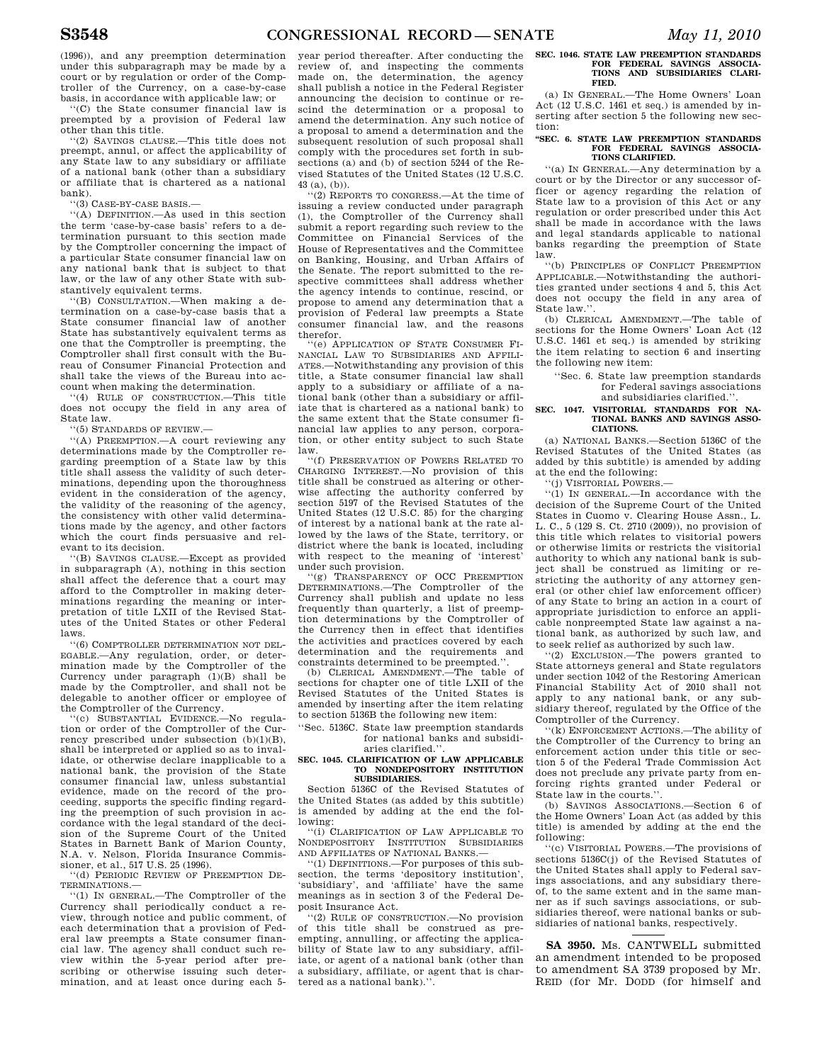(1996)), and any preemption determination under this subparagraph may be made by a court or by regulation or order of the Comptroller of the Currency, on a case-by-case basis, in accordance with applicable law; or

''(C) the State consumer financial law is preempted by a provision of Federal law other than this title.

''(2) SAVINGS CLAUSE.—This title does not preempt, annul, or affect the applicability of any State law to any subsidiary or affiliate of a national bank (other than a subsidiary or affiliate that is chartered as a national bank).

''(3) CASE-BY-CASE BASIS.—

''(A) DEFINITION.—As used in this section the term 'case-by-case basis' refers to a determination pursuant to this section made by the Comptroller concerning the impact of a particular State consumer financial law on any national bank that is subject to that law, or the law of any other State with substantively equivalent terms.

''(B) CONSULTATION.—When making a determination on a case-by-case basis that a State consumer financial law of another State has substantively equivalent terms as one that the Comptroller is preempting, the Comptroller shall first consult with the Bureau of Consumer Financial Protection and shall take the views of the Bureau into account when making the determination.

''(4) RULE OF CONSTRUCTION.—This title does not occupy the field in any area of State law.

''(5) STANDARDS OF REVIEW.—

''(A) PREEMPTION.—A court reviewing any determinations made by the Comptroller regarding preemption of a State law by this title shall assess the validity of such determinations, depending upon the thoroughness evident in the consideration of the agency, the validity of the reasoning of the agency, the consistency with other valid determinations made by the agency, and other factors which the court finds persuasive and relevant to its decision.

''(B) SAVINGS CLAUSE.—Except as provided in subparagraph (A), nothing in this section shall affect the deference that a court may afford to the Comptroller in making determinations regarding the meaning or interpretation of title LXII of the Revised Statutes of the United States or other Federal laws.

''(6) COMPTROLLER DETERMINATION NOT DELEGABLE.—Any regulation, order, or determination made by the Comptroller of the Currency under paragraph (1)(B) shall be made by the Comptroller, and shall not be delegable to another officer or employee of the Comptroller of the Currency.

''(c) SUBSTANTIAL EVIDENCE.—No regulation or order of the Comptroller of the Currency prescribed under subsection (b)(1)(B), shall be interpreted or applied so as to invalidate, or otherwise declare inapplicable to a national bank, the provision of the State consumer financial law, unless substantial evidence, made on the record of the proceeding, supports the specific finding regarding the preemption of such provision in accordance with the legal standard of the decision of the Supreme Court of the United States in Barnett Bank of Marion County, N.A. v. Nelson, Florida Insurance Commissioner, et al., 517 U.S. 25 (1996).

''(d) PERIODIC REVIEW OF PREEMPTION DETERMINATIONS.—

''(1) IN GENERAL.—The Comptroller of the Currency shall periodically conduct a review, through notice and public comment, of each determination that a provision of Federal law preempts a State consumer financial law. The agency shall conduct such review within the 5-year period after prescribing or otherwise issuing such determination, and at least once during each 5-year period thereafter. After conducting the review of, and inspecting the comments made on, the determination, the agency shall publish a notice in the Federal Register announcing the decision to continue or rescind the determination or a proposal to amend the determination. Any such notice of a proposal to amend a determination and the subsequent resolution of such proposal shall comply with the procedures set forth in subsections (a) and (b) of section 5244 of the Revised Statutes of the United States (12 U.S.C. 43 (a), (b)).

''(2) REPORTS TO CONGRESS.—At the time of issuing a review conducted under paragraph (1), the Comptroller of the Currency shall submit a report regarding such review to the Committee on Financial Services of the House of Representatives and the Committee on Banking, Housing, and Urban Affairs of the Senate. The report submitted to the respective committees shall address whether the agency intends to continue, rescind, or propose to amend any determination that a provision of Federal law preempts a State consumer financial law, and the reasons therefor.

''(e) APPLICATION OF STATE CONSUMER FINANCIAL LAW TO SUBSIDIARIES AND AFFILIATES.—Notwithstanding any provision of this title, a State consumer financial law shall apply to a subsidiary or affiliate of a national bank (other than a subsidiary or affiliate that is chartered as a national bank) to the same extent that the State consumer financial law applies to any person, corporation, or other entity subject to such State law.

''(f) PRESERVATION OF POWERS RELATED TO CHARGING INTEREST.—No provision of this title shall be construed as altering or otherwise affecting the authority conferred by section 5197 of the Revised Statutes of the United States (12 U.S.C. 85) for the charging of interest by a national bank at the rate allowed by the laws of the State, territory, or district where the bank is located, including with respect to the meaning of 'interest' under such provision.

''(g) TRANSPARENCY OF OCC PREEMPTION DETERMINATIONS.—The Comptroller of the Currency shall publish and update no less frequently than quarterly, a list of preemption determinations by the Comptroller of the Currency then in effect that identifies the activities and practices covered by each determination and the requirements and constraints determined to be preempted.''.

(b) CLERICAL AMENDMENT.—The table of sections for chapter one of title LXII of the Revised Statutes of the United States is amended by inserting after the item relating to section 5136B the following new item:

''Sec. 5136C. State law preemption standards for national banks and subsidiaries clarified.''.

**SEC. 1045. CLARIFICATION OF LAW APPLICABLE TO NONDEPOSITORY INSTITUTION SUBSIDIARIES.**

Section 5136C of the Revised Statutes of the United States (as added by this subtitle) is amended by adding at the end the following:

''(i) CLARIFICATION OF LAW APPLICABLE TO NONDEPOSITORY INSTITUTION SUBSIDIARIES AND AFFILIATES OF NATIONAL BANKS.—

''(1) DEFINITIONS.—For purposes of this subsection, the terms 'depository institution', 'subsidiary', and 'affiliate' have the same meanings as in section 3 of the Federal Deposit Insurance Act.

''(2) RULE OF CONSTRUCTION.—No provision of this title shall be construed as preempting, annulling, or affecting the applicability of State law to any subsidiary, affiliate, or agent of a national bank (other than a subsidiary, affiliate, or agent that is chartered as a national bank).''.

**SEC. 1046. STATE LAW PREEMPTION STANDARDS FOR FEDERAL SAVINGS ASSOCIATIONS AND SUBSIDIARIES CLARIFIED.**

(a) IN GENERAL.—The Home Owners' Loan Act (12 U.S.C. 1461 et seq.) is amended by inserting after section 5 the following new section:

**''SEC. 6. STATE LAW PREEMPTION STANDARDS FOR FEDERAL SAVINGS ASSOCIATIONS CLARIFIED.**

''(a) IN GENERAL.—Any determination by a court or by the Director or any successor officer or agency regarding the relation of State law to a provision of this Act or any regulation or order prescribed under this Act shall be made in accordance with the laws and legal standards applicable to national banks regarding the preemption of State law.

''(b) PRINCIPLES OF CONFLICT PREEMPTION APPLICABLE.—Notwithstanding the authorities granted under sections 4 and 5, this Act does not occupy the field in any area of State law.''.

(b) CLERICAL AMENDMENT.—The table of sections for the Home Owners' Loan Act (12 U.S.C. 1461 et seq.) is amended by striking the item relating to section 6 and inserting the following new item:

''Sec. 6. State law preemption standards for Federal savings associations and subsidiaries clarified.''.

**SEC. 1047. VISITORIAL STANDARDS FOR NATIONAL BANKS AND SAVINGS ASSOCIATIONS.**

(a) NATIONAL BANKS.—Section 5136C of the Revised Statutes of the United States (as added by this subtitle) is amended by adding at the end the following:

''(j) VISITORIAL POWERS.—

''(1) IN GENERAL.—In accordance with the decision of the Supreme Court of the United States in Cuomo v. Clearing House Assn., L. L. C., 5 (129 S. Ct. 2710 (2009)), no provision of this title which relates to visitorial powers or otherwise limits or restricts the visitorial authority to which any national bank is subject shall be construed as limiting or restricting the authority of any attorney general (or other chief law enforcement officer) of any State to bring an action in a court of appropriate jurisdiction to enforce an applicable nonpreempted State law against a national bank, as authorized by such law, and to seek relief as authorized by such law.

''(2) EXCLUSION.—The powers granted to State attorneys general and State regulators under section 1042 of the Restoring American Financial Stability Act of 2010 shall not apply to any national bank, or any subsidiary thereof, regulated by the Office of the Comptroller of the Currency.

''(k) ENFORCEMENT ACTIONS.—The ability of the Comptroller of the Currency to bring an enforcement action under this title or section 5 of the Federal Trade Commission Act does not preclude any private party from enforcing rights granted under Federal or State law in the courts.''.

(b) SAVINGS ASSOCIATIONS.—Section 6 of the Home Owners' Loan Act (as added by this title) is amended by adding at the end the following:

''(c) VISITORIAL POWERS.—The provisions of sections 5136C(j) of the Revised Statutes of the United States shall apply to Federal savings associations, and any subsidiary thereof, to the same extent and in the same manner as if such savings associations, or subsidiaries thereof, were national banks or subsidiaries of national banks, respectively.

---

**SA 3950.** Ms. CANTWELL submitted an amendment intended to be proposed to amendment SA 3739 proposed by Mr. REID (for Mr. DODD (for himself and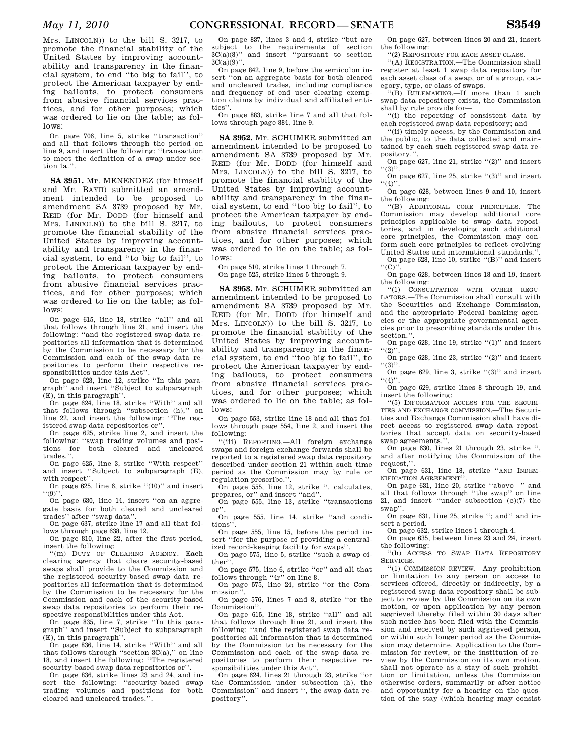Mrs. LINCOLN)) to the bill S. 3217, to promote the financial stability of the United States by improving accountability and transparency in the financial system, to end ''to big to fail'', to protect the American taxpayer by ending bailouts, to protect consumers from abusive financial services practices, and for other purposes; which was ordered to lie on the table; as follows:

On page 706, line 5, strike ''transaction'' and all that follows through the period on line 9, and insert the following: ''transaction to meet the definition of a swap under section 1a.''.

**SA 3951.** Mr. MENENDEZ (for himself and Mr. BAYH) submitted an amendment intended to be proposed to amendment SA 3739 proposed by Mr. REID (for Mr. DODD (for himself and Mrs. LINCOLN)) to the bill S. 3217, to promote the financial stability of the United States by improving accountability and transparency in the financial system, to end ''to big to fail'', to protect the American taxpayer by ending bailouts, to protect consumers from abusive financial services practices, and for other purposes; which was ordered to lie on the table; as follows:

On page 615, line 18, strike ''all'' and all that follows through line 21, and insert the following: ''and the registered swap data repositories all information that is determined by the Commission to be necessary for the Commission and each of the swap data repositories to perform their respective responsibilities under this Act''.

On page 623, line 12, strike ''In this paragraph'' and insert ''Subject to subparagraph (E), in this paragraph''.

On page 624, line 18, strike ''With'' and all that follows through ''subsection (h),'' on line 22, and insert the following: ''The registered swap data repositories or''.

On page 625, strike line 2, and insert the following: ''swap trading volumes and positions for both cleared and uncleared trades.''.

On page 625, line 3, strike ''With respect'' and insert ''Subject to subparagraph (E), with respect''.

On page 625, line 6, strike ''(10)'' and insert ''(9)''.

On page 630, line 14, insert ''on an aggregate basis for both cleared and uncleared trades'' after ''swap data''.

On page 637, strike line 17 and all that follows through page 638, line 12.

On page 810, line 22, after the first period, insert the following:

''(m) DUTY OF CLEARING AGENCY.—Each clearing agency that clears security-based swaps shall provide to the Commission and the registered security-based swap data repositories all information that is determined by the Commission to be necessary for the Commission and each of the security-based swap data repositories to perform their respective responsibilities under this Act.

On page 835, line 7, strike ''In this paragraph'' and insert ''Subject to subparagraph (E), in this paragraph''.

On page 836, line 14, strike ''With'' and all that follows through ''section 3C(a),'' on line 18, and insert the following: ''The registered security-based swap data repositories or''.

On page 836, strike lines 23 and 24, and insert the following: ''security-based swap trading volumes and positions for both cleared and uncleared trades.''.

On page 837, lines 3 and 4, strike ''but are subject to the requirements of section 3C(a)(8)'' and insert ''pursuant to section 3C(a)(9)''.

On page 842, line 9, before the semicolon insert ''on an aggregate basis for both cleared and uncleared trades, including compliance and frequency of end user clearing exemption claims by individual and affiliated entities''.

On page 883, strike line 7 and all that follows through page 884, line 9.

**SA 3952.** Mr. SCHUMER submitted an amendment intended to be proposed to amendment SA 3739 proposed by Mr. REID (for Mr. DODD (for himself and Mrs. LINCOLN)) to the bill S. 3217, to promote the financial stability of the United States by improving accountability and transparency in the financial system, to end ''too big to fail'', to protect the American taxpayer by ending bailouts, to protect consumers from abusive financial services practices, and for other purposes; which was ordered to lie on the table; as follows:

On page 510, strike lines 1 through 7.

On page 525, strike lines 5 through 9.

**SA 3953.** Mr. SCHUMER submitted an amendment intended to be proposed to amendment SA 3739 proposed by Mr. REID (for Mr. DODD (for himself and Mrs. LINCOLN)) to the bill S. 3217, to promote the financial stability of the United States by improving accountability and transparency in the financial system, to end ''too big to fail'', to protect the American taxpayer by ending bailouts, to protect consumers from abusive financial services practices, and for other purposes; which was ordered to lie on the table; as follows:

On page 553, strike line 18 and all that follows through page 554, line 2, and insert the following:

''(iii) REPORTING.—All foreign exchange swaps and foreign exchange forwards shall be reported to a registered swap data repository described under section 21 within such time period as the Commission may by rule or regulation prescribe.''.

On page 555, line 12, strike '', calculates, prepares, or'' and insert ''and''.

On page 555, line 13, strike ''transactions or''.

On page 555, line 14, strike ''and conditions''.

On page 555, line 15, before the period insert ''for the purpose of providing a centralized record-keeping facility for swaps''.

On page 575, line 5, strike ''such a swap either''.

On page 575, line 6, strike ''or'' and all that follows through ''4r'' on line 8.

On page 575, line 24, strike ''or the Commission''.

On page 576, lines 7 and 8, strike ''or the Commission''.

On page 615, line 18, strike ''all'' and all that follows through line 21, and insert the following: ''and the registered swap data repositories all information that is determined by the Commission to be necessary for the Commission and each of the swap data repositories to perform their respective responsibilities under this Act''.

On page 624, lines 21 through 23, strike ''or the Commission under subsection (h), the Commission'' and insert '', the swap data repository''.

On page 627, between lines 20 and 21, insert the following:

''(2) REPOSITORY FOR EACH ASSET CLASS.—

''(A) REGISTRATION.—The Commission shall register at least 1 swap data repository for each asset class of a swap, or of a group, category, type, or class of swaps.

''(B) RULEMAKING.—If more than 1 such swap data repository exists, the Commission shall by rule provide for—

''(i) the reporting of consistent data by each registered swap data repository; and

''(ii) timely access, by the Commission and the public, to the data collected and maintained by each such registered swap data repository.''.

On page 627, line 21, strike ''(2)'' and insert ''(3)''.

On page 627, line 25, strike ''(3)'' and insert ''(4)''.

On page 628, between lines 9 and 10, insert the following:

''(B) ADDITIONAL CORE PRINCIPLES.—The Commission may develop additional core principles applicable to swap data repositories, and in developing such additional core principles, the Commission may conform such core principles to reflect evolving United States and international standards.''.

On page 628, line 10, strike ''(B)'' and insert ''(C)''.

On page 628, between lines 18 and 19, insert the following:

''(1) CONSULTATION WITH OTHER REGULATORS.—The Commission shall consult with the Securities and Exchange Commission, and the appropriate Federal banking agencies or the appropriate governmental agencies prior to prescribing standards under this section.''.

On page 628, line 19, strike ''(1)'' and insert ''(2)''.

On page 628, line 23, strike ''(2)'' and insert ''(3)''.

On page 629, line 3, strike ''(3)'' and insert ''(4)''.

On page 629, strike lines 8 through 19, and insert the following:

''(5) INFORMATION ACCESS FOR THE SECURITIES AND EXCHANGE COMMISSION.—The Securities and Exchange Commission shall have direct access to registered swap data repositories that accept data on security-based swap agreements.''.

On page 630, lines 21 through 23, strike '', and after notifying the Commission of the request,''.

On page 631, line 18, strike ''AND INDEMNIFICATION AGREEMENT''.

On page 631, line 20, strike ''above—'' and all that follows through ''the swap'' on line 21, and insert ''under subsection (c)(7) the swap''.

On page 631, line 25, strike ''; and'' and insert a period.

On page 632, strike lines 1 through 4.

On page 635, between lines 23 and 24, insert the following:

''(h) ACCESS TO SWAP DATA REPOSITORY SERVICES.—

''(1) COMMISSION REVIEW.—Any prohibition or limitation to any person on access to services offered, directly or indirectly, by a registered swap data repository shall be subject to review by the Commission on its own motion, or upon application by any person aggrieved thereby filed within 30 days after such notice has been filed with the Commission and received by such aggrieved person, or within such longer period as the Commission may determine. Application to the Commission for review, or the institution of review by the Commission on its own motion, shall not operate as a stay of such prohibition or limitation, unless the Commission otherwise orders, summarily or after notice and opportunity for a hearing on the question of the stay (which hearing may consist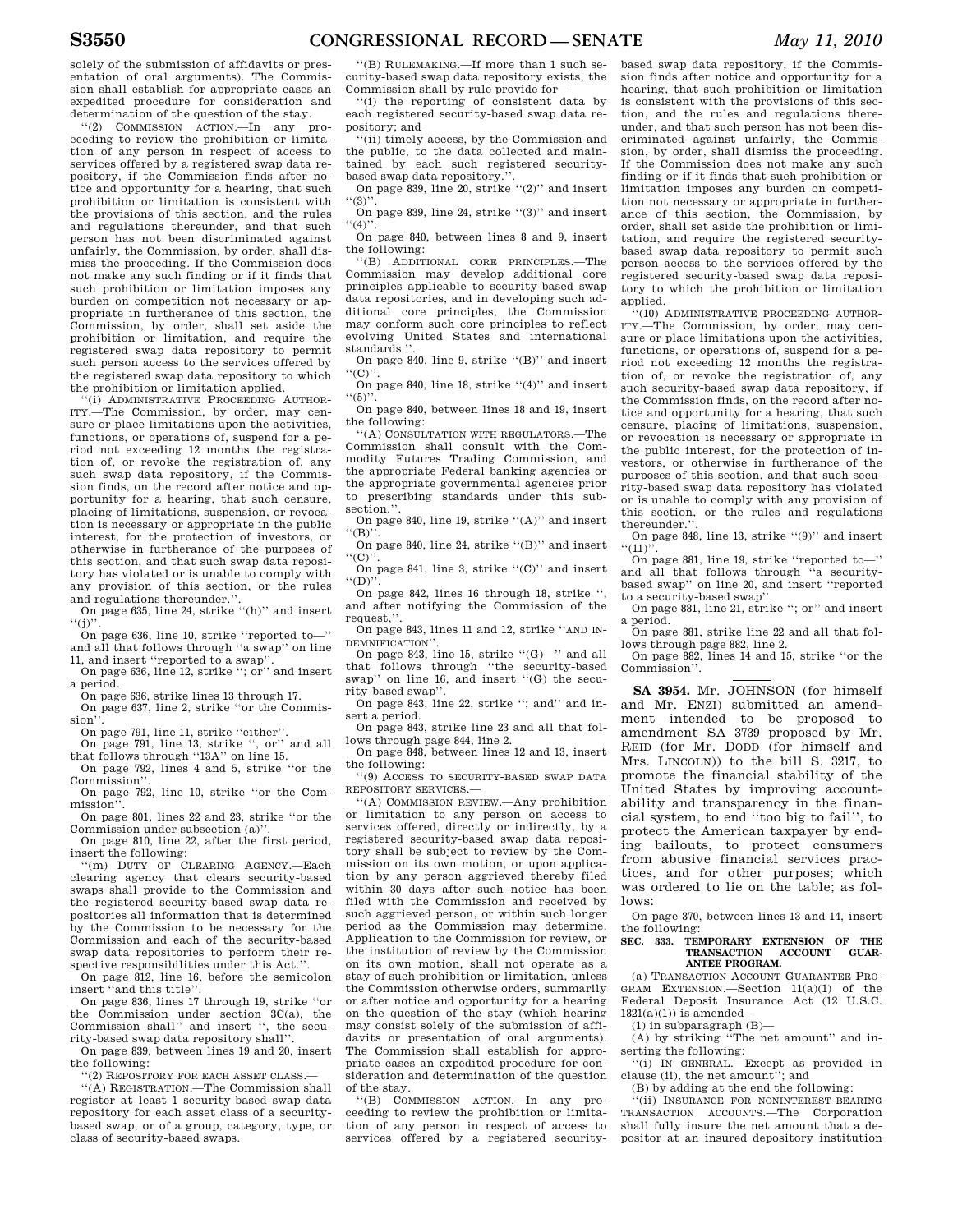solely of the submission of affidavits or presentation of oral arguments). The Commission shall establish for appropriate cases an expedited procedure for consideration and determination of the question of the stay.

"(2) COMMISSION ACTION.—In any proceeding to review the prohibition or limitation of any person in respect of access to services offered by a registered swap data repository, if the Commission finds after notice and opportunity for a hearing, that such prohibition or limitation is consistent with the provisions of this section, and the rules and regulations thereunder, and that such person has not been discriminated against unfairly, the Commission, by order, shall dismiss the proceeding. If the Commission does not make any such finding or if it finds that such prohibition or limitation imposes any burden on competition not necessary or appropriate in furtherance of this section, the Commission, by order, shall set aside the prohibition or limitation, and require the registered swap data repository to permit such person access to the services offered by the registered swap data repository to which the prohibition or limitation applied.

"(i) ADMINISTRATIVE PROCEEDING AUTHORITY.—The Commission, by order, may censure or place limitations upon the activities, functions, or operations of, or suspend for a period not exceeding 12 months the registration of, or revoke the registration of, any such swap data repository, if the Commission finds, on the record after notice and opportunity for a hearing, that such censure, placing of limitations, suspension, or revocation is necessary or appropriate in the public interest, for the protection of investors, or otherwise in furtherance of the purposes of this section, and that such swap data repository has violated or is unable to comply with any provision of this section, or the rules and regulations thereunder.".

On page 635, line 24, strike "(h)" and insert "(j)".

On page 636, line 10, strike "reported to—" and all that follows through "a swap" on line 11, and insert "reported to a swap".

On page 636, line 12, strike "; or" and insert a period.

On page 636, strike lines 13 through 17.

On page 637, line 2, strike "or the Commission".

On page 791, line 11, strike "either".

On page 791, line 13, strike ", or" and all that follows through "13A" on line 15.

On page 792, lines 4 and 5, strike "or the Commission".

On page 792, line 10, strike "or the Commission".

On page 801, lines 22 and 23, strike "or the Commission under subsection (a)".

On page 810, line 22, after the first period, insert the following:

"(m) DUTY OF CLEARING AGENCY.—Each clearing agency that clears security-based swaps shall provide to the Commission and the registered security-based swap data repositories all information that is determined by the Commission to be necessary for the Commission and each of the security-based swap data repositories to perform their respective responsibilities under this Act.".

On page 812, line 16, before the semicolon insert "and this title".

On page 836, lines 17 through 19, strike "or the Commission under section 3C(a), the Commission shall" and insert ", the security-based swap data repository shall".

On page 839, between lines 19 and 20, insert the following:

"(2) REPOSITORY FOR EACH ASSET CLASS.—

"(A) REGISTRATION.—The Commission shall register at least 1 security-based swap data repository for each asset class of a security-based swap, or of a group, category, type, or class of security-based swaps.

"(B) RULEMAKING.—If more than 1 such security-based swap data repository exists, the Commission shall by rule provide for—

"(i) the reporting of consistent data by each registered security-based swap data repository; and

"(ii) timely access, by the Commission and the public, to the data collected and maintained by each such registered security-based swap data repository.".

On page 839, line 20, strike "(2)" and insert "(3)".

On page 839, line 24, strike "(3)" and insert "(4)".

On page 840, between lines 8 and 9, insert the following:

"(B) ADDITIONAL CORE PRINCIPLES.—The Commission may develop additional core principles applicable to security-based swap data repositories, and in developing such additional core principles, the Commission may conform such core principles to reflect evolving United States and international standards.".

On page 840, line 9, strike "(B)" and insert "(C)".

On page 840, line 18, strike "(4)" and insert "(5)".

On page 840, between lines 18 and 19, insert the following:

"(A) CONSULTATION WITH REGULATORS.—The Commission shall consult with the Commodity Futures Trading Commission, and the appropriate Federal banking agencies or the appropriate governmental agencies prior to prescribing standards under this subsection.".

On page 840, line 19, strike "(A)" and insert "(B)".

On page 840, line 24, strike "(B)" and insert "(C)".

On page 841, line 3, strike "(C)" and insert "(D)".

On page 842, lines 16 through 18, strike ", and after notifying the Commission of the request,".

On page 843, lines 11 and 12, strike "AND INDEMNIFICATION".

On page 843, line 15, strike "(G)—" and all that follows through "the security-based swap" on line 16, and insert "(G) the security-based swap".

On page 843, line 22, strike "; and" and insert a period.

On page 843, strike line 23 and all that follows through page 844, line 2.

On page 848, between lines 12 and 13, insert the following:

"(9) ACCESS TO SECURITY-BASED SWAP DATA REPOSITORY SERVICES.—

"(A) COMMISSION REVIEW.—Any prohibition or limitation to any person on access to services offered, directly or indirectly, by a registered security-based swap data repository shall be subject to review by the Commission on its own motion, or upon application by any person aggrieved thereby filed within 30 days after such notice has been filed with the Commission and received by such aggrieved person, or within such longer period as the Commission may determine. Application to the Commission for review, or the institution of review by the Commission on its own motion, shall not operate as a stay of such prohibition or limitation, unless the Commission otherwise orders, summarily or after notice and opportunity for a hearing on the question of the stay (which hearing may consist solely of the submission of affidavits or presentation of oral arguments). The Commission shall establish for appropriate cases an expedited procedure for consideration and determination of the question of the stay.

"(B) COMMISSION ACTION.—In any proceeding to review the prohibition or limitation of any person in respect of access to services offered by a registered security-based swap data repository, if the Commission finds after notice and opportunity for a hearing, that such prohibition or limitation is consistent with the provisions of this section, and the rules and regulations thereunder, and that such person has not been discriminated against unfairly, the Commission, by order, shall dismiss the proceeding. If the Commission does not make any such finding or if it finds that such prohibition or limitation imposes any burden on competition not necessary or appropriate in furtherance of this section, the Commission, by order, shall set aside the prohibition or limitation, and require the registered security-based swap data repository to permit such person access to the services offered by the registered security-based swap data repository to which the prohibition or limitation applied.

"(10) ADMINISTRATIVE PROCEEDING AUTHORITY.—The Commission, by order, may censure or place limitations upon the activities, functions, or operations of, or suspend for a period not exceeding 12 months the registration of, or revoke the registration of, any such security-based swap data repository, if the Commission finds, on the record after notice and opportunity for a hearing, that such censure, placing of limitations, suspension, or revocation is necessary or appropriate in the public interest, for the protection of investors, or otherwise in furtherance of the purposes of this section, and that such security-based swap data repository has violated or is unable to comply with any provision of this section, or the rules and regulations thereunder.".

On page 848, line 13, strike "(9)" and insert "(11)".

On page 881, line 19, strike "reported to—" and all that follows through "a security-based swap" on line 20, and insert "reported to a security-based swap".

On page 881, line 21, strike "; or" and insert a period.

On page 881, strike line 22 and all that follows through page 882, line 2.

On page 882, lines 14 and 15, strike "or the Commission".

---

**SA 3954.** Mr. JOHNSON (for himself and Mr. ENZI) submitted an amendment intended to be proposed to amendment SA 3739 proposed by Mr. REID (for Mr. DODD (for himself and Mrs. LINCOLN)) to the bill S. 3217, to promote the financial stability of the United States by improving accountability and transparency in the financial system, to end "too big to fail", to protect the American taxpayer by ending bailouts, to protect consumers from abusive financial services practices, and for other purposes; which was ordered to lie on the table; as follows:

On page 370, between lines 13 and 14, insert the following:

**SEC. 333. TEMPORARY EXTENSION OF THE TRANSACTION ACCOUNT GUARANTEE PROGRAM.**

(a) TRANSACTION ACCOUNT GUARANTEE PROGRAM EXTENSION.—Section 11(a)(1) of the Federal Deposit Insurance Act (12 U.S.C. 1821(a)(1)) is amended—

(1) in subparagraph (B)—

(A) by striking "The net amount" and inserting the following:

"(i) IN GENERAL.—Except as provided in clause (ii), the net amount"; and

(B) by adding at the end the following:

"(ii) INSURANCE FOR NONINTEREST-BEARING TRANSACTION ACCOUNTS.—The Corporation shall fully insure the net amount that a depositor at an insured depository institution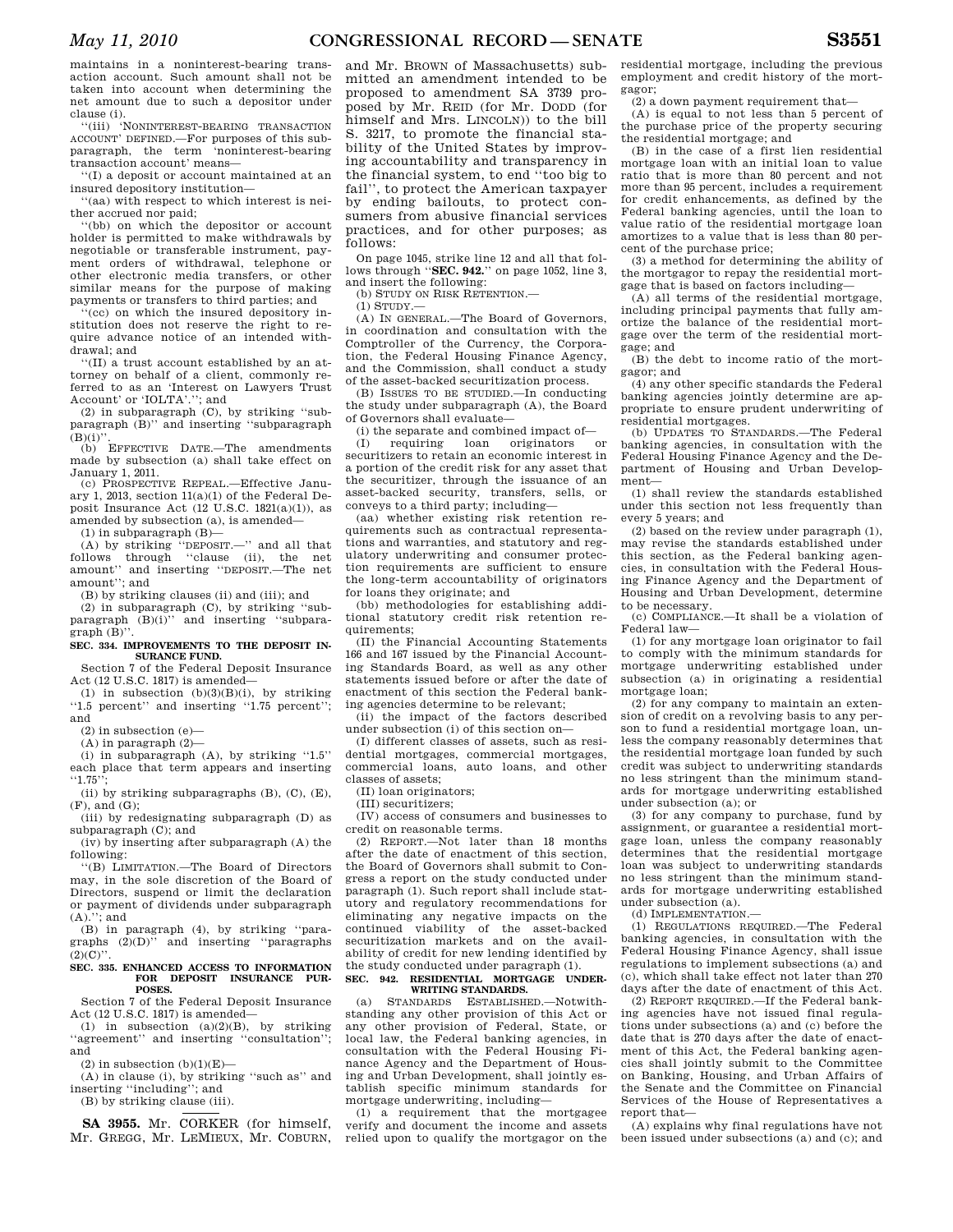maintains in a noninterest-bearing transaction account. Such amount shall not be taken into account when determining the net amount due to such a depositor under clause (i).

''(iii) 'NONINTEREST-BEARING TRANSACTION ACCOUNT' DEFINED.—For purposes of this subparagraph, the term 'noninterest-bearing transaction account' means—

''(I) a deposit or account maintained at an insured depository institution—

''(aa) with respect to which interest is neither accrued nor paid;

''(bb) on which the depositor or account holder is permitted to make withdrawals by negotiable or transferable instrument, payment orders of withdrawal, telephone or other electronic media transfers, or other similar means for the purpose of making payments or transfers to third parties; and

''(cc) on which the insured depository institution does not reserve the right to require advance notice of an intended withdrawal; and

''(II) a trust account established by an attorney on behalf of a client, commonly referred to as an 'Interest on Lawyers Trust Account' or 'IOLTA'.''; and

(2) in subparagraph (C), by striking ''subparagraph (B)'' and inserting ''subparagraph (B)(i)''.

(b) EFFECTIVE DATE.—The amendments made by subsection (a) shall take effect on January 1, 2011.

(c) PROSPECTIVE REPEAL.—Effective January 1, 2013, section 11(a)(1) of the Federal Deposit Insurance Act (12 U.S.C. 1821(a)(1)), as amended by subsection (a), is amended—

(1) in subparagraph (B)—

(A) by striking ''DEPOSIT.—'' and all that follows through ''clause (ii), the net amount'' and inserting ''DEPOSIT.—The net amount''; and

(B) by striking clauses (ii) and (iii); and

(2) in subparagraph (C), by striking ''subparagraph (B)(i)'' and inserting ''subparagraph (B)''.

**SEC. 334. IMPROVEMENTS TO THE DEPOSIT INSURANCE FUND.**

Section 7 of the Federal Deposit Insurance Act (12 U.S.C. 1817) is amended—

(1) in subsection (b)(3)(B)(i), by striking ''1.5 percent'' and inserting ''1.75 percent''; and

(2) in subsection (e)—

(A) in paragraph (2)—

(i) in subparagraph (A), by striking ''1.5'' each place that term appears and inserting ''1.75'';

(ii) by striking subparagraphs (B), (C), (E), (F), and (G);

(iii) by redesignating subparagraph (D) as subparagraph (C); and

(iv) by inserting after subparagraph (A) the following:

''(B) LIMITATION.—The Board of Directors may, in the sole discretion of the Board of Directors, suspend or limit the declaration or payment of dividends under subparagraph (A).''; and

(B) in paragraph (4), by striking ''paragraphs (2)(D)'' and inserting ''paragraphs (2)(C)''.

**SEC. 335. ENHANCED ACCESS TO INFORMATION FOR DEPOSIT INSURANCE PURPOSES.**

Section 7 of the Federal Deposit Insurance Act (12 U.S.C. 1817) is amended—

(1) in subsection (a)(2)(B), by striking ''agreement'' and inserting ''consultation''; and

(2) in subsection (b)(1)(E)—

(A) in clause (i), by striking ''such as'' and inserting ''including''; and

(B) by striking clause (iii).

---

**SA 3955.** Mr. CORKER (for himself, Mr. GREGG, Mr. LEMIEUX, Mr. COBURN, and Mr. BROWN of Massachusetts) submitted an amendment intended to be proposed to amendment SA 3739 proposed by Mr. REID (for Mr. DODD (for himself and Mrs. LINCOLN)) to the bill S. 3217, to promote the financial stability of the United States by improving accountability and transparency in the financial system, to end ''too big to fail'', to protect the American taxpayer by ending bailouts, to protect consumers from abusive financial services practices, and for other purposes; as follows:

On page 1045, strike line 12 and all that follows through ''**SEC. 942.**'' on page 1052, line 3, and insert the following:

(b) STUDY ON RISK RETENTION.—

(1) STUDY.—

(A) IN GENERAL.—The Board of Governors, in coordination and consultation with the Comptroller of the Currency, the Corporation, the Federal Housing Finance Agency, and the Commission, shall conduct a study of the asset-backed securitization process.

(B) ISSUES TO BE STUDIED.—In conducting the study under subparagraph (A), the Board of Governors shall evaluate—

(i) the separate and combined impact of—

(I) requiring loan originators or securitizers to retain an economic interest in a portion of the credit risk for any asset that the securitizer, through the issuance of an asset-backed security, transfers, sells, or conveys to a third party; including—

(aa) whether existing risk retention requirements such as contractual representations and warranties, and statutory and regulatory underwriting and consumer protection requirements are sufficient to ensure the long-term accountability of originators for loans they originate; and

(bb) methodologies for establishing additional statutory credit risk retention requirements;

(II) the Financial Accounting Statements 166 and 167 issued by the Financial Accounting Standards Board, as well as any other statements issued before or after the date of enactment of this section the Federal banking agencies determine to be relevant;

(ii) the impact of the factors described under subsection (i) of this section on—

(I) different classes of assets, such as residential mortgages, commercial mortgages, commercial loans, auto loans, and other classes of assets;

(II) loan originators;

(III) securitizers;

(IV) access of consumers and businesses to credit on reasonable terms.

(2) REPORT.—Not later than 18 months after the date of enactment of this section, the Board of Governors shall submit to Congress a report on the study conducted under paragraph (1). Such report shall include statutory and regulatory recommendations for eliminating any negative impacts on the continued viability of the asset-backed securitization markets and on the availability of credit for new lending identified by the study conducted under paragraph (1).

**SEC. 942. RESIDENTIAL MORTGAGE UNDERWRITING STANDARDS.**

(a) STANDARDS ESTABLISHED.—Notwithstanding any other provision of this Act or any other provision of Federal, State, or local law, the Federal banking agencies, in consultation with the Federal Housing Finance Agency and the Department of Housing and Urban Development, shall jointly establish specific minimum standards for mortgage underwriting, including—

(1) a requirement that the mortgagee verify and document the income and assets relied upon to qualify the mortgagor on the residential mortgage, including the previous employment and credit history of the mortgagor;

(2) a down payment requirement that—

(A) is equal to not less than 5 percent of the purchase price of the property securing the residential mortgage; and

(B) in the case of a first lien residential mortgage loan with an initial loan to value ratio that is more than 80 percent and not more than 95 percent, includes a requirement for credit enhancements, as defined by the Federal banking agencies, until the loan to value ratio of the residential mortgage loan amortizes to a value that is less than 80 percent of the purchase price;

(3) a method for determining the ability of the mortgagor to repay the residential mortgage that is based on factors including—

(A) all terms of the residential mortgage, including principal payments that fully amortize the balance of the residential mortgage over the term of the residential mortgage; and

(B) the debt to income ratio of the mortgagor; and

(4) any other specific standards the Federal banking agencies jointly determine are appropriate to ensure prudent underwriting of residential mortgages.

(b) UPDATES TO STANDARDS.—The Federal banking agencies, in consultation with the Federal Housing Finance Agency and the Department of Housing and Urban Development—

(1) shall review the standards established under this section not less frequently than every 5 years; and

(2) based on the review under paragraph (1), may revise the standards established under this section, as the Federal banking agencies, in consultation with the Federal Housing Finance Agency and the Department of Housing and Urban Development, determine to be necessary.

(c) COMPLIANCE.—It shall be a violation of Federal law—

(1) for any mortgage loan originator to fail to comply with the minimum standards for mortgage underwriting established under subsection (a) in originating a residential mortgage loan;

(2) for any company to maintain an extension of credit on a revolving basis to any person to fund a residential mortgage loan, unless the company reasonably determines that the residential mortgage loan funded by such credit was subject to underwriting standards no less stringent than the minimum standards for mortgage underwriting established under subsection (a); or

(3) for any company to purchase, fund by assignment, or guarantee a residential mortgage loan, unless the company reasonably determines that the residential mortgage loan was subject to underwriting standards no less stringent than the minimum standards for mortgage underwriting established under subsection (a).

(d) IMPLEMENTATION.—

(1) REGULATIONS REQUIRED.—The Federal banking agencies, in consultation with the Federal Housing Finance Agency, shall issue regulations to implement subsections (a) and (c), which shall take effect not later than 270 days after the date of enactment of this Act.

(2) REPORT REQUIRED.—If the Federal banking agencies have not issued final regulations under subsections (a) and (c) before the date that is 270 days after the date of enactment of this Act, the Federal banking agencies shall jointly submit to the Committee on Banking, Housing, and Urban Affairs of the Senate and the Committee on Financial Services of the House of Representatives a report that—

(A) explains why final regulations have not been issued under subsections (a) and (c); and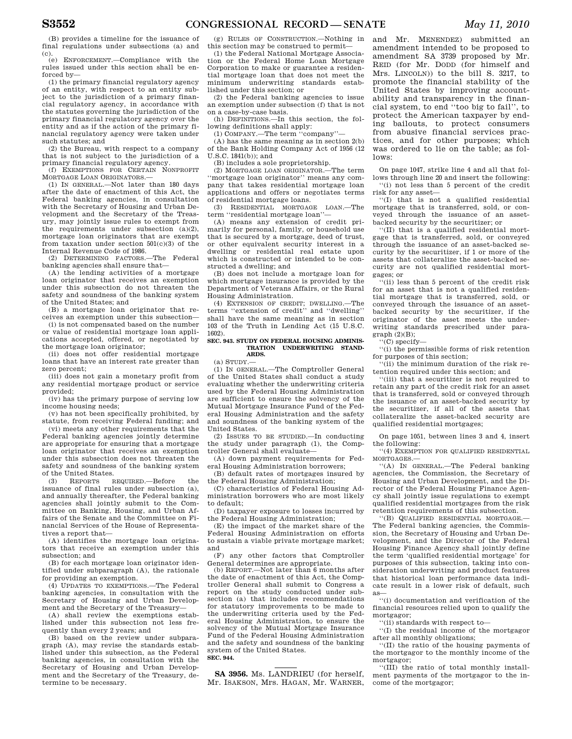(B) provides a timeline for the issuance of final regulations under subsections (a) and (c).

(e) ENFORCEMENT.—Compliance with the rules issued under this section shall be enforced by—

(1) the primary financial regulatory agency of an entity, with respect to an entity subject to the jurisdiction of a primary financial regulatory agency, in accordance with the statutes governing the jurisdiction of the primary financial regulatory agency over the entity and as if the action of the primary financial regulatory agency were taken under such statutes; and

(2) the Bureau, with respect to a company that is not subject to the jurisdiction of a primary financial regulatory agency.

(f) EXEMPTIONS FOR CERTAIN NONPROFIT MORTGAGE LOAN ORIGINATORS.—

(1) IN GENERAL.—Not later than 180 days after the date of enactment of this Act, the Federal banking agencies, in consultation with the Secretary of Housing and Urban Development and the Secretary of the Treasury, may jointly issue rules to exempt from the requirements under subsection (a)(2), mortgage loan originators that are exempt from taxation under section 501(c)(3) of the Internal Revenue Code of 1986.

(2) DETERMINING FACTORS.—The Federal banking agencies shall ensure that—

(A) the lending activities of a mortgage loan originator that receives an exemption under this subsection do not threaten the safety and soundness of the banking system of the United States; and

(B) a mortgage loan originator that receives an exemption under this subsection—

(i) is not compensated based on the number or value of residential mortgage loan applications accepted, offered, or negotiated by the mortgage loan originator;

(ii) does not offer residential mortgage loans that have an interest rate greater than zero percent;

(iii) does not gain a monetary profit from any residential mortgage product or service provided;

(iv) has the primary purpose of serving low income housing needs;

(v) has not been specifically prohibited, by statute, from receiving Federal funding; and

(vi) meets any other requirements that the Federal banking agencies jointly determine are appropriate for ensuring that a mortgage loan originator that receives an exemption under this subsection does not threaten the safety and soundness of the banking system of the United States.

(3) REPORTS REQUIRED.—Before the issuance of final rules under subsection (a), and annually thereafter, the Federal banking agencies shall jointly submit to the Committee on Banking, Housing, and Urban Affairs of the Senate and the Committee on Financial Services of the House of Representatives a report that—

(A) identifies the mortgage loan originators that receive an exemption under this subsection; and

(B) for each mortgage loan originator identified under subparagraph (A), the rationale for providing an exemption.

(4) UPDATES TO EXEMPTIONS.—The Federal banking agencies, in consultation with the Secretary of Housing and Urban Development and the Secretary of the Treasury—

(A) shall review the exemptions established under this subsection not less frequently than every 2 years; and

(B) based on the review under subparagraph (A), may revise the standards established under this subsection, as the Federal banking agencies, in consultation with the Secretary of Housing and Urban Development and the Secretary of the Treasury, determine to be necessary.

(g) RULES OF CONSTRUCTION.—Nothing in this section may be construed to permit—

(1) the Federal National Mortgage Association or the Federal Home Loan Mortgage Corporation to make or guarantee a residential mortgage loan that does not meet the minimum underwriting standards established under this section; or

(2) the Federal banking agencies to issue an exemption under subsection (f) that is not on a case-by-case basis.

(h) DEFINITIONS.—In this section, the following definitions shall apply:

(1) COMPANY.—The term ''company''—

(A) has the same meaning as in section 2(b) of the Bank Holding Company Act of 1956 (12 U.S.C. 1841(b)); and

(B) includes a sole proprietorship.

(2) MORTGAGE LOAN ORIGINATOR.—The term ''mortgage loan originator'' means any company that takes residential mortgage loan applications and offers or negotiates terms of residential mortgage loans.

(3) RESIDENTIAL MORTGAGE LOAN.—The term ''residential mortgage loan''—

(A) means any extension of credit primarily for personal, family, or household use that is secured by a mortgage, deed of trust, or other equivalent security interest in a dwelling or residential real estate upon which is constructed or intended to be constructed a dwelling; and

(B) does not include a mortgage loan for which mortgage insurance is provided by the Department of Veterans Affairs, or the Rural Housing Administration.

(4) EXTENSION OF CREDIT; DWELLING.—The terms ''extension of credit'' and ''dwelling'' shall have the same meaning as in section 103 of the Truth in Lending Act (15 U.S.C. 1602).

**SEC. 943. STUDY ON FEDERAL HOUSING ADMINISTRATION UNDERWRITING STANDARDS.**

(a) STUDY.—

(1) IN GENERAL.—The Comptroller General of the United States shall conduct a study evaluating whether the underwriting criteria used by the Federal Housing Administration are sufficient to ensure the solvency of the Mutual Mortgage Insurance Fund of the Federal Housing Administration and the safety and soundness of the banking system of the United States.

(2) ISSUES TO BE STUDIED.—In conducting the study under paragraph (1), the Comptroller General shall evaluate—

(A) down payment requirements for Federal Housing Administration borrowers;

(B) default rates of mortgages insured by the Federal Housing Administration;

(C) characteristics of Federal Housing Administration borrowers who are most likely to default;

(D) taxpayer exposure to losses incurred by the Federal Housing Administration;

(E) the impact of the market share of the Federal Housing Administration on efforts to sustain a viable private mortgage market; and

(F) any other factors that Comptroller General determines are appropriate.

(b) REPORT.—Not later than 6 months after the date of enactment of this Act, the Comptroller General shall submit to Congress a report on the study conducted under subsection (a) that includes recommendations for statutory improvements to be made to the underwriting criteria used by the Federal Housing Administration, to ensure the solvency of the Mutual Mortgage Insurance Fund of the Federal Housing Administration and the safety and soundness of the banking system of the United States.

**SEC. 944.**

---

**SA 3956.** Ms. LANDRIEU (for herself, Mr. ISAKSON, Mrs. HAGAN, Mr. WARNER, and Mr. MENENDEZ) submitted an amendment intended to be proposed to amendment SA 3739 proposed by Mr. REID (for Mr. DODD (for himself and Mrs. LINCOLN)) to the bill S. 3217, to promote the financial stability of the United States by improving accountability and transparency in the financial system, to end ''too big to fail'', to protect the American taxpayer by ending bailouts, to protect consumers from abusive financial services practices, and for other purposes; which was ordered to lie on the table; as follows:

On page 1047, strike line 4 and all that follows through line 20 and insert the following:

''(i) not less than 5 percent of the credit risk for any asset—

''(I) that is not a qualified residential mortgage that is transferred, sold, or conveyed through the issuance of an asset-backed security by the securitizer; or

''(II) that is a qualified residential mortgage that is transferred, sold, or conveyed through the issuance of an asset-backed security by the securitizer, if 1 or more of the assets that collateralize the asset-backed security are not qualified residential mortgages; or

''(ii) less than 5 percent of the credit risk for an asset that is not a qualified residential mortgage that is transferred, sold, or conveyed through the issuance of an asset-backed security by the securitizer, if the originator of the asset meets the underwriting standards prescribed under paragraph (2)(B);

''(C) specify—

''(i) the permissible forms of risk retention for purposes of this section;

''(ii) the minimum duration of the risk retention required under this section; and

''(iii) that a securitizer is not required to retain any part of the credit risk for an asset that is transferred, sold or conveyed through the issuance of an asset-backed security by the securitizer, if all of the assets that collateralize the asset-backed security are qualified residential mortgages;

On page 1051, between lines 3 and 4, insert the following:

''(4) EXEMPTION FOR QUALIFIED RESIDENTIAL MORTGAGES.—

''(A) IN GENERAL.—The Federal banking agencies, the Commission, the Secretary of Housing and Urban Development, and the Director of the Federal Housing Finance Agency shall jointly issue regulations to exempt qualified residential mortgages from the risk retention requirements of this subsection.

''(B) QUALIFIED RESIDENTIAL MORTGAGE.—The Federal banking agencies, the Commission, the Secretary of Housing and Urban Development, and the Director of the Federal Housing Finance Agency shall jointly define the term 'qualified residential mortgage' for purposes of this subsection, taking into consideration underwriting and product features that historical loan performance data indicate result in a lower risk of default, such as—

''(i) documentation and verification of the financial resources relied upon to qualify the mortgagor;

''(ii) standards with respect to—

''(I) the residual income of the mortgagor after all monthly obligations;

''(II) the ratio of the housing payments of the mortgagor to the monthly income of the mortgagor;

''(III) the ratio of total monthly installment payments of the mortgagor to the income of the mortgagor;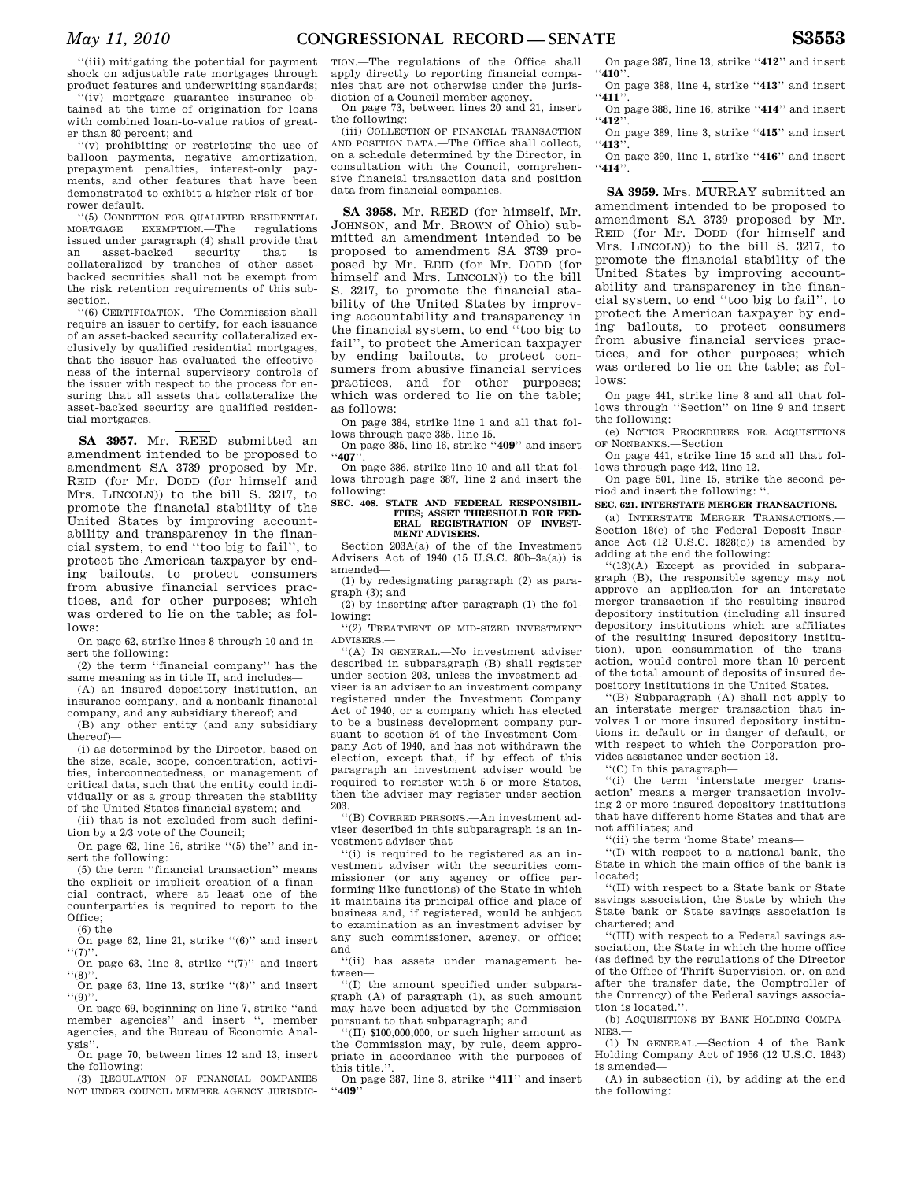"(iii) mitigating the potential for payment shock on adjustable rate mortgages through product features and underwriting standards;

"(iv) mortgage guarantee insurance obtained at the time of origination for loans with combined loan-to-value ratios of greater than 80 percent; and

"(v) prohibiting or restricting the use of balloon payments, negative amortization, prepayment penalties, interest-only payments, and other features that have been demonstrated to exhibit a higher risk of borrower default.

"(5) CONDITION FOR QUALIFIED RESIDENTIAL MORTGAGE EXEMPTION.—The regulations issued under paragraph (4) shall provide that an asset-backed security that is collateralized by tranches of other asset-backed securities shall not be exempt from the risk retention requirements of this subsection.

"(6) CERTIFICATION.—The Commission shall require an issuer to certify, for each issuance of an asset-backed security collateralized exclusively by qualified residential mortgages, that the issuer has evaluated the effectiveness of the internal supervisory controls of the issuer with respect to the process for ensuring that all assets that collateralize the asset-backed security are qualified residential mortgages.

**SA 3957.** Mr. REED submitted an amendment intended to be proposed to amendment SA 3739 proposed by Mr. REID (for Mr. DODD (for himself and Mrs. LINCOLN)) to the bill S. 3217, to promote the financial stability of the United States by improving accountability and transparency in the financial system, to end "too big to fail", to protect the American taxpayer by ending bailouts, to protect consumers from abusive financial services practices, and for other purposes; which was ordered to lie on the table; as follows:

On page 62, strike lines 8 through 10 and insert the following:

(2) the term "financial company" has the same meaning as in title II, and includes—

(A) an insured depository institution, an insurance company, and a nonbank financial company, and any subsidiary thereof; and

(B) any other entity (and any subsidiary thereof)—

(i) as determined by the Director, based on the size, scale, scope, concentration, activities, interconnectedness, or management of critical data, such that the entity could individually or as a group threaten the stability of the United States financial system; and

(ii) that is not excluded from such definition by a 2/3 vote of the Council;

On page 62, line 16, strike "(5) the" and insert the following:

(5) the term "financial transaction" means the explicit or implicit creation of a financial contract, where at least one of the counterparties is required to report to the Office;

(6) the

On page 62, line 21, strike "(6)" and insert "(7)".

On page 63, line 8, strike "(7)" and insert "(8)".

On page 63, line 13, strike "(8)" and insert "(9)".

On page 69, beginning on line 7, strike "and member agencies" and insert ", member agencies, and the Bureau of Economic Analysis".

On page 70, between lines 12 and 13, insert the following:

(3) REGULATION OF FINANCIAL COMPANIES NOT UNDER COUNCIL MEMBER AGENCY JURISDICTION.—The regulations of the Office shall apply directly to reporting financial companies that are not otherwise under the jurisdiction of a Council member agency.

On page 73, between lines 20 and 21, insert the following:

(iii) COLLECTION OF FINANCIAL TRANSACTION AND POSITION DATA.—The Office shall collect, on a schedule determined by the Director, in consultation with the Council, comprehensive financial transaction data and position data from financial companies.

**SA 3958.** Mr. REED (for himself, Mr. JOHNSON, and Mr. BROWN of Ohio) submitted an amendment intended to be proposed to amendment SA 3739 proposed by Mr. REID (for Mr. DODD (for himself and Mrs. LINCOLN)) to the bill S. 3217, to promote the financial stability of the United States by improving accountability and transparency in the financial system, to end "too big to fail", to protect the American taxpayer by ending bailouts, to protect consumers from abusive financial services practices, and for other purposes; which was ordered to lie on the table; as follows:

On page 384, strike line 1 and all that follows through page 385, line 15.

On page 385, line 16, strike "**409**" and insert "**407**".

On page 386, strike line 10 and all that follows through page 387, line 2 and insert the following:

**SEC. 408. STATE AND FEDERAL RESPONSIBILITIES; ASSET THRESHOLD FOR FEDERAL REGISTRATION OF INVESTMENT ADVISERS.**

Section 203A(a) of the of the Investment Advisers Act of 1940 (15 U.S.C. 80b–3a(a)) is amended—

(1) by redesignating paragraph (2) as paragraph (3); and

(2) by inserting after paragraph (1) the following:

"(2) TREATMENT OF MID-SIZED INVESTMENT ADVISERS.—

"(A) IN GENERAL.—No investment adviser described in subparagraph (B) shall register under section 203, unless the investment adviser is an adviser to an investment company registered under the Investment Company Act of 1940, or a company which has elected to be a business development company pursuant to section 54 of the Investment Company Act of 1940, and has not withdrawn the election, except that, if by effect of this paragraph an investment adviser would be required to register with 5 or more States, then the adviser may register under section 203.

"(B) COVERED PERSONS.—An investment adviser described in this subparagraph is an investment adviser that—

"(i) is required to be registered as an investment adviser with the securities commissioner (or any agency or office performing like functions) of the State in which it maintains its principal office and place of business and, if registered, would be subject to examination as an investment adviser by any such commissioner, agency, or office; and

"(ii) has assets under management between—

"(I) the amount specified under subparagraph (A) of paragraph (1), as such amount may have been adjusted by the Commission pursuant to that subparagraph; and

"(II) $100,000,000, or such higher amount as the Commission may, by rule, deem appropriate in accordance with the purposes of this title.".

On page 387, line 3, strike "**411**" and insert "**409**"

On page 387, line 13, strike "**412**" and insert "**410**".

On page 388, line 4, strike "**413**" and insert "**411**".

On page 388, line 16, strike "**414**" and insert "**412**".

On page 389, line 3, strike "**415**" and insert "**413**".

On page 390, line 1, strike "**416**" and insert "**414**".

**SA 3959.** Mrs. MURRAY submitted an amendment intended to be proposed to amendment SA 3739 proposed by Mr. REID (for Mr. DODD (for himself and Mrs. LINCOLN)) to the bill S. 3217, to promote the financial stability of the United States by improving accountability and transparency in the financial system, to end "too big to fail", to protect the American taxpayer by ending bailouts, to protect consumers from abusive financial services practices, and for other purposes; which was ordered to lie on the table; as follows:

On page 441, strike line 8 and all that follows through "Section" on line 9 and insert the following:

(e) NOTICE PROCEDURES FOR ACQUISITIONS OF NONBANKS.—Section

On page 441, strike line 15 and all that follows through page 442, line 12.

On page 501, line 15, strike the second period and insert the following: ".

**SEC. 621. INTERSTATE MERGER TRANSACTIONS.**

(a) INTERSTATE MERGER TRANSACTIONS.—Section 18(c) of the Federal Deposit Insurance Act (12 U.S.C. 1828(c)) is amended by adding at the end the following:

"(13)(A) Except as provided in subparagraph (B), the responsible agency may not approve an application for an interstate merger transaction if the resulting insured depository institution (including all insured depository institutions which are affiliates of the resulting insured depository institution), upon consummation of the transaction, would control more than 10 percent of the total amount of deposits of insured depository institutions in the United States.

"(B) Subparagraph (A) shall not apply to an interstate merger transaction that involves 1 or more insured depository institutions in default or in danger of default, or with respect to which the Corporation provides assistance under section 13.

"(C) In this paragraph—

"(i) the term 'interstate merger transaction' means a merger transaction involving 2 or more insured depository institutions that have different home States and that are not affiliates; and

"(ii) the term 'home State' means—

"(I) with respect to a national bank, the State in which the main office of the bank is located;

"(II) with respect to a State bank or State savings association, the State by which the State bank or State savings association is chartered; and

"(III) with respect to a Federal savings association, the State in which the home office (as defined by the regulations of the Director of the Office of Thrift Supervision, or, on and after the transfer date, the Comptroller of the Currency) of the Federal savings association is located.".

(b) ACQUISITIONS BY BANK HOLDING COMPANIES.—

(1) IN GENERAL.—Section 4 of the Bank Holding Company Act of 1956 (12 U.S.C. 1843) is amended—

(A) in subsection (i), by adding at the end the following: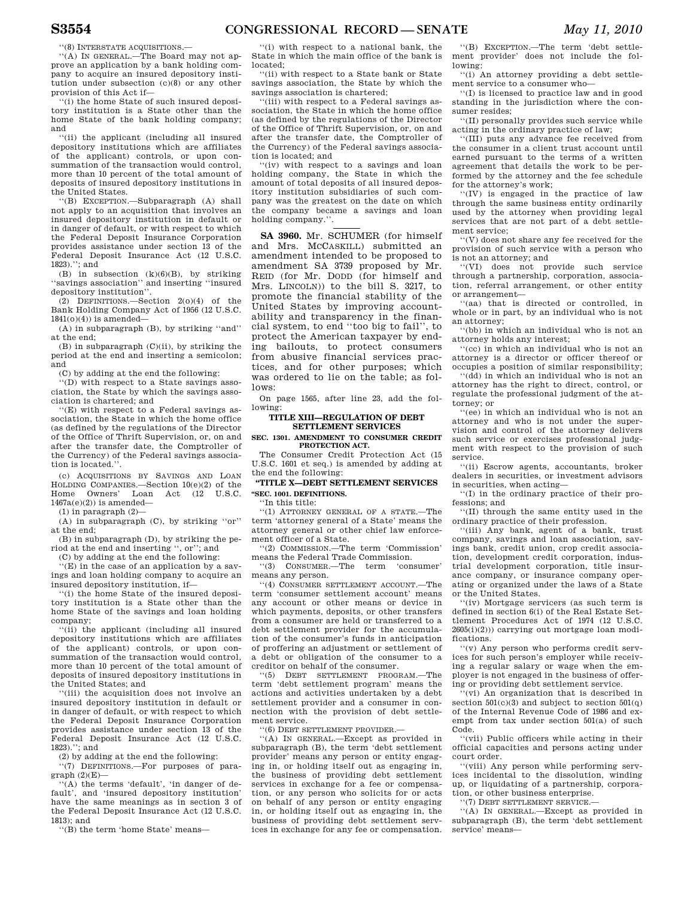''(8) INTERSTATE ACQUISITIONS.—

''(A) IN GENERAL.—The Board may not approve an application by a bank holding company to acquire an insured depository institution under subsection (c)(8) or any other provision of this Act if—

''(i) the home State of such insured depository institution is a State other than the home State of the bank holding company; and

''(ii) the applicant (including all insured depository institutions which are affiliates of the applicant) controls, or upon consummation of the transaction would control, more than 10 percent of the total amount of deposits of insured depository institutions in the United States.

''(B) EXCEPTION.—Subparagraph (A) shall not apply to an acquisition that involves an insured depository institution in default or in danger of default, or with respect to which the Federal Deposit Insurance Corporation provides assistance under section 13 of the Federal Deposit Insurance Act (12 U.S.C. 1823).''; and

(B) in subsection (k)(6)(B), by striking ''savings association'' and inserting ''insured depository institution''.

(2) DEFINITIONS.—Section 2(o)(4) of the Bank Holding Company Act of 1956 (12 U.S.C. 1841(o)(4)) is amended—

(A) in subparagraph (B), by striking ''and'' at the end;

(B) in subparagraph (C)(ii), by striking the period at the end and inserting a semicolon; and

(C) by adding at the end the following:

''(D) with respect to a State savings association, the State by which the savings association is chartered; and

''(E) with respect to a Federal savings association, the State in which the home office (as defined by the regulations of the Director of the Office of Thrift Supervision, or, on and after the transfer date, the Comptroller of the Currency) of the Federal savings association is located.''.

(c) ACQUISITIONS BY SAVINGS AND LOAN HOLDING COMPANIES.—Section 10(e)(2) of the Home Owners' Loan Act (12 U.S.C. 1467a(e)(2)) is amended—

(1) in paragraph (2)—

(A) in subparagraph (C), by striking ''or'' at the end;

(B) in subparagraph (D), by striking the period at the end and inserting '', or''; and

(C) by adding at the end the following:

''(E) in the case of an application by a savings and loan holding company to acquire an insured depository institution, if—

''(i) the home State of the insured depository institution is a State other than the home State of the savings and loan holding company;

''(ii) the applicant (including all insured depository institutions which are affiliates of the applicant) controls, or upon consummation of the transaction would control, more than 10 percent of the total amount of deposits of insured depository institutions in the United States; and

''(iii) the acquisition does not involve an insured depository institution in default or in danger of default, or with respect to which the Federal Deposit Insurance Corporation provides assistance under section 13 of the Federal Deposit Insurance Act (12 U.S.C. 1823).''; and

(2) by adding at the end the following:

''(7) DEFINITIONS.—For purposes of paragraph (2)(E)—

''(A) the terms 'default', 'in danger of default', and 'insured depository institution' have the same meanings as in section 3 of the Federal Deposit Insurance Act (12 U.S.C. 1813); and

''(B) the term 'home State' means—

''(i) with respect to a national bank, the State in which the main office of the bank is located;

''(ii) with respect to a State bank or State savings association, the State by which the savings association is chartered;

''(iii) with respect to a Federal savings association, the State in which the home office (as defined by the regulations of the Director of the Office of Thrift Supervision, or, on and after the transfer date, the Comptroller of the Currency) of the Federal savings association is located; and

''(iv) with respect to a savings and loan holding company, the State in which the amount of total deposits of all insured depository institution subsidiaries of such company was the greatest on the date on which the company became a savings and loan holding company.''.

---

**SA 3960.** Mr. SCHUMER (for himself and Mrs. MCCASKILL) submitted an amendment intended to be proposed to amendment SA 3739 proposed by Mr. REID (for Mr. DODD (for himself and Mrs. LINCOLN)) to the bill S. 3217, to promote the financial stability of the United States by improving accountability and transparency in the financial system, to end ''too big to fail'', to protect the American taxpayer by ending bailouts, to protect consumers from abusive financial services practices, and for other purposes; which was ordered to lie on the table; as follows:

On page 1565, after line 23, add the following:

## TITLE XIII—REGULATION OF DEBT SETTLEMENT SERVICES

### SEC. 1301. AMENDMENT TO CONSUMER CREDIT PROTECTION ACT.

The Consumer Credit Protection Act (15 U.S.C. 1601 et seq.) is amended by adding at the end the following:

## ''TITLE X—DEBT SETTLEMENT SERVICES

### ''SEC. 1001. DEFINITIONS.

''In this title:

''(1) ATTORNEY GENERAL OF A STATE.—The term 'attorney general of a State' means the attorney general or other chief law enforcement officer of a State.

''(2) COMMISSION.—The term 'Commission' means the Federal Trade Commission.

''(3) CONSUMER.—The term 'consumer' means any person.

''(4) CONSUMER SETTLEMENT ACCOUNT.—The term 'consumer settlement account' means any account or other means or device in which payments, deposits, or other transfers from a consumer are held or transferred to a debt settlement provider for the accumulation of the consumer's funds in anticipation of proffering an adjustment or settlement of a debt or obligation of the consumer to a creditor on behalf of the consumer.

''(5) DEBT SETTLEMENT PROGRAM.—The term 'debt settlement program' means the actions and activities undertaken by a debt settlement provider and a consumer in connection with the provision of debt settlement service.

''(6) DEBT SETTLEMENT PROVIDER.—

''(A) IN GENERAL.—Except as provided in subparagraph (B), the term 'debt settlement provider' means any person or entity engaging in, or holding itself out as engaging in, the business of providing debt settlement services in exchange for a fee or compensation, or any person who solicits for or acts on behalf of any person or entity engaging in, or holding itself out as engaging in, the business of providing debt settlement services in exchange for any fee or compensation.

''(B) EXCEPTION.—The term 'debt settlement provider' does not include the following:

''(i) An attorney providing a debt settlement service to a consumer who—

''(I) is licensed to practice law and in good standing in the jurisdiction where the consumer resides;

''(II) personally provides such service while acting in the ordinary practice of law;

''(III) puts any advance fee received from the consumer in a client trust account until earned pursuant to the terms of a written agreement that details the work to be performed by the attorney and the fee schedule for the attorney's work;

''(IV) is engaged in the practice of law through the same business entity ordinarily used by the attorney when providing legal services that are not part of a debt settlement service;

''(V) does not share any fee received for the provision of such service with a person who is not an attorney; and

''(VI) does not provide such service through a partnership, corporation, association, referral arrangement, or other entity or arrangement—

''(aa) that is directed or controlled, in whole or in part, by an individual who is not an attorney;

''(bb) in which an individual who is not an attorney holds any interest;

''(cc) in which an individual who is not an attorney is a director or officer thereof or occupies a position of similar responsibility;

''(dd) in which an individual who is not an attorney has the right to direct, control, or regulate the professional judgment of the attorney; or

''(ee) in which an individual who is not an attorney and who is not under the supervision and control of the attorney delivers such service or exercises professional judgment with respect to the provision of such service.

''(ii) Escrow agents, accountants, broker dealers in securities, or investment advisors in securities, when acting—

''(I) in the ordinary practice of their professions; and

''(II) through the same entity used in the ordinary practice of their profession.

''(iii) Any bank, agent of a bank, trust company, savings and loan association, savings bank, credit union, crop credit association, development credit corporation, industrial development corporation, title insurance company, or insurance company operating or organized under the laws of a State or the United States.

''(iv) Mortgage servicers (as such term is defined in section 6(i) of the Real Estate Settlement Procedures Act of 1974 (12 U.S.C. 2605(i)(2))) carrying out mortgage loan modifications.

''(v) Any person who performs credit services for such person's employer while receiving a regular salary or wage when the employer is not engaged in the business of offering or providing debt settlement service.

''(vi) An organization that is described in section 501(c)(3) and subject to section 501(q) of the Internal Revenue Code of 1986 and exempt from tax under section 501(a) of such Code.

''(vii) Public officers while acting in their official capacities and persons acting under court order.

''(viii) Any person while performing services incidental to the dissolution, winding up, or liquidating of a partnership, corporation, or other business enterprise.

''(7) DEBT SETTLEMENT SERVICE.—

''(A) IN GENERAL.—Except as provided in subparagraph (B), the term 'debt settlement service' means—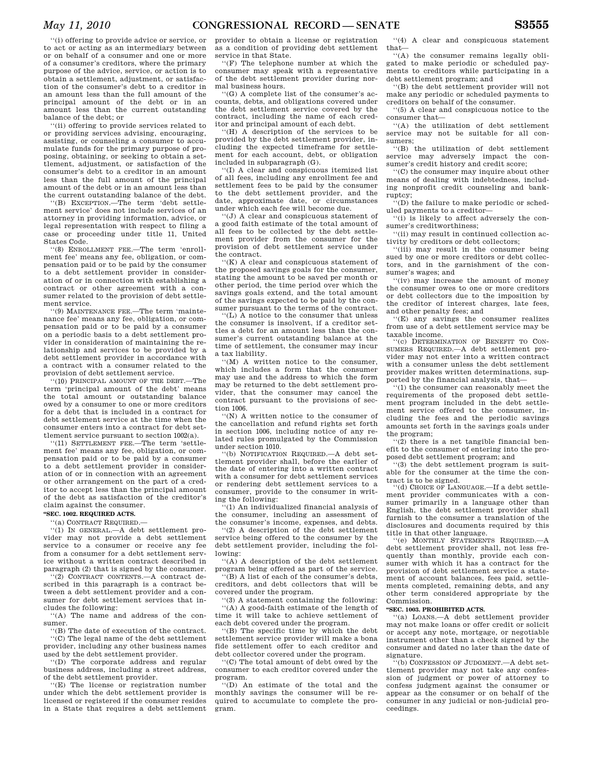''(i) offering to provide advice or service, or to act or acting as an intermediary between or on behalf of a consumer and one or more of a consumer's creditors, where the primary purpose of the advice, service, or action is to obtain a settlement, adjustment, or satisfaction of the consumer's debt to a creditor in an amount less than the full amount of the principal amount of the debt or in an amount less than the current outstanding balance of the debt; or

''(ii) offering to provide services related to or providing services advising, encouraging, assisting, or counseling a consumer to accumulate funds for the primary purpose of proposing, obtaining, or seeking to obtain a settlement, adjustment, or satisfaction of the consumer's debt to a creditor in an amount less than the full amount of the principal amount of the debt or in an amount less than the current outstanding balance of the debt.

''(B) EXCEPTION.—The term 'debt settlement service' does not include services of an attorney in providing information, advice, or legal representation with respect to filing a case or proceeding under title 11, United States Code.

''(8) ENROLLMENT FEE.—The term 'enrollment fee' means any fee, obligation, or compensation paid or to be paid by the consumer to a debt settlement provider in consideration of or in connection with establishing a contract or other agreement with a consumer related to the provision of debt settlement service.

''(9) MAINTENANCE FEE.—The term 'maintenance fee' means any fee, obligation, or compensation paid or to be paid by a consumer on a periodic basis to a debt settlement provider in consideration of maintaining the relationship and services to be provided by a debt settlement provider in accordance with a contract with a consumer related to the provision of debt settlement service.

''(10) PRINCIPAL AMOUNT OF THE DEBT.—The term 'principal amount of the debt' means the total amount or outstanding balance owed by a consumer to one or more creditors for a debt that is included in a contract for debt settlement service at the time when the consumer enters into a contract for debt settlement service pursuant to section 1002(a).

''(11) SETTLEMENT FEE.—The term 'settlement fee' means any fee, obligation, or compensation paid or to be paid by a consumer to a debt settlement provider in consideration of or in connection with an agreement or other arrangement on the part of a creditor to accept less than the principal amount of the debt as satisfaction of the creditor's claim against the consumer.

**''SEC. 1002. REQUIRED ACTS.**

''(a) CONTRACT REQUIRED.—

''(1) IN GENERAL.—A debt settlement provider may not provide a debt settlement service to a consumer or receive any fee from a consumer for a debt settlement service without a written contract described in paragraph (2) that is signed by the consumer.

''(2) CONTRACT CONTENTS.—A contract described in this paragraph is a contract between a debt settlement provider and a consumer for debt settlement services that includes the following:

''(A) The name and address of the consumer.

''(B) The date of execution of the contract.

''(C) The legal name of the debt settlement provider, including any other business names used by the debt settlement provider.

''(D) The corporate address and regular business address, including a street address, of the debt settlement provider.

''(E) The license or registration number under which the debt settlement provider is licensed or registered if the consumer resides in a State that requires a debt settlement provider to obtain a license or registration as a condition of providing debt settlement service in that State.

''(F) The telephone number at which the consumer may speak with a representative of the debt settlement provider during normal business hours.

''(G) A complete list of the consumer's accounts, debts, and obligations covered under the debt settlement service covered by the contract, including the name of each creditor and principal amount of each debt.

''(H) A description of the services to be provided by the debt settlement provider, including the expected timeframe for settlement for each account, debt, or obligation included in subparagraph (G).

''(I) A clear and conspicuous itemized list of all fees, including any enrollment fee and settlement fees to be paid by the consumer to the debt settlement provider, and the date, approximate date, or circumstances under which each fee will become due.

''(J) A clear and conspicuous statement of a good faith estimate of the total amount of all fees to be collected by the debt settlement provider from the consumer for the provision of debt settlement service under the contract.

''(K) A clear and conspicuous statement of the proposed savings goals for the consumer, stating the amount to be saved per month or other period, the time period over which the savings goals extend, and the total amount of the savings expected to be paid by the consumer pursuant to the terms of the contract.

''(L) A notice to the consumer that unless the consumer is insolvent, if a creditor settles a debt for an amount less than the consumer's current outstanding balance at the time of settlement, the consumer may incur a tax liability.

''(M) A written notice to the consumer, which includes a form that the consumer may use and the address to which the form may be returned to the debt settlement provider, that the consumer may cancel the contract pursuant to the provisions of section 1006.

''(N) A written notice to the consumer of the cancellation and refund rights set forth in section 1006, including notice of any related rules promulgated by the Commission under section 1010.

''(b) NOTIFICATION REQUIRED.—A debt settlement provider shall, before the earlier of the date of entering into a written contract with a consumer for debt settlement services or rendering debt settlement services to a consumer, provide to the consumer in writing the following:

''(1) An individualized financial analysis of the consumer, including an assessment of the consumer's income, expenses, and debts.

''(2) A description of the debt settlement service being offered to the consumer by the debt settlement provider, including the following:

''(A) A description of the debt settlement program being offered as part of the service.

''(B) A list of each of the consumer's debts, creditors, and debt collectors that will be covered under the program.

''(3) A statement containing the following:

''(A) A good-faith estimate of the length of time it will take to achieve settlement of each debt covered under the program.

''(B) The specific time by which the debt settlement service provider will make a bona fide settlement offer to each creditor and debt collector covered under the program.

''(C) The total amount of debt owed by the consumer to each creditor covered under the program.

''(D) An estimate of the total and the monthly savings the consumer will be required to accumulate to complete the program.

''(4) A clear and conspicuous statement that—

''(A) the consumer remains legally obligated to make periodic or scheduled payments to creditors while participating in a debt settlement program; and

''(B) the debt settlement provider will not make any periodic or scheduled payments to creditors on behalf of the consumer.

''(5) A clear and conspicuous notice to the consumer that—

''(A) the utilization of debt settlement service may not be suitable for all consumers;

''(B) the utilization of debt settlement service may adversely impact the consumer's credit history and credit score;

''(C) the consumer may inquire about other means of dealing with indebtedness, including nonprofit credit counseling and bankruptcy;

''(D) the failure to make periodic or scheduled payments to a creditor—

''(i) is likely to affect adversely the consumer's creditworthiness;

''(ii) may result in continued collection activity by creditors or debt collectors;

''(iii) may result in the consumer being sued by one or more creditors or debt collectors, and in the garnishment of the consumer's wages; and

''(iv) may increase the amount of money the consumer owes to one or more creditors or debt collectors due to the imposition by the creditor of interest charges, late fees, and other penalty fees; and

''(E) any savings the consumer realizes from use of a debt settlement service may be taxable income.

''(c) DETERMINATION OF BENEFIT TO CONSUMERS REQUIRED.—A debt settlement provider may not enter into a written contract with a consumer unless the debt settlement provider makes written determinations, supported by the financial analysis, that—

''(1) the consumer can reasonably meet the requirements of the proposed debt settlement program included in the debt settlement service offered to the consumer, including the fees and the periodic savings amounts set forth in the savings goals under the program;

''(2) there is a net tangible financial benefit to the consumer of entering into the proposed debt settlement program; and

''(3) the debt settlement program is suitable for the consumer at the time the contract is to be signed.

''(d) CHOICE OF LANGUAGE.—If a debt settlement provider communicates with a consumer primarily in a language other than English, the debt settlement provider shall furnish to the consumer a translation of the disclosures and documents required by this title in that other language.

''(e) MONTHLY STATEMENTS REQUIRED.—A debt settlement provider shall, not less frequently than monthly, provide each consumer with which it has a contract for the provision of debt settlement service a statement of account balances, fees paid, settlements completed, remaining debts, and any other term considered appropriate by the Commission.

**''SEC. 1003. PROHIBITED ACTS.**

''(a) LOANS.—A debt settlement provider may not make loans or offer credit or solicit or accept any note, mortgage, or negotiable instrument other than a check signed by the consumer and dated no later than the date of signature.

''(b) CONFESSION OF JUDGMENT.—A debt settlement provider may not take any confession of judgment or power of attorney to confess judgment against the consumer or appear as the consumer or on behalf of the consumer in any judicial or non-judicial proceedings.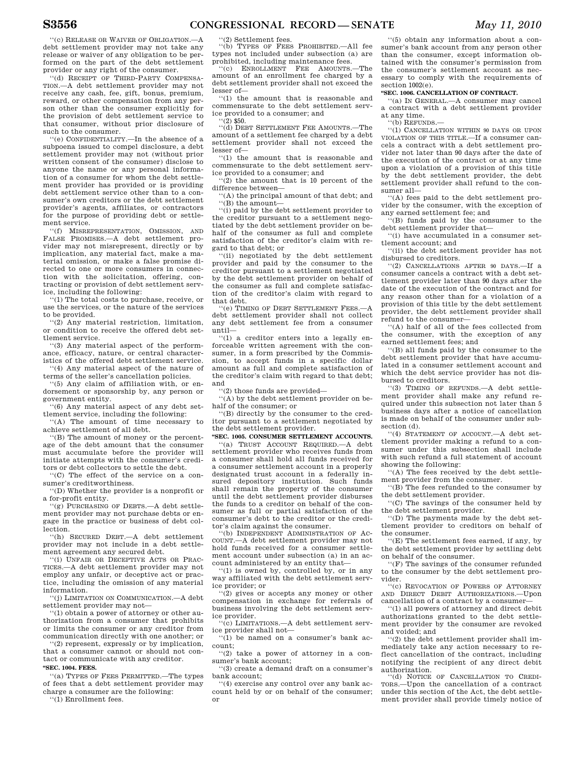"(c) RELEASE OR WAIVER OF OBLIGATION.—A debt settlement provider may not take any release or waiver of any obligation to be performed on the part of the debt settlement provider or any right of the consumer.

"(d) RECEIPT OF THIRD-PARTY COMPENSATION.—A debt settlement provider may not receive any cash, fee, gift, bonus, premium, reward, or other compensation from any person other than the consumer explicitly for the provision of debt settlement service to that consumer, without prior disclosure of such to the consumer.

"(e) CONFIDENTIALITY.—In the absence of a subpoena issued to compel disclosure, a debt settlement provider may not (without prior written consent of the consumer) disclose to anyone the name or any personal information of a consumer for whom the debt settlement provider has provided or is providing debt settlement service other than to a consumer's own creditors or the debt settlement provider's agents, affiliates, or contractors for the purpose of providing debt or settlement service.

"(f) MISREPRESENTATION, OMISSION, AND FALSE PROMISES.—A debt settlement provider may not misrepresent, directly or by implication, any material fact, make a material omission, or make a false promise directed to one or more consumers in connection with the solicitation, offering, contracting or provision of debt settlement service, including the following:

"(1) The total costs to purchase, receive, or use the services, or the nature of the services to be provided.

"(2) Any material restriction, limitation, or condition to receive the offered debt settlement service.

"(3) Any material aspect of the performance, efficacy, nature, or central characteristics of the offered debt settlement service.

"(4) Any material aspect of the nature of terms of the seller's cancellation policies.

"(5) Any claim of affiliation with, or endorsement or sponsorship by, any person or government entity.

"(6) Any material aspect of any debt settlement service, including the following:

"(A) The amount of time necessary to achieve settlement of all debt.

"(B) The amount of money or the percentage of the debt amount that the consumer must accumulate before the provider will initiate attempts with the consumer's creditors or debt collectors to settle the debt.

"(C) The effect of the service on a consumer's creditworthiness.

"(D) Whether the provider is a nonprofit or a for-profit entity.

"(g) PURCHASING OF DEBTS.—A debt settlement provider may not purchase debts or engage in the practice or business of debt collection.

"(h) SECURED DEBT.—A debt settlement provider may not include in a debt settlement agreement any secured debt.

"(i) UNFAIR OR DECEPTIVE ACTS OR PRACTICES.—A debt settlement provider may not employ any unfair, or deceptive act or practice, including the omission of any material information.

"(j) LIMITATION ON COMMUNICATION.—A debt settlement provider may not—

"(1) obtain a power of attorney or other authorization from a consumer that prohibits or limits the consumer or any creditor from communication directly with one another; or

"(2) represent, expressly or by implication, that a consumer cannot or should not contact or communicate with any creditor.

**"SEC. 1004. FEES.**

"(a) TYPES OF FEES PERMITTED.—The types of fees that a debt settlement provider may charge a consumer are the following:

"(1) Enrollment fees.

"(2) Settlement fees.

"(b) TYPES OF FEES PROHIBITED.—All fee types not included under subsection (a) are prohibited, including maintenance fees.

"(c) ENROLLMENT FEE AMOUNTS.—The amount of an enrollment fee charged by a debt settlement provider shall not exceed the lesser of—

"(1) the amount that is reasonable and commensurate to the debt settlement service provided to a consumer; and

"(2) $50.

"(d) DEBT SETTLEMENT FEE AMOUNTS.—The amount of a settlement fee charged by a debt settlement provider shall not exceed the lesser of—

"(1) the amount that is reasonable and commensurate to the debt settlement service provided to a consumer; and

"(2) the amount that is 10 percent of the difference between—

"(A) the principal amount of that debt; and

"(B) the amount—

"(i) paid by the debt settlement provider to the creditor pursuant to a settlement negotiated by the debt settlement provider on behalf of the consumer as full and complete satisfaction of the creditor's claim with regard to that debt; or

"(ii) negotiated by the debt settlement provider and paid by the consumer to the creditor pursuant to a settlement negotiated by the debt settlement provider on behalf of the consumer as full and complete satisfaction of the creditor's claim with regard to that debt.

"(e) TIMING OF DEBT SETTLEMENT FEES.—A debt settlement provider shall not collect any debt settlement fee from a consumer until—

"(1) a creditor enters into a legally enforceable written agreement with the consumer, in a form prescribed by the Commission, to accept funds in a specific dollar amount as full and complete satisfaction of the creditor's claim with regard to that debt; and

"(2) those funds are provided—

"(A) by the debt settlement provider on behalf of the consumer; or

"(B) directly by the consumer to the creditor pursuant to a settlement negotiated by the debt settlement provider.

**"SEC. 1005. CONSUMER SETTLEMENT ACCOUNTS.**

"(a) TRUST ACCOUNT REQUIRED.—A debt settlement provider who receives funds from a consumer shall hold all funds received for a consumer settlement account in a properly designated trust account in a federally insured depository institution. Such funds shall remain the property of the consumer until the debt settlement provider disburses the funds to a creditor on behalf of the consumer as full or partial satisfaction of the consumer's debt to the creditor or the creditor's claim against the consumer.

"(b) INDEPENDENT ADMINISTRATION OF ACCOUNT.—A debt settlement provider may not hold funds received for a consumer settlement account under subsection (a) in an account administered by an entity that—

"(1) is owned by, controlled by, or in any way affiliated with the debt settlement service provider; or

"(2) gives or accepts any money or other compensation in exchange for referrals of business involving the debt settlement service provider.

"(c) LIMITATIONS.—A debt settlement service provider shall not—

"(1) be named on a consumer's bank account;

"(2) take a power of attorney in a consumer's bank account;

"(3) create a demand draft on a consumer's bank account;

"(4) exercise any control over any bank account held by or on behalf of the consumer; or

"(5) obtain any information about a consumer's bank account from any person other than the consumer, except information obtained with the consumer's permission from the consumer's settlement account as necessary to comply with the requirements of section 1002(e).

**"SEC. 1006. CANCELLATION OF CONTRACT.**

"(a) IN GENERAL.—A consumer may cancel a contract with a debt settlement provider at any time.

"(b) REFUNDS.—

"(1) CANCELLATION WITHIN 90 DAYS OR UPON VIOLATION OF THIS TITLE.—If a consumer cancels a contract with a debt settlement provider not later than 90 days after the date of the execution of the contract or at any time upon a violation of a provision of this title by the debt settlement provider, the debt settlement provider shall refund to the consumer all—

"(A) fees paid to the debt settlement provider by the consumer, with the exception of any earned settlement fee; and

"(B) funds paid by the consumer to the debt settlement provider that—

"(i) have accumulated in a consumer settlement account; and

"(ii) the debt settlement provider has not disbursed to creditors.

"(2) CANCELLATIONS AFTER 90 DAYS.—If a consumer cancels a contract with a debt settlement provider later than 90 days after the date of the execution of the contract and for any reason other than for a violation of a provision of this title by the debt settlement provider, the debt settlement provider shall refund to the consumer—

"(A) half of all of the fees collected from the consumer, with the exception of any earned settlement fees; and

"(B) all funds paid by the consumer to the debt settlement provider that have accumulated in a consumer settlement account and which the debt service provider has not disbursed to creditors.

"(3) TIMING OF REFUNDS.—A debt settlement provider shall make any refund required under this subsection not later than 5 business days after a notice of cancellation is made on behalf of the consumer under subsection (d).

"(4) STATEMENT OF ACCOUNT.—A debt settlement provider making a refund to a consumer under this subsection shall include with such refund a full statement of account showing the following:

"(A) The fees received by the debt settlement provider from the consumer.

"(B) The fees refunded to the consumer by the debt settlement provider.

"(C) The savings of the consumer held by the debt settlement provider.

"(D) The payments made by the debt settlement provider to creditors on behalf of the consumer.

"(E) The settlement fees earned, if any, by the debt settlement provider by settling debt on behalf of the consumer.

"(F) The savings of the consumer refunded to the consumer by the debt settlement provider.

"(c) REVOCATION OF POWERS OF ATTORNEY AND DIRECT DEBIT AUTHORIZATIONS.—Upon cancellation of a contract by a consumer—

"(1) all powers of attorney and direct debit authorizations granted to the debt settlement provider by the consumer are revoked and voided; and

"(2) the debt settlement provider shall immediately take any action necessary to reflect cancellation of the contract, including notifying the recipient of any direct debit authorization.

"(d) NOTICE OF CANCELLATION TO CREDITORS.—Upon the cancellation of a contract under this section of the Act, the debt settlement provider shall provide timely notice of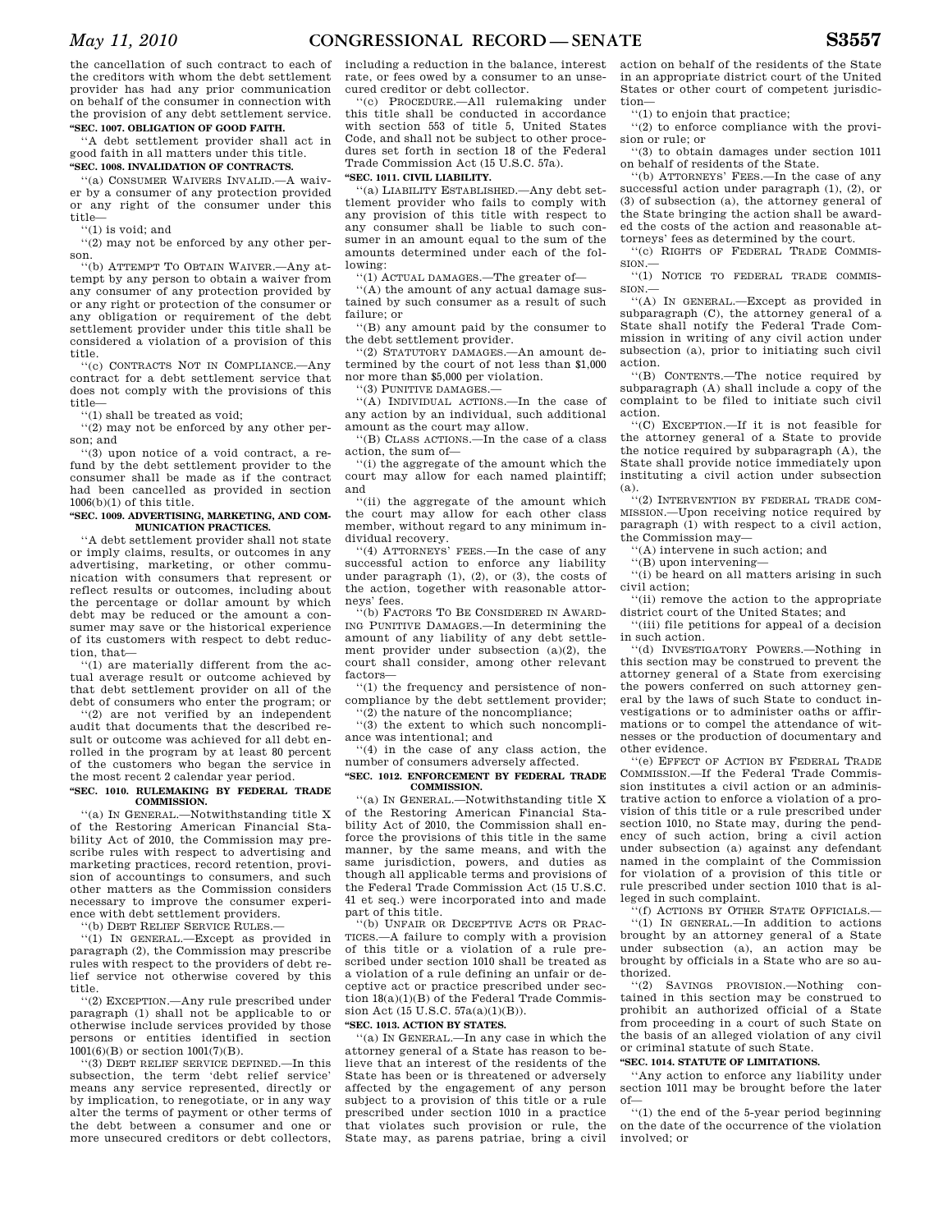the cancellation of such contract to each of the creditors with whom the debt settlement provider has had any prior communication on behalf of the consumer in connection with the provision of any debt settlement service.

**"SEC. 1007. OBLIGATION OF GOOD FAITH.**

"A debt settlement provider shall act in good faith in all matters under this title.

**"SEC. 1008. INVALIDATION OF CONTRACTS.**

"(a) CONSUMER WAIVERS INVALID.—A waiver by a consumer of any protection provided or any right of the consumer under this title—

"(1) is void; and

"(2) may not be enforced by any other person.

"(b) ATTEMPT TO OBTAIN WAIVER.—Any attempt by any person to obtain a waiver from any consumer of any protection provided by or any right or protection of the consumer or any obligation or requirement of the debt settlement provider under this title shall be considered a violation of a provision of this title.

"(c) CONTRACTS NOT IN COMPLIANCE.—Any contract for a debt settlement service that does not comply with the provisions of this title—

"(1) shall be treated as void;

"(2) may not be enforced by any other person; and

"(3) upon notice of a void contract, a refund by the debt settlement provider to the consumer shall be made as if the contract had been cancelled as provided in section 1006(b)(1) of this title.

**"SEC. 1009. ADVERTISING, MARKETING, AND COMMUNICATION PRACTICES.**

"A debt settlement provider shall not state or imply claims, results, or outcomes in any advertising, marketing, or other communication with consumers that represent or reflect results or outcomes, including about the percentage or dollar amount by which debt may be reduced or the amount a consumer may save or the historical experience of its customers with respect to debt reduction, that—

"(1) are materially different from the actual average result or outcome achieved by that debt settlement provider on all of the debt of consumers who enter the program; or

"(2) are not verified by an independent audit that documents that the described result or outcome was achieved for all debt enrolled in the program by at least 80 percent of the customers who began the service in the most recent 2 calendar year period.

**"SEC. 1010. RULEMAKING BY FEDERAL TRADE COMMISSION.**

"(a) IN GENERAL.—Notwithstanding title X of the Restoring American Financial Stability Act of 2010, the Commission may prescribe rules with respect to advertising and marketing practices, record retention, provision of accountings to consumers, and such other matters as the Commission considers necessary to improve the consumer experience with debt settlement providers.

"(b) DEBT RELIEF SERVICE RULES.—

"(1) IN GENERAL.—Except as provided in paragraph (2), the Commission may prescribe rules with respect to the providers of debt relief service not otherwise covered by this title.

"(2) EXCEPTION.—Any rule prescribed under paragraph (1) shall not be applicable to or otherwise include services provided by those persons or entities identified in section 1001(6)(B) or section 1001(7)(B).

"(3) DEBT RELIEF SERVICE DEFINED.—In this section, the term 'debt relief service' means any service represented, directly or by implication, to renegotiate, or in any way alter the terms of payment or other terms of the debt between a consumer and one or more unsecured creditors or debt collectors, including a reduction in the balance, interest rate, or fees owed by a consumer to an unsecured creditor or debt collector.

"(c) PROCEDURE.—All rulemaking under this title shall be conducted in accordance with section 553 of title 5, United States Code, and shall not be subject to other procedures set forth in section 18 of the Federal Trade Commission Act (15 U.S.C. 57a).

**"SEC. 1011. CIVIL LIABILITY.**

"(a) LIABILITY ESTABLISHED.—Any debt settlement provider who fails to comply with any provision of this title with respect to any consumer shall be liable to such consumer in an amount equal to the sum of the amounts determined under each of the following:

"(1) ACTUAL DAMAGES.—The greater of—

"(A) the amount of any actual damage sustained by such consumer as a result of such failure; or

"(B) any amount paid by the consumer to the debt settlement provider.

"(2) STATUTORY DAMAGES.—An amount determined by the court of not less than $1,000 nor more than $5,000 per violation.

"(3) PUNITIVE DAMAGES.—

"(A) INDIVIDUAL ACTIONS.—In the case of any action by an individual, such additional amount as the court may allow.

"(B) CLASS ACTIONS.—In the case of a class action, the sum of—

"(i) the aggregate of the amount which the court may allow for each named plaintiff; and

"(ii) the aggregate of the amount which the court may allow for each other class member, without regard to any minimum individual recovery.

"(4) ATTORNEYS' FEES.—In the case of any successful action to enforce any liability under paragraph (1), (2), or (3), the costs of the action, together with reasonable attorneys' fees.

"(b) FACTORS TO BE CONSIDERED IN AWARDING PUNITIVE DAMAGES.—In determining the amount of any liability of any debt settlement provider under subsection (a)(2), the court shall consider, among other relevant factors—

"(1) the frequency and persistence of noncompliance by the debt settlement provider;

"(2) the nature of the noncompliance;

"(3) the extent to which such noncompliance was intentional; and

"(4) in the case of any class action, the number of consumers adversely affected.

**"SEC. 1012. ENFORCEMENT BY FEDERAL TRADE COMMISSION.**

"(a) IN GENERAL.—Notwithstanding title X of the Restoring American Financial Stability Act of 2010, the Commission shall enforce the provisions of this title in the same manner, by the same means, and with the same jurisdiction, powers, and duties as though all applicable terms and provisions of the Federal Trade Commission Act (15 U.S.C. 41 et seq.) were incorporated into and made part of this title.

"(b) UNFAIR OR DECEPTIVE ACTS OR PRACTICES.—A failure to comply with a provision of this title or a violation of a rule prescribed under section 1010 shall be treated as a violation of a rule defining an unfair or deceptive act or practice prescribed under section 18(a)(1)(B) of the Federal Trade Commission Act (15 U.S.C. 57a(a)(1)(B)).

**"SEC. 1013. ACTION BY STATES.**

"(a) IN GENERAL.—In any case in which the attorney general of a State has reason to believe that an interest of the residents of the State has been or is threatened or adversely affected by the engagement of any person subject to a provision of this title or a rule prescribed under section 1010 in a practice that violates such provision or rule, the State may, as parens patriae, bring a civil action on behalf of the residents of the State in an appropriate district court of the United States or other court of competent jurisdiction—

"(1) to enjoin that practice;

"(2) to enforce compliance with the provision or rule; or

"(3) to obtain damages under section 1011 on behalf of residents of the State.

"(b) ATTORNEYS' FEES.—In the case of any successful action under paragraph (1), (2), or (3) of subsection (a), the attorney general of the State bringing the action shall be awarded the costs of the action and reasonable attorneys' fees as determined by the court.

"(c) RIGHTS OF FEDERAL TRADE COMMISSION.—

"(1) NOTICE TO FEDERAL TRADE COMMISSION.—

"(A) IN GENERAL.—Except as provided in subparagraph (C), the attorney general of a State shall notify the Federal Trade Commission in writing of any civil action under subsection (a), prior to initiating such civil action.

"(B) CONTENTS.—The notice required by subparagraph (A) shall include a copy of the complaint to be filed to initiate such civil action.

"(C) EXCEPTION.—If it is not feasible for the attorney general of a State to provide the notice required by subparagraph (A), the State shall provide notice immediately upon instituting a civil action under subsection (a).

"(2) INTERVENTION BY FEDERAL TRADE COMMISSION.—Upon receiving notice required by paragraph (1) with respect to a civil action, the Commission may—

"(A) intervene in such action; and

"(B) upon intervening—

"(i) be heard on all matters arising in such civil action;

"(ii) remove the action to the appropriate district court of the United States; and

"(iii) file petitions for appeal of a decision in such action.

"(d) INVESTIGATORY POWERS.—Nothing in this section may be construed to prevent the attorney general of a State from exercising the powers conferred on such attorney general by the laws of such State to conduct investigations or to administer oaths or affirmations or to compel the attendance of witnesses or the production of documentary and other evidence.

"(e) EFFECT OF ACTION BY FEDERAL TRADE COMMISSION.—If the Federal Trade Commission institutes a civil action or an administrative action to enforce a violation of a provision of this title or a rule prescribed under section 1010, no State may, during the pendency of such action, bring a civil action under subsection (a) against any defendant named in the complaint of the Commission for violation of a provision of this title or rule prescribed under section 1010 that is alleged in such complaint.

"(f) ACTIONS BY OTHER STATE OFFICIALS.—

"(1) IN GENERAL.—In addition to actions brought by an attorney general of a State under subsection (a), an action may be brought by officials in a State who are so authorized.

"(2) SAVINGS PROVISION.—Nothing contained in this section may be construed to prohibit an authorized official of a State from proceeding in a court of such State on the basis of an alleged violation of any civil or criminal statute of such State.

**"SEC. 1014. STATUTE OF LIMITATIONS.**

"Any action to enforce any liability under section 1011 may be brought before the later of—

"(1) the end of the 5-year period beginning on the date of the occurrence of the violation involved; or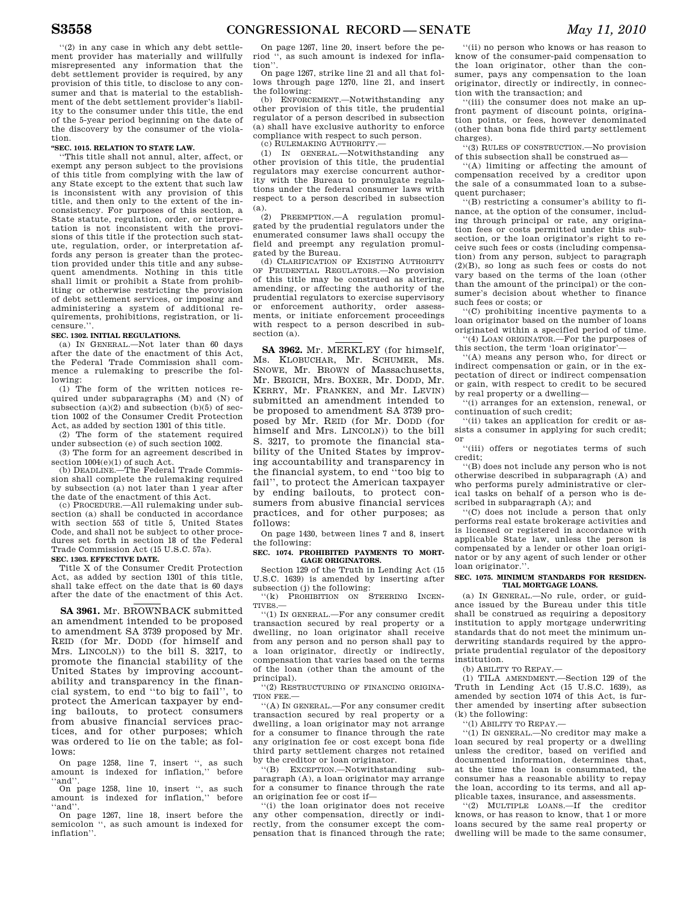''(2) in any case in which any debt settlement provider has materially and willfully misrepresented any information that the debt settlement provider is required, by any provision of this title, to disclose to any consumer and that is material to the establishment of the debt settlement provider's liability to the consumer under this title, the end of the 5-year period beginning on the date of the discovery by the consumer of the violation.

**''SEC. 1015. RELATION TO STATE LAW.**

''This title shall not annul, alter, affect, or exempt any person subject to the provisions of this title from complying with the law of any State except to the extent that such law is inconsistent with any provision of this title, and then only to the extent of the inconsistency. For purposes of this section, a State statute, regulation, order, or interpretation is not inconsistent with the provisions of this title if the protection such statute, regulation, order, or interpretation affords any person is greater than the protection provided under this title and any subsequent amendments. Nothing in this title shall limit or prohibit a State from prohibiting or otherwise restricting the provision of debt settlement services, or imposing and administering a system of additional requirements, prohibitions, registration, or licensure.''.

**SEC. 1302. INITIAL REGULATIONS.**

(a) IN GENERAL.—Not later than 60 days after the date of the enactment of this Act, the Federal Trade Commission shall commence a rulemaking to prescribe the following:

(1) The form of the written notices required under subparagraphs (M) and (N) of subsection (a)(2) and subsection (b)(5) of section 1002 of the Consumer Credit Protection Act, as added by section 1301 of this title.

(2) The form of the statement required under subsection (e) of such section 1002.

(3) The form for an agreement described in section 1004(e)(1) of such Act.

(b) DEADLINE.—The Federal Trade Commission shall complete the rulemaking required by subsection (a) not later than 1 year after the date of the enactment of this Act.

(c) PROCEDURE.—All rulemaking under subsection (a) shall be conducted in accordance with section 553 of title 5, United States Code, and shall not be subject to other procedures set forth in section 18 of the Federal Trade Commission Act (15 U.S.C. 57a).

**SEC. 1303. EFFECTIVE DATE.**

Title X of the Consumer Credit Protection Act, as added by section 1301 of this title, shall take effect on the date that is 60 days after the date of the enactment of this Act.

---

**SA 3961.** Mr. BROWNBACK submitted an amendment intended to be proposed to amendment SA 3739 proposed by Mr. REID (for Mr. DODD (for himself and Mrs. LINCOLN)) to the bill S. 3217, to promote the financial stability of the United States by improving accountability and transparency in the financial system, to end ''to big to fail'', to protect the American taxpayer by ending bailouts, to protect consumers from abusive financial services practices, and for other purposes; which was ordered to lie on the table; as follows:

On page 1258, line 7, insert '', as such amount is indexed for inflation,'' before ''and''.

On page 1258, line 10, insert '', as such amount is indexed for inflation,'' before ''and''.

On page 1267, line 18, insert before the semicolon '', as such amount is indexed for inflation''.

On page 1267, line 20, insert before the period '', as such amount is indexed for inflation''.

On page 1267, strike line 21 and all that follows through page 1270, line 21, and insert the following:

(b) ENFORCEMENT.—Notwithstanding any other provision of this title, the prudential regulator of a person described in subsection (a) shall have exclusive authority to enforce compliance with respect to such person.

(c) RULEMAKING AUTHORITY.—

(1) IN GENERAL.—Notwithstanding any other provision of this title, the prudential regulators may exercise concurrent authority with the Bureau to promulgate regulations under the federal consumer laws with respect to a person described in subsection (a).

(2) PREEMPTION.—A regulation promulgated by the prudential regulators under the enumerated consumer laws shall occupy the field and preempt any regulation promulgated by the Bureau.

(d) CLARIFICATION OF EXISTING AUTHORITY OF PRUDENTIAL REGULATORS.—No provision of this title may be construed as altering, amending, or affecting the authority of the prudential regulators to exercise supervisory or enforcement authority, order assessments, or initiate enforcement proceedings with respect to a person described in subsection (a).

---

**SA 3962.** Mr. MERKLEY (for himself, Ms. KLOBUCHAR, Mr. SCHUMER, Ms. SNOWE, Mr. BROWN of Massachusetts, Mr. BEGICH, Mrs. BOXER, Mr. DODD, Mr. KERRY, Mr. FRANKEN, and Mr. LEVIN) submitted an amendment intended to be proposed to amendment SA 3739 proposed by Mr. REID (for Mr. DODD (for himself and Mrs. LINCOLN)) to the bill S. 3217, to promote the financial stability of the United States by improving accountability and transparency in the financial system, to end ''too big to fail'', to protect the American taxpayer by ending bailouts, to protect consumers from abusive financial services practices, and for other purposes; as follows:

On page 1430, between lines 7 and 8, insert the following:

**SEC. 1074. PROHIBITED PAYMENTS TO MORTGAGE ORIGINATORS.**

Section 129 of the Truth in Lending Act (15 U.S.C. 1639) is amended by inserting after subsection (j) the following:

''(k) PROHIBITION ON STEERING INCENTIVES.—

''(1) IN GENERAL.—For any consumer credit transaction secured by real property or a dwelling, no loan originator shall receive from any person and no person shall pay to a loan originator, directly or indirectly, compensation that varies based on the terms of the loan (other than the amount of the principal).

''(2) RESTRUCTURING OF FINANCING ORIGINATION FEE.—

''(A) IN GENERAL.—For any consumer credit transaction secured by real property or a dwelling, a loan originator may not arrange for a consumer to finance through the rate any origination fee or cost except bona fide third party settlement charges not retained by the creditor or loan originator.

''(B) EXCEPTION.—Notwithstanding subparagraph (A), a loan originator may arrange for a consumer to finance through the rate an origination fee or cost if—

''(i) the loan originator does not receive any other compensation, directly or indirectly, from the consumer except the compensation that is financed through the rate;

''(ii) no person who knows or has reason to know of the consumer-paid compensation to the loan originator, other than the consumer, pays any compensation to the loan originator, directly or indirectly, in connection with the transaction; and

''(iii) the consumer does not make an upfront payment of discount points, origination points, or fees, however denominated (other than bona fide third party settlement charges).

''(3) RULES OF CONSTRUCTION.—No provision of this subsection shall be construed as—

''(A) limiting or affecting the amount of compensation received by a creditor upon the sale of a consummated loan to a subsequent purchaser;

''(B) restricting a consumer's ability to finance, at the option of the consumer, including through principal or rate, any origination fees or costs permitted under this subsection, or the loan originator's right to receive such fees or costs (including compensation) from any person, subject to paragraph (2)(B), so long as such fees or costs do not vary based on the terms of the loan (other than the amount of the principal) or the consumer's decision about whether to finance such fees or costs; or

''(C) prohibiting incentive payments to a loan originator based on the number of loans originated within a specified period of time.

''(4) LOAN ORIGINATOR.—For the purposes of this section, the term 'loan originator'—

''(A) means any person who, for direct or indirect compensation or gain, or in the expectation of direct or indirect compensation or gain, with respect to credit to be secured by real property or a dwelling—

''(i) arranges for an extension, renewal, or continuation of such credit;

''(ii) takes an application for credit or assists a consumer in applying for such credit; or

''(iii) offers or negotiates terms of such credit;

''(B) does not include any person who is not otherwise described in subparagraph (A) and who performs purely administrative or clerical tasks on behalf of a person who is described in subparagraph (A); and

''(C) does not include a person that only performs real estate brokerage activities and is licensed or registered in accordance with applicable State law, unless the person is compensated by a lender or other loan originator or by any agent of such lender or other loan originator.''.

**SEC. 1075. MINIMUM STANDARDS FOR RESIDENTIAL MORTGAGE LOANS.**

(a) IN GENERAL.—No rule, order, or guidance issued by the Bureau under this title shall be construed as requiring a depository institution to apply mortgage underwriting standards that do not meet the minimum underwriting standards required by the appropriate prudential regulator of the depository institution.

(b) ABILITY TO REPAY.—

(1) TILA AMENDMENT.—Section 129 of the Truth in Lending Act (15 U.S.C. 1639), as amended by section 1074 of this Act, is further amended by inserting after subsection (k) the following:

''(l) ABILITY TO REPAY.—

''(1) IN GENERAL.—No creditor may make a loan secured by real property or a dwelling unless the creditor, based on verified and documented information, determines that, at the time the loan is consummated, the consumer has a reasonable ability to repay the loan, according to its terms, and all applicable taxes, insurance, and assessments.

''(2) MULTIPLE LOANS.—If the creditor knows, or has reason to know, that 1 or more loans secured by the same real property or dwelling will be made to the same consumer,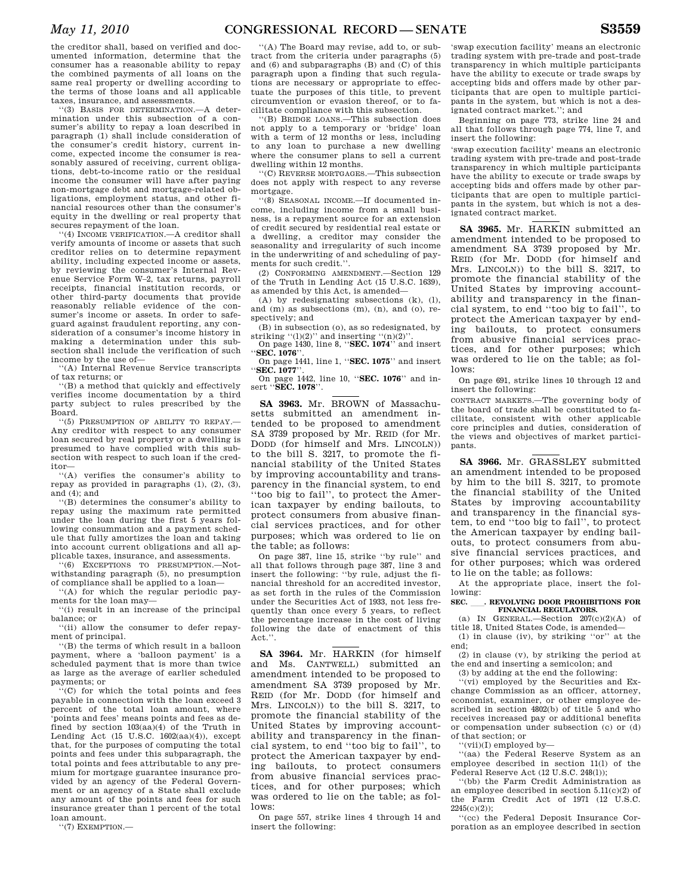the creditor shall, based on verified and documented information, determine that the consumer has a reasonable ability to repay the combined payments of all loans on the same real property or dwelling according to the terms of those loans and all applicable taxes, insurance, and assessments.

''(3) BASIS FOR DETERMINATION.—A determination under this subsection of a consumer's ability to repay a loan described in paragraph (1) shall include consideration of the consumer's credit history, current income, expected income the consumer is reasonably assured of receiving, current obligations, debt-to-income ratio or the residual income the consumer will have after paying non-mortgage debt and mortgage-related obligations, employment status, and other financial resources other than the consumer's equity in the dwelling or real property that secures repayment of the loan.

''(4) INCOME VERIFICATION.—A creditor shall verify amounts of income or assets that such creditor relies on to determine repayment ability, including expected income or assets, by reviewing the consumer's Internal Revenue Service Form W–2, tax returns, payroll receipts, financial institution records, or other third-party documents that provide reasonably reliable evidence of the consumer's income or assets. In order to safeguard against fraudulent reporting, any consideration of a consumer's income history in making a determination under this subsection shall include the verification of such income by the use of—

''(A) Internal Revenue Service transcripts of tax returns; or

''(B) a method that quickly and effectively verifies income documentation by a third party subject to rules prescribed by the Board.

''(5) PRESUMPTION OF ABILITY TO REPAY.—Any creditor with respect to any consumer loan secured by real property or a dwelling is presumed to have complied with this subsection with respect to such loan if the creditor—

''(A) verifies the consumer's ability to repay as provided in paragraphs (1), (2), (3), and (4); and

''(B) determines the consumer's ability to repay using the maximum rate permitted under the loan during the first 5 years following consummation and a payment schedule that fully amortizes the loan and taking into account current obligations and all applicable taxes, insurance, and assessments.

''(6) EXCEPTIONS TO PRESUMPTION.—Notwithstanding paragraph (5), no presumption of compliance shall be applied to a loan—

''(A) for which the regular periodic payments for the loan may—

''(i) result in an increase of the principal balance; or

''(ii) allow the consumer to defer repayment of principal.

''(B) the terms of which result in a balloon payment, where a 'balloon payment' is a scheduled payment that is more than twice as large as the average of earlier scheduled payments; or

''(C) for which the total points and fees payable in connection with the loan exceed 3 percent of the total loan amount, where 'points and fees' means points and fees as defined by section 103(aa)(4) of the Truth in Lending Act (15 U.S.C. 1602(aa)(4)), except that, for the purposes of computing the total points and fees under this subparagraph, the total points and fees attributable to any premium for mortgage guarantee insurance provided by an agency of the Federal Government or an agency of a State shall exclude any amount of the points and fees for such insurance greater than 1 percent of the total loan amount.

''(7) EXEMPTION.—

''(A) The Board may revise, add to, or subtract from the criteria under paragraphs (5) and (6) and subparagraphs (B) and (C) of this paragraph upon a finding that such regulations are necessary or appropriate to effectuate the purposes of this title, to prevent circumvention or evasion thereof, or to facilitate compliance with this subsection.

''(B) BRIDGE LOANS.—This subsection does not apply to a temporary or 'bridge' loan with a term of 12 months or less, including to any loan to purchase a new dwelling where the consumer plans to sell a current dwelling within 12 months.

''(C) REVERSE MORTGAGES.—This subsection does not apply with respect to any reverse mortgage.

''(8) SEASONAL INCOME.—If documented income, including income from a small business, is a repayment source for an extension of credit secured by residential real estate or a dwelling, a creditor may consider the seasonality and irregularity of such income in the underwriting of and scheduling of payments for such credit.''.

(2) CONFORMING AMENDMENT.—Section 129 of the Truth in Lending Act (15 U.S.C. 1639), as amended by this Act, is amended—

(A) by redesignating subsections (k), (l), and (m) as subsections (m), (n), and (o), respectively; and

(B) in subsection (o), as so redesignated, by striking ''(l)(2)'' and inserting ''(n)(2)''.

On page 1430, line 8, ''**SEC. 1074**'' and insert ''**SEC. 1076**''.

On page 1441, line 1, ''**SEC. 1075**'' and insert ''**SEC. 1077**''.

On page 1442, line 10, ''**SEC. 1076**'' and insert ''**SEC. 1078**''.

**SA 3963.** Mr. BROWN of Massachusetts submitted an amendment intended to be proposed to amendment SA 3739 proposed by Mr. REID (for Mr. DODD (for himself and Mrs. LINCOLN)) to the bill S. 3217, to promote the financial stability of the United States by improving accountability and transparency in the financial system, to end ''too big to fail'', to protect the American taxpayer by ending bailouts, to protect consumers from abusive financial services practices, and for other purposes; which was ordered to lie on the table; as follows:

On page 387, line 15, strike ''by rule'' and all that follows through page 387, line 3 and insert the following: ''by rule, adjust the financial threshold for an accredited investor, as set forth in the rules of the Commission under the Securities Act of 1933, not less frequently than once every 5 years, to reflect the percentage increase in the cost of living following the date of enactment of this Act.''.

**SA 3964.** Mr. HARKIN (for himself and Ms. CANTWELL) submitted an amendment intended to be proposed to amendment SA 3739 proposed by Mr. REID (for Mr. DODD (for himself and Mrs. LINCOLN)) to the bill S. 3217, to promote the financial stability of the United States by improving accountability and transparency in the financial system, to end ''too big to fail'', to protect the American taxpayer by ending bailouts, to protect consumers from abusive financial services practices, and for other purposes; which was ordered to lie on the table; as follows:

On page 557, strike lines 4 through 14 and insert the following:

'swap execution facility' means an electronic trading system with pre-trade and post-trade transparency in which multiple participants have the ability to execute or trade swaps by accepting bids and offers made by other participants that are open to multiple participants in the system, but which is not a designated contract market.''; and

Beginning on page 773, strike line 24 and all that follows through page 774, line 7, and insert the following:

'swap execution facility' means an electronic trading system with pre-trade and post-trade transparency in which multiple participants have the ability to execute or trade swaps by accepting bids and offers made by other participants that are open to multiple participants in the system, but which is not a designated contract market.

**SA 3965.** Mr. HARKIN submitted an amendment intended to be proposed to amendment SA 3739 proposed by Mr. REID (for Mr. DODD (for himself and Mrs. LINCOLN)) to the bill S. 3217, to promote the financial stability of the United States by improving accountability and transparency in the financial system, to end ''too big to fail'', to protect the American taxpayer by ending bailouts, to protect consumers from abusive financial services practices, and for other purposes; which was ordered to lie on the table; as follows:

On page 691, strike lines 10 through 12 and insert the following:

CONTRACT MARKETS.—The governing body of the board of trade shall be constituted to facilitate, consistent with other applicable core principles and duties, consideration of the views and objectives of market participants.

**SA 3966.** Mr. GRASSLEY submitted an amendment intended to be proposed by him to the bill S. 3217, to promote the financial stability of the United States by improving accountability and transparency in the financial system, to end ''too big to fail'', to protect the American taxpayer by ending bailouts, to protect consumers from abusive financial services practices, and for other purposes; which was ordered to lie on the table; as follows:

At the appropriate place, insert the following:

**SEC. \_\_\_. REVOLVING DOOR PROHIBITIONS FOR FINANCIAL REGULATORS.**

(a) IN GENERAL.—Section 207(c)(2)(A) of title 18, United States Code, is amended—

(1) in clause (iv), by striking ''or'' at the end;

(2) in clause (v), by striking the period at the end and inserting a semicolon; and

(3) by adding at the end the following:

''(vi) employed by the Securities and Exchange Commission as an officer, attorney, economist, examiner, or other employee described in section 4802(b) of title 5 and who receives increased pay or additional benefits or compensation under subsection (c) or (d) of that section; or

''(vii)(I) employed by—

''(aa) the Federal Reserve System as an employee described in section 11(l) of the Federal Reserve Act (12 U.S.C. 248(l));

''(bb) the Farm Credit Administration as an employee described in section 5.11(c)(2) of the Farm Credit Act of 1971 (12 U.S.C. 2245(c)(2));

''(cc) the Federal Deposit Insurance Corporation as an employee described in section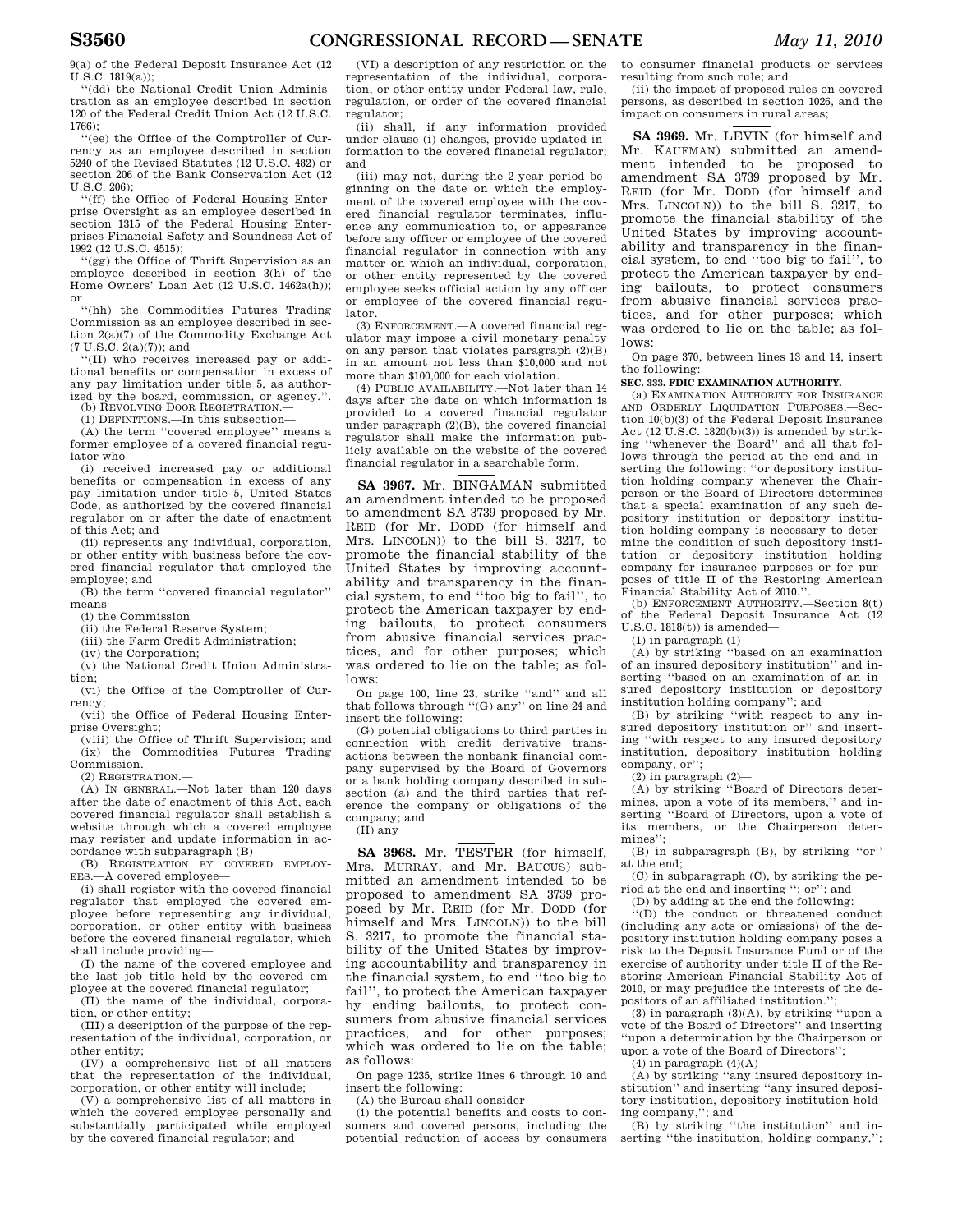9(a) of the Federal Deposit Insurance Act (12 U.S.C. 1819(a));

''(dd) the National Credit Union Administration as an employee described in section 120 of the Federal Credit Union Act (12 U.S.C. 1766);

''(ee) the Office of the Comptroller of Currency as an employee described in section 5240 of the Revised Statutes (12 U.S.C. 482) or section 206 of the Bank Conservation Act (12 U.S.C. 206);

''(ff) the Office of Federal Housing Enterprise Oversight as an employee described in section 1315 of the Federal Housing Enterprises Financial Safety and Soundness Act of 1992 (12 U.S.C. 4515);

''(gg) the Office of Thrift Supervision as an employee described in section 3(h) of the Home Owners' Loan Act (12 U.S.C. 1462a(h)); or

''(hh) the Commodities Futures Trading Commission as an employee described in section 2(a)(7) of the Commodity Exchange Act (7 U.S.C. 2(a)(7)); and

''(II) who receives increased pay or additional benefits or compensation in excess of any pay limitation under title 5, as authorized by the board, commission, or agency.''.

(b) REVOLVING DOOR REGISTRATION.—

(1) DEFINITIONS.—In this subsection—

(A) the term ''covered employee'' means a former employee of a covered financial regulator who—

(i) received increased pay or additional benefits or compensation in excess of any pay limitation under title 5, United States Code, as authorized by the covered financial regulator on or after the date of enactment of this Act; and

(ii) represents any individual, corporation, or other entity with business before the covered financial regulator that employed the employee; and

(B) the term ''covered financial regulator'' means—

(i) the Commission

(ii) the Federal Reserve System;

(iii) the Farm Credit Administration;

(iv) the Corporation;

(v) the National Credit Union Administration;

(vi) the Office of the Comptroller of Currency;

(vii) the Office of Federal Housing Enterprise Oversight;

(viii) the Office of Thrift Supervision; and

(ix) the Commodities Futures Trading Commission.

(2) REGISTRATION.—

(A) IN GENERAL.—Not later than 120 days after the date of enactment of this Act, each covered financial regulator shall establish a website through which a covered employee may register and update information in accordance with subparagraph (B)

(B) REGISTRATION BY COVERED EMPLOYEES.—A covered employee—

(i) shall register with the covered financial regulator that employed the covered employee before representing any individual, corporation, or other entity with business before the covered financial regulator, which shall include providing—

(I) the name of the covered employee and the last job title held by the covered employee at the covered financial regulator;

(II) the name of the individual, corporation, or other entity;

(III) a description of the purpose of the representation of the individual, corporation, or other entity;

(IV) a comprehensive list of all matters that the representation of the individual, corporation, or other entity will include;

(V) a comprehensive list of all matters in which the covered employee personally and substantially participated while employed by the covered financial regulator; and

(VI) a description of any restriction on the representation of the individual, corporation, or other entity under Federal law, rule, regulation, or order of the covered financial regulator;

(ii) shall, if any information provided under clause (i) changes, provide updated information to the covered financial regulator; and

(iii) may not, during the 2-year period beginning on the date on which the employment of the covered employee with the covered financial regulator terminates, influence any communication to, or appearance before any officer or employee of the covered financial regulator in connection with any matter on which an individual, corporation, or other entity represented by the covered employee seeks official action by any officer or employee of the covered financial regulator.

(3) ENFORCEMENT.—A covered financial regulator may impose a civil monetary penalty on any person that violates paragraph (2)(B) in an amount not less than $10,000 and not more than $100,000 for each violation.

(4) PUBLIC AVAILABILITY.—Not later than 14 days after the date on which information is provided to a covered financial regulator under paragraph (2)(B), the covered financial regulator shall make the information publicly available on the website of the covered financial regulator in a searchable form.

---

**SA 3967.** Mr. BINGAMAN submitted an amendment intended to be proposed to amendment SA 3739 proposed by Mr. REID (for Mr. DODD (for himself and Mrs. LINCOLN)) to the bill S. 3217, to promote the financial stability of the United States by improving accountability and transparency in the financial system, to end ''too big to fail'', to protect the American taxpayer by ending bailouts, to protect consumers from abusive financial services practices, and for other purposes; which was ordered to lie on the table; as follows:

On page 100, line 23, strike ''and'' and all that follows through ''(G) any'' on line 24 and insert the following:

(G) potential obligations to third parties in connection with credit derivative transactions between the nonbank financial company supervised by the Board of Governors or a bank holding company described in subsection (a) and the third parties that reference the company or obligations of the company; and

(H) any

---

**SA 3968.** Mr. TESTER (for himself, Mrs. MURRAY, and Mr. BAUCUS) submitted an amendment intended to be proposed to amendment SA 3739 proposed by Mr. REID (for Mr. DODD (for himself and Mrs. LINCOLN)) to the bill S. 3217, to promote the financial stability of the United States by improving accountability and transparency in the financial system, to end ''too big to fail'', to protect the American taxpayer by ending bailouts, to protect consumers from abusive financial services practices, and for other purposes; which was ordered to lie on the table; as follows:

On page 1235, strike lines 6 through 10 and insert the following:

(A) the Bureau shall consider—

(i) the potential benefits and costs to consumers and covered persons, including the potential reduction of access by consumers to consumer financial products or services resulting from such rule; and

(ii) the impact of proposed rules on covered persons, as described in section 1026, and the impact on consumers in rural areas;

---

**SA 3969.** Mr. LEVIN (for himself and Mr. KAUFMAN) submitted an amendment intended to be proposed to amendment SA 3739 proposed by Mr. REID (for Mr. DODD (for himself and Mrs. LINCOLN)) to the bill S. 3217, to promote the financial stability of the United States by improving accountability and transparency in the financial system, to end ''too big to fail'', to protect the American taxpayer by ending bailouts, to protect consumers from abusive financial services practices, and for other purposes; which was ordered to lie on the table; as follows:

On page 370, between lines 13 and 14, insert the following:

**SEC. 333. FDIC EXAMINATION AUTHORITY.**

(a) EXAMINATION AUTHORITY FOR INSURANCE AND ORDERLY LIQUIDATION PURPOSES.—Section 10(b)(3) of the Federal Deposit Insurance Act (12 U.S.C. 1820(b)(3)) is amended by striking ''whenever the Board'' and all that follows through the period at the end and inserting the following: ''or depository institution holding company whenever the Chairperson or the Board of Directors determines that a special examination of any such depository institution or depository institution holding company is necessary to determine the condition of such depository institution or depository institution holding company for insurance purposes or for purposes of title II of the Restoring American Financial Stability Act of 2010.''.

(b) ENFORCEMENT AUTHORITY.—Section 8(t) of the Federal Deposit Insurance Act (12 U.S.C. 1818(t)) is amended—

(1) in paragraph (1)—

(A) by striking ''based on an examination of an insured depository institution'' and inserting ''based on an examination of an insured depository institution or depository institution holding company''; and

(B) by striking ''with respect to any insured depository institution or'' and inserting ''with respect to any insured depository institution, depository institution holding company, or'';

(2) in paragraph (2)—

(A) by striking ''Board of Directors determines, upon a vote of its members,'' and inserting ''Board of Directors, upon a vote of its members, or the Chairperson determines'';

(B) in subparagraph (B), by striking ''or'' at the end;

(C) in subparagraph (C), by striking the period at the end and inserting ''; or''; and

(D) by adding at the end the following:

''(D) the conduct or threatened conduct (including any acts or omissions) of the depository institution holding company poses a risk to the Deposit Insurance Fund or of the exercise of authority under title II of the Restoring American Financial Stability Act of 2010, or may prejudice the interests of the depositors of an affiliated institution.'';

(3) in paragraph (3)(A), by striking ''upon a vote of the Board of Directors'' and inserting ''upon a determination by the Chairperson or upon a vote of the Board of Directors'';

(4) in paragraph (4)(A)—

(A) by striking ''any insured depository institution'' and inserting ''any insured depository institution, depository institution holding company,''; and

(B) by striking ''the institution'' and inserting ''the institution, holding company,'';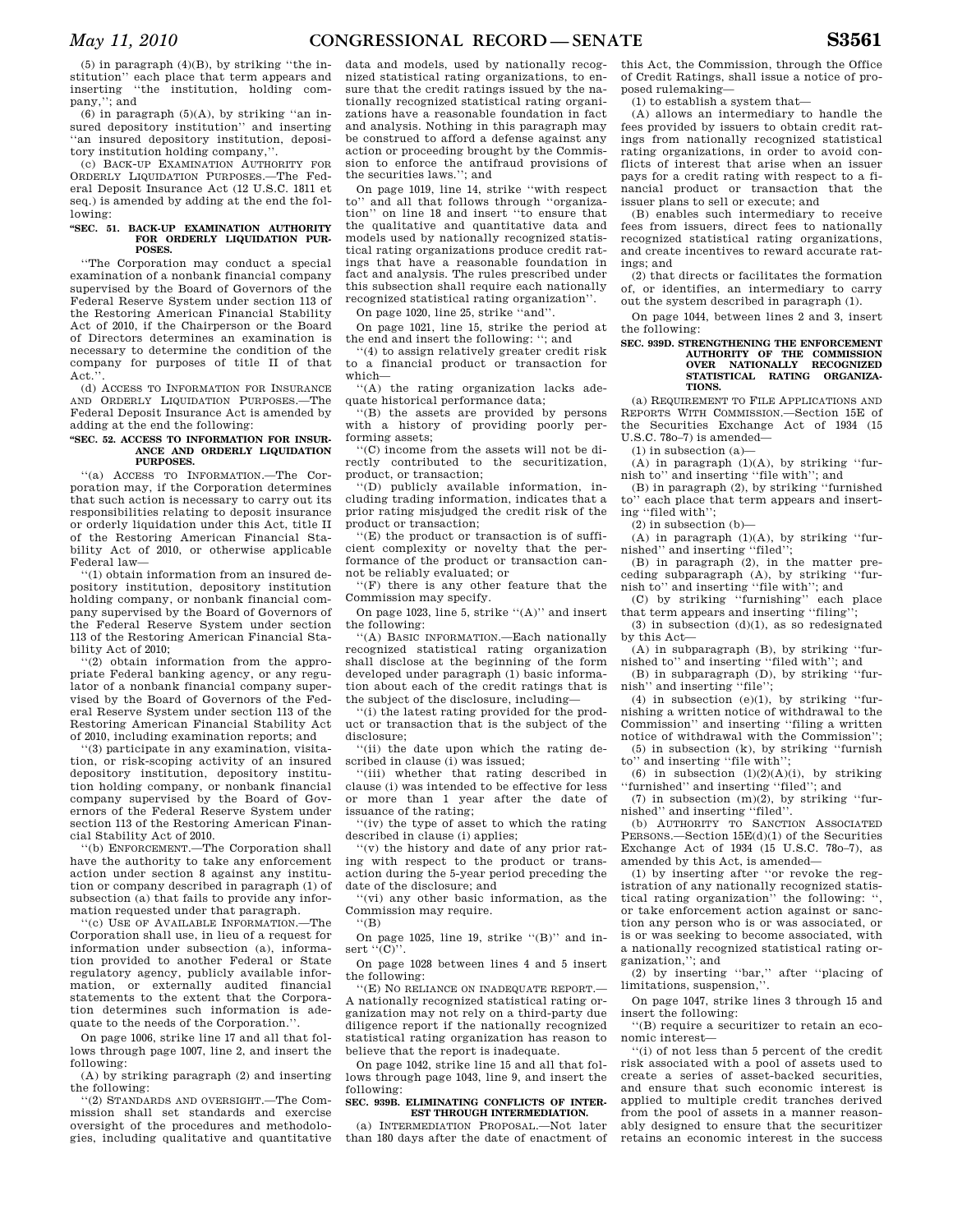(5) in paragraph (4)(B), by striking ''the institution'' each place that term appears and inserting ''the institution, holding company,''; and

(6) in paragraph (5)(A), by striking ''an insured depository institution'' and inserting ''an insured depository institution, depository institution holding company,''.

(c) BACK-UP EXAMINATION AUTHORITY FOR ORDERLY LIQUIDATION PURPOSES.—The Federal Deposit Insurance Act (12 U.S.C. 1811 et seq.) is amended by adding at the end the following:

**''SEC. 51. BACK-UP EXAMINATION AUTHORITY FOR ORDERLY LIQUIDATION PURPOSES.**

''The Corporation may conduct a special examination of a nonbank financial company supervised by the Board of Governors of the Federal Reserve System under section 113 of the Restoring American Financial Stability Act of 2010, if the Chairperson or the Board of Directors determines an examination is necessary to determine the condition of the company for purposes of title II of that Act.''.

(d) ACCESS TO INFORMATION FOR INSURANCE AND ORDERLY LIQUIDATION PURPOSES.—The Federal Deposit Insurance Act is amended by adding at the end the following:

**''SEC. 52. ACCESS TO INFORMATION FOR INSURANCE AND ORDERLY LIQUIDATION PURPOSES.**

''(a) ACCESS TO INFORMATION.—The Corporation may, if the Corporation determines that such action is necessary to carry out its responsibilities relating to deposit insurance or orderly liquidation under this Act, title II of the Restoring American Financial Stability Act of 2010, or otherwise applicable Federal law—

''(1) obtain information from an insured depository institution, depository institution holding company, or nonbank financial company supervised by the Board of Governors of the Federal Reserve System under section 113 of the Restoring American Financial Stability Act of 2010;

''(2) obtain information from the appropriate Federal banking agency, or any regulator of a nonbank financial company supervised by the Board of Governors of the Federal Reserve System under section 113 of the Restoring American Financial Stability Act of 2010, including examination reports; and

''(3) participate in any examination, visitation, or risk-scoping activity of an insured depository institution, depository institution holding company, or nonbank financial company supervised by the Board of Governors of the Federal Reserve System under section 113 of the Restoring American Financial Stability Act of 2010.

''(b) ENFORCEMENT.—The Corporation shall have the authority to take any enforcement action under section 8 against any institution or company described in paragraph (1) of subsection (a) that fails to provide any information requested under that paragraph.

''(c) USE OF AVAILABLE INFORMATION.—The Corporation shall use, in lieu of a request for information under subsection (a), information provided to another Federal or State regulatory agency, publicly available information, or externally audited financial statements to the extent that the Corporation determines such information is adequate to the needs of the Corporation.''.

On page 1006, strike line 17 and all that follows through page 1007, line 2, and insert the following:

(A) by striking paragraph (2) and inserting the following:

''(2) STANDARDS AND OVERSIGHT.—The Commission shall set standards and exercise oversight of the procedures and methodologies, including qualitative and quantitative data and models, used by nationally recognized statistical rating organizations, to ensure that the credit ratings issued by the nationally recognized statistical rating organizations have a reasonable foundation in fact and analysis. Nothing in this paragraph may be construed to afford a defense against any action or proceeding brought by the Commission to enforce the antifraud provisions of the securities laws.''; and

On page 1019, line 14, strike ''with respect to'' and all that follows through ''organization'' on line 18 and insert ''to ensure that the qualitative and quantitative data and models used by nationally recognized statistical rating organizations produce credit ratings that have a reasonable foundation in fact and analysis. The rules prescribed under this subsection shall require each nationally recognized statistical rating organization''.

On page 1020, line 25, strike ''and''.

On page 1021, line 15, strike the period at the end and insert the following: ''; and

''(4) to assign relatively greater credit risk to a financial product or transaction for which—

''(A) the rating organization lacks adequate historical performance data;

''(B) the assets are provided by persons with a history of providing poorly performing assets;

''(C) income from the assets will not be directly contributed to the securitization, product, or transaction;

''(D) publicly available information, including trading information, indicates that a prior rating misjudged the credit risk of the product or transaction;

''(E) the product or transaction is of sufficient complexity or novelty that the performance of the product or transaction cannot be reliably evaluated; or

''(F) there is any other feature that the Commission may specify.

On page 1023, line 5, strike ''(A)'' and insert the following:

''(A) BASIC INFORMATION.—Each nationally recognized statistical rating organization shall disclose at the beginning of the form developed under paragraph (1) basic information about each of the credit ratings that is the subject of the disclosure, including—

''(i) the latest rating provided for the product or transaction that is the subject of the disclosure;

''(ii) the date upon which the rating described in clause (i) was issued;

''(iii) whether that rating described in clause (i) was intended to be effective for less or more than 1 year after the date of issuance of the rating;

''(iv) the type of asset to which the rating described in clause (i) applies;

''(v) the history and date of any prior rating with respect to the product or transaction during the 5-year period preceding the date of the disclosure; and

''(vi) any other basic information, as the Commission may require.

''(B)

On page 1025, line 19, strike ''(B)'' and insert ''(C)''.

On page 1028 between lines 4 and 5 insert the following:

''(E) NO RELIANCE ON INADEQUATE REPORT.—A nationally recognized statistical rating organization may not rely on a third-party due diligence report if the nationally recognized statistical rating organization has reason to believe that the report is inadequate.

On page 1042, strike line 15 and all that follows through page 1043, line 9, and insert the following:

**SEC. 939B. ELIMINATING CONFLICTS OF INTEREST THROUGH INTERMEDIATION.**

(a) INTERMEDIATION PROPOSAL.—Not later than 180 days after the date of enactment of this Act, the Commission, through the Office of Credit Ratings, shall issue a notice of proposed rulemaking—

(1) to establish a system that—

(A) allows an intermediary to handle the fees provided by issuers to obtain credit ratings from nationally recognized statistical rating organizations, in order to avoid conflicts of interest that arise when an issuer pays for a credit rating with respect to a financial product or transaction that the issuer plans to sell or execute; and

(B) enables such intermediary to receive fees from issuers, direct fees to nationally recognized statistical rating organizations, and create incentives to reward accurate ratings; and

(2) that directs or facilitates the formation of, or identifies, an intermediary to carry out the system described in paragraph (1).

On page 1044, between lines 2 and 3, insert the following:

**SEC. 939D. STRENGTHENING THE ENFORCEMENT AUTHORITY OF THE COMMISSION OVER NATIONALLY RECOGNIZED STATISTICAL RATING ORGANIZATIONS.**

(a) REQUIREMENT TO FILE APPLICATIONS AND REPORTS WITH COMMISSION.—Section 15E of the Securities Exchange Act of 1934 (15 U.S.C. 78o–7) is amended—

(1) in subsection (a)—

(A) in paragraph (1)(A), by striking ''furnish to'' and inserting ''file with''; and

(B) in paragraph (2), by striking ''furnished to'' each place that term appears and inserting ''filed with'';

(2) in subsection (b)—

(A) in paragraph (1)(A), by striking ''furnished'' and inserting ''filed'';

(B) in paragraph (2), in the matter preceding subparagraph (A), by striking ''furnish to'' and inserting ''file with''; and

(C) by striking ''furnishing'' each place that term appears and inserting ''filing'';

(3) in subsection (d)(1), as so redesignated by this Act—

(A) in subparagraph (B), by striking ''furnished to'' and inserting ''filed with''; and

(B) in subparagraph (D), by striking ''furnish'' and inserting ''file'';

(4) in subsection (e)(1), by striking ''furnishing a written notice of withdrawal to the Commission'' and inserting ''filing a written notice of withdrawal with the Commission'';

(5) in subsection (k), by striking ''furnish to'' and inserting ''file with'';

(6) in subsection (l)(2)(A)(i), by striking ''furnished'' and inserting ''filed''; and

(7) in subsection (m)(2), by striking ''furnished'' and inserting ''filed''.

(b) AUTHORITY TO SANCTION ASSOCIATED PERSONS.—Section 15E(d)(1) of the Securities Exchange Act of 1934 (15 U.S.C. 78o–7), as amended by this Act, is amended—

(1) by inserting after ''or revoke the registration of any nationally recognized statistical rating organization'' the following: '', or take enforcement action against or sanction any person who is or was associated, or is or was seeking to become associated, with a nationally recognized statistical rating organization,''; and

(2) by inserting ''bar,'' after ''placing of limitations, suspension,''.

On page 1047, strike lines 3 through 15 and insert the following:

''(B) require a securitizer to retain an economic interest—

''(i) of not less than 5 percent of the credit risk associated with a pool of assets used to create a series of asset-backed securities, and ensure that such economic interest is applied to multiple credit tranches derived from the pool of assets in a manner reasonably designed to ensure that the securitizer retains an economic interest in the success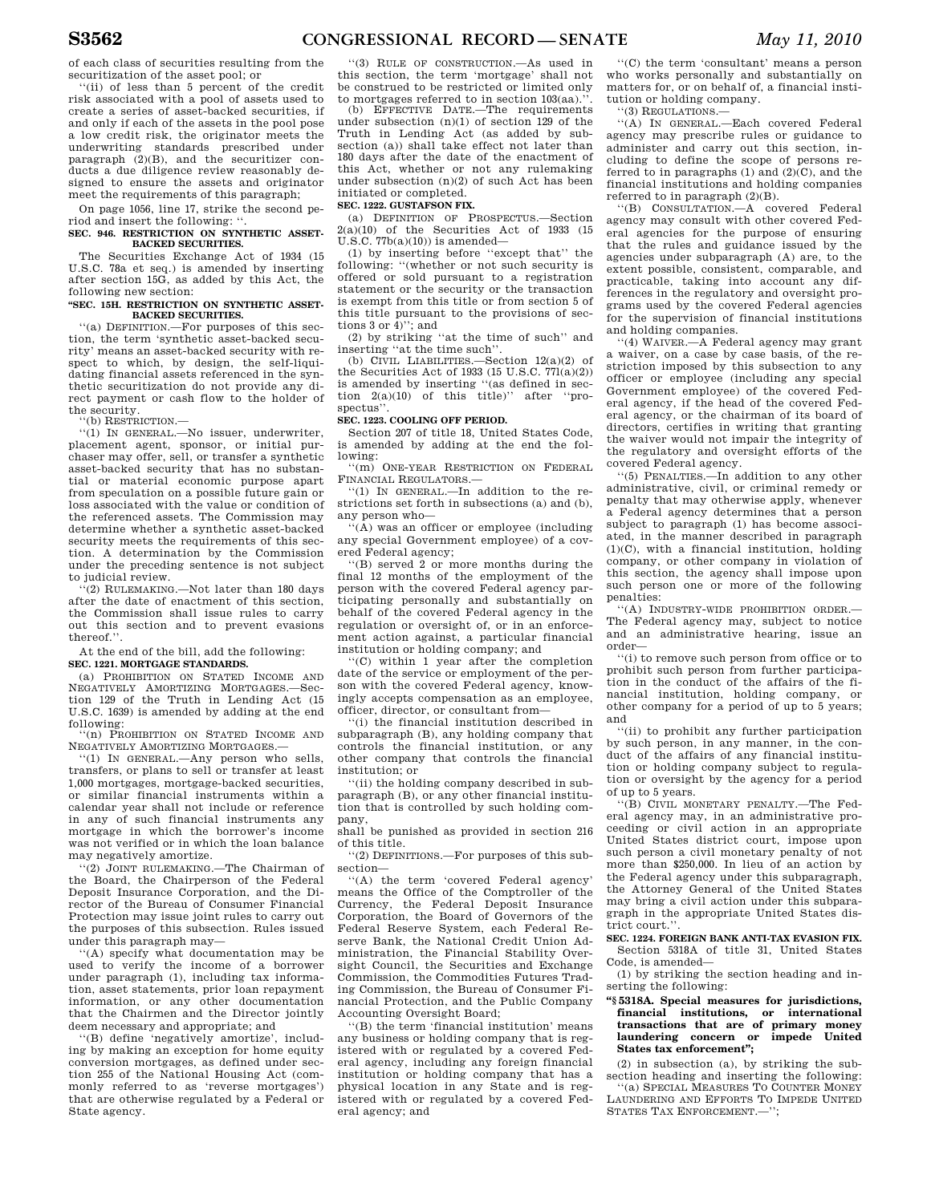of each class of securities resulting from the securitization of the asset pool; or

''(ii) of less than 5 percent of the credit risk associated with a pool of assets used to create a series of asset-backed securities, if and only if each of the assets in the pool pose a low credit risk, the originator meets the underwriting standards prescribed under paragraph (2)(B), and the securitizer conducts a due diligence review reasonably designed to ensure the assets and originator meet the requirements of this paragraph;

On page 1056, line 17, strike the second period and insert the following: ''.

**SEC. 946. RESTRICTION ON SYNTHETIC ASSET-BACKED SECURITIES.**

The Securities Exchange Act of 1934 (15 U.S.C. 78a et seq.) is amended by inserting after section 15G, as added by this Act, the following new section:

**''SEC. 15H. RESTRICTION ON SYNTHETIC ASSET-BACKED SECURITIES.**

''(a) DEFINITION.—For purposes of this section, the term 'synthetic asset-backed security' means an asset-backed security with respect to which, by design, the self-liquidating financial assets referenced in the synthetic securitization do not provide any direct payment or cash flow to the holder of the security.

''(b) RESTRICTION.—

''(1) IN GENERAL.—No issuer, underwriter, placement agent, sponsor, or initial purchaser may offer, sell, or transfer a synthetic asset-backed security that has no substantial or material economic purpose apart from speculation on a possible future gain or loss associated with the value or condition of the referenced assets. The Commission may determine whether a synthetic asset-backed security meets the requirements of this section. A determination by the Commission under the preceding sentence is not subject to judicial review.

''(2) RULEMAKING.—Not later than 180 days after the date of enactment of this section, the Commission shall issue rules to carry out this section and to prevent evasions thereof.''.

At the end of the bill, add the following:

**SEC. 1221. MORTGAGE STANDARDS.**

(a) PROHIBITION ON STATED INCOME AND NEGATIVELY AMORTIZING MORTGAGES.—Section 129 of the Truth in Lending Act (15 U.S.C. 1639) is amended by adding at the end following:

''(n) PROHIBITION ON STATED INCOME AND NEGATIVELY AMORTIZING MORTGAGES.—

''(1) IN GENERAL.—Any person who sells, transfers, or plans to sell or transfer at least 1,000 mortgages, mortgage-backed securities, or similar financial instruments within a calendar year shall not include or reference in any of such financial instruments any mortgage in which the borrower's income was not verified or in which the loan balance may negatively amortize.

''(2) JOINT RULEMAKING.—The Chairman of the Board, the Chairperson of the Federal Deposit Insurance Corporation, and the Director of the Bureau of Consumer Financial Protection may issue joint rules to carry out the purposes of this subsection. Rules issued under this paragraph may—

''(A) specify what documentation may be used to verify the income of a borrower under paragraph (1), including tax information, asset statements, prior loan repayment information, or any other documentation that the Chairmen and the Director jointly deem necessary and appropriate; and

''(B) define 'negatively amortize', including by making an exception for home equity conversion mortgages, as defined under section 255 of the National Housing Act (commonly referred to as 'reverse mortgages') that are otherwise regulated by a Federal or State agency.

''(3) RULE OF CONSTRUCTION.—As used in this section, the term 'mortgage' shall not be construed to be restricted or limited only to mortgages referred to in section 103(aa).''.

(b) EFFECTIVE DATE.—The requirements under subsection (n)(1) of section 129 of the Truth in Lending Act (as added by subsection (a)) shall take effect not later than 180 days after the date of the enactment of this Act, whether or not any rulemaking under subsection (n)(2) of such Act has been initiated or completed.

**SEC. 1222. GUSTAFSON FIX.**

(a) DEFINITION OF PROSPECTUS.—Section 2(a)(10) of the Securities Act of 1933 (15 U.S.C. 77b(a)(10)) is amended—

(1) by inserting before ''except that'' the following: ''(whether or not such security is offered or sold pursuant to a registration statement or the security or the transaction is exempt from this title or from section 5 of this title pursuant to the provisions of sections 3 or 4)''; and

(2) by striking ''at the time of such'' and inserting ''at the time such''.

(b) CIVIL LIABILITIES.—Section 12(a)(2) of the Securities Act of 1933 (15 U.S.C. 77l(a)(2)) is amended by inserting ''(as defined in section 2(a)(10) of this title)'' after ''prospectus''.

**SEC. 1223. COOLING OFF PERIOD.**

Section 207 of title 18, United States Code, is amended by adding at the end the following:

''(m) ONE-YEAR RESTRICTION ON FEDERAL FINANCIAL REGULATORS.—

''(1) IN GENERAL.—In addition to the restrictions set forth in subsections (a) and (b), any person who—

''(A) was an officer or employee (including any special Government employee) of a covered Federal agency;

''(B) served 2 or more months during the final 12 months of the employment of the person with the covered Federal agency participating personally and substantially on behalf of the covered Federal agency in the regulation or oversight of, or in an enforcement action against, a particular financial institution or holding company; and

''(C) within 1 year after the completion date of the service or employment of the person with the covered Federal agency, knowingly accepts compensation as an employee, officer, director, or consultant from—

''(i) the financial institution described in subparagraph (B), any holding company that controls the financial institution, or any other company that controls the financial institution; or

''(ii) the holding company described in subparagraph (B), or any other financial institution that is controlled by such holding company,

shall be punished as provided in section 216 of this title.

''(2) DEFINITIONS.—For purposes of this subsection—

''(A) the term 'covered Federal agency' means the Office of the Comptroller of the Currency, the Federal Deposit Insurance Corporation, the Board of Governors of the Federal Reserve System, each Federal Reserve Bank, the National Credit Union Administration, the Financial Stability Oversight Council, the Securities and Exchange Commission, the Commodities Futures Trading Commission, the Bureau of Consumer Financial Protection, and the Public Company Accounting Oversight Board;

''(B) the term 'financial institution' means any business or holding company that is registered with or regulated by a covered Federal agency, including any foreign financial institution or holding company that has a physical location in any State and is registered with or regulated by a covered Federal agency; and

''(C) the term 'consultant' means a person who works personally and substantially on matters for, or on behalf of, a financial institution or holding company.

''(3) REGULATIONS.—

''(A) IN GENERAL.—Each covered Federal agency may prescribe rules or guidance to administer and carry out this section, including to define the scope of persons referred to in paragraphs (1) and (2)(C), and the financial institutions and holding companies referred to in paragraph (2)(B).

''(B) CONSULTATION.—A covered Federal agency may consult with other covered Federal agencies for the purpose of ensuring that the rules and guidance issued by the agencies under subparagraph (A) are, to the extent possible, consistent, comparable, and practicable, taking into account any differences in the regulatory and oversight programs used by the covered Federal agencies for the supervision of financial institutions and holding companies.

''(4) WAIVER.—A Federal agency may grant a waiver, on a case by case basis, of the restriction imposed by this subsection to any officer or employee (including any special Government employee) of the covered Federal agency, if the head of the covered Federal agency, or the chairman of its board of directors, certifies in writing that granting the waiver would not impair the integrity of the regulatory and oversight efforts of the covered Federal agency.

''(5) PENALTIES.—In addition to any other administrative, civil, or criminal remedy or penalty that may otherwise apply, whenever a Federal agency determines that a person subject to paragraph (1) has become associated, in the manner described in paragraph (1)(C), with a financial institution, holding company, or other company in violation of this section, the agency shall impose upon such person one or more of the following penalties:

''(A) INDUSTRY-WIDE PROHIBITION ORDER.—The Federal agency may, subject to notice and an administrative hearing, issue an order—

''(i) to remove such person from office or to prohibit such person from further participation in the conduct of the affairs of the financial institution, holding company, or other company for a period of up to 5 years; and

''(ii) to prohibit any further participation by such person, in any manner, in the conduct of the affairs of any financial institution or holding company subject to regulation or oversight by the agency for a period of up to 5 years.

''(B) CIVIL MONETARY PENALTY.—The Federal agency may, in an administrative proceeding or civil action in an appropriate United States district court, impose upon such person a civil monetary penalty of not more than $250,000. In lieu of an action by the Federal agency under this subparagraph, the Attorney General of the United States may bring a civil action under this subparagraph in the appropriate United States district court.''.

**SEC. 1224. FOREIGN BANK ANTI-TAX EVASION FIX.**

Section 5318A of title 31, United States Code, is amended—

(1) by striking the section heading and inserting the following:

**''§ 5318A. Special measures for jurisdictions, financial institutions, or international transactions that are of primary money laundering concern or impede United States tax enforcement'';**

(2) in subsection (a), by striking the subsection heading and inserting the following:

''(a) SPECIAL MEASURES TO COUNTER MONEY LAUNDERING AND EFFORTS TO IMPEDE UNITED STATES TAX ENFORCEMENT.—'';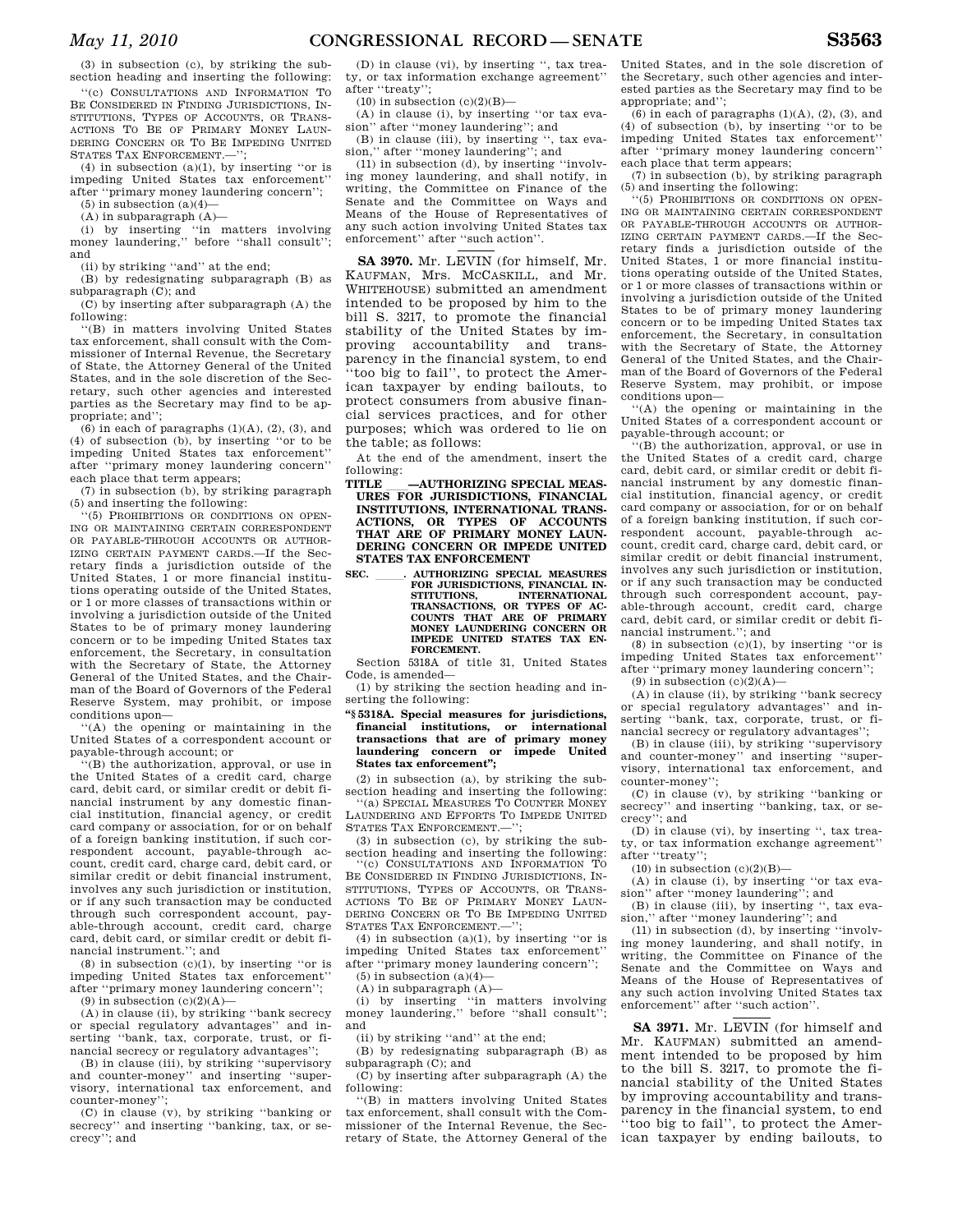(3) in subsection (c), by striking the subsection heading and inserting the following:

"(c) CONSULTATIONS AND INFORMATION TO BE CONSIDERED IN FINDING JURISDICTIONS, INSTITUTIONS, TYPES OF ACCOUNTS, OR TRANSACTIONS TO BE OF PRIMARY MONEY LAUNDERING CONCERN OR TO BE IMPEDING UNITED STATES TAX ENFORCEMENT.—";

(4) in subsection (a)(1), by inserting "or is impeding United States tax enforcement" after "primary money laundering concern";

(5) in subsection (a)(4)—

(A) in subparagraph (A)—

(i) by inserting "in matters involving money laundering," before "shall consult"; and

(ii) by striking "and" at the end;

(B) by redesignating subparagraph (B) as subparagraph (C); and

(C) by inserting after subparagraph (A) the following:

"(B) in matters involving United States tax enforcement, shall consult with the Commissioner of Internal Revenue, the Secretary of State, the Attorney General of the United States, and in the sole discretion of the Secretary, such other agencies and interested parties as the Secretary may find to be appropriate; and";

(6) in each of paragraphs (1)(A), (2), (3), and (4) of subsection (b), by inserting "or to be impeding United States tax enforcement" after "primary money laundering concern" each place that term appears;

(7) in subsection (b), by striking paragraph (5) and inserting the following:

"(5) PROHIBITIONS OR CONDITIONS ON OPENING OR MAINTAINING CERTAIN CORRESPONDENT OR PAYABLE-THROUGH ACCOUNTS OR AUTHORIZING CERTAIN PAYMENT CARDS.—If the Secretary finds a jurisdiction outside of the United States, 1 or more financial institutions operating outside of the United States, or 1 or more classes of transactions within or involving a jurisdiction outside of the United States to be of primary money laundering concern or to be impeding United States tax enforcement, the Secretary, in consultation with the Secretary of State, the Attorney General of the United States, and the Chairman of the Board of Governors of the Federal Reserve System, may prohibit, or impose conditions upon—

"(A) the opening or maintaining in the United States of a correspondent account or payable-through account; or

"(B) the authorization, approval, or use in the United States of a credit card, charge card, debit card, or similar credit or debit financial instrument by any domestic financial institution, financial agency, or credit card company or association, for or on behalf of a foreign banking institution, if such correspondent account, payable-through account, credit card, charge card, debit card, or similar credit or debit financial instrument, involves any such jurisdiction or institution, or if any such transaction may be conducted through such correspondent account, payable-through account, credit card, charge card, debit card, or similar credit or debit financial instrument."; and

(8) in subsection (c)(1), by inserting "or is impeding United States tax enforcement" after "primary money laundering concern";

(9) in subsection (c)(2)(A)—

(A) in clause (ii), by striking "bank secrecy or special regulatory advantages" and inserting "bank, tax, corporate, trust, or financial secrecy or regulatory advantages";

(B) in clause (iii), by striking "supervisory and counter-money" and inserting "supervisory, international tax enforcement, and counter-money";

(C) in clause (v), by striking "banking or secrecy" and inserting "banking, tax, or secrecy"; and

(D) in clause (vi), by inserting ", tax treaty, or tax information exchange agreement" after "treaty";

(10) in subsection (c)(2)(B)—

(A) in clause (i), by inserting "or tax evasion" after "money laundering"; and

(B) in clause (iii), by inserting ", tax evasion," after "money laundering"; and

(11) in subsection (d), by inserting "involving money laundering, and shall notify, in writing, the Committee on Finance of the Senate and the Committee on Ways and Means of the House of Representatives of any such action involving United States tax enforcement" after "such action".

**SA 3970.** Mr. LEVIN (for himself, Mr. KAUFMAN, Mrs. MCCASKILL, and Mr. WHITEHOUSE) submitted an amendment intended to be proposed by him to the bill S. 3217, to promote the financial stability of the United States by improving accountability and transparency in the financial system, to end "too big to fail", to protect the American taxpayer by ending bailouts, to protect consumers from abusive financial services practices, and for other purposes; which was ordered to lie on the table; as follows:

At the end of the amendment, insert the following:

**TITLE ____—AUTHORIZING SPECIAL MEASURES FOR JURISDICTIONS, FINANCIAL INSTITUTIONS, INTERNATIONAL TRANSACTIONS, OR TYPES OF ACCOUNTS THAT ARE OF PRIMARY MONEY LAUNDERING CONCERN OR IMPEDE UNITED STATES TAX ENFORCEMENT**

**SEC. ____. AUTHORIZING SPECIAL MEASURES FOR JURISDICTIONS, FINANCIAL INSTITUTIONS, INTERNATIONAL TRANSACTIONS, OR TYPES OF ACCOUNTS THAT ARE OF PRIMARY MONEY LAUNDERING CONCERN OR IMPEDE UNITED STATES TAX ENFORCEMENT.**

Section 5318A of title 31, United States Code, is amended—

(1) by striking the section heading and inserting the following:

**"§ 5318A. Special measures for jurisdictions, financial institutions, or international transactions that are of primary money laundering concern or impede United States tax enforcement";**

(2) in subsection (a), by striking the subsection heading and inserting the following:

"(a) SPECIAL MEASURES TO COUNTER MONEY LAUNDERING AND EFFORTS TO IMPEDE UNITED STATES TAX ENFORCEMENT.—";

(3) in subsection (c), by striking the subsection heading and inserting the following:

"(c) CONSULTATIONS AND INFORMATION TO BE CONSIDERED IN FINDING JURISDICTIONS, INSTITUTIONS, TYPES OF ACCOUNTS, OR TRANSACTIONS TO BE OF PRIMARY MONEY LAUNDERING CONCERN OR TO BE IMPEDING UNITED STATES TAX ENFORCEMENT.—";

(4) in subsection (a)(1), by inserting "or is impeding United States tax enforcement" after "primary money laundering concern";

(5) in subsection (a)(4)—

(A) in subparagraph (A)—

(i) by inserting "in matters involving money laundering," before "shall consult"; and

(ii) by striking "and" at the end;

(B) by redesignating subparagraph (B) as subparagraph (C); and

(C) by inserting after subparagraph (A) the following:

"(B) in matters involving United States tax enforcement, shall consult with the Commissioner of the Internal Revenue, the Secretary of State, the Attorney General of the United States, and in the sole discretion of the Secretary, such other agencies and interested parties as the Secretary may find to be appropriate; and";

(6) in each of paragraphs (1)(A), (2), (3), and (4) of subsection (b), by inserting "or to be impeding United States tax enforcement" after "primary money laundering concern" each place that term appears;

(7) in subsection (b), by striking paragraph (5) and inserting the following:

"(5) PROHIBITIONS OR CONDITIONS ON OPENING OR MAINTAINING CERTAIN CORRESPONDENT OR PAYABLE-THROUGH ACCOUNTS OR AUTHORIZING CERTAIN PAYMENT CARDS.—If the Secretary finds a jurisdiction outside of the United States, 1 or more financial institutions operating outside of the United States, or 1 or more classes of transactions within or involving a jurisdiction outside of the United States to be of primary money laundering concern or to be impeding United States tax enforcement, the Secretary, in consultation with the Secretary of State, the Attorney General of the United States, and the Chairman of the Board of Governors of the Federal Reserve System, may prohibit, or impose conditions upon—

"(A) the opening or maintaining in the United States of a correspondent account or payable-through account; or

"(B) the authorization, approval, or use in the United States of a credit card, charge card, debit card, or similar credit or debit financial instrument by any domestic financial institution, financial agency, or credit card company or association, for or on behalf of a foreign banking institution, if such correspondent account, payable-through account, credit card, charge card, debit card, or similar credit or debit financial instrument, involves any such jurisdiction or institution, or if any such transaction may be conducted through such correspondent account, payable-through account, credit card, charge card, debit card, or similar credit or debit financial instrument."; and

(8) in subsection (c)(1), by inserting "or is impeding United States tax enforcement" after "primary money laundering concern";

(9) in subsection (c)(2)(A)—

(A) in clause (ii), by striking "bank secrecy or special regulatory advantages" and inserting "bank, tax, corporate, trust, or financial secrecy or regulatory advantages";

(B) in clause (iii), by striking "supervisory and counter-money" and inserting "supervisory, international tax enforcement, and counter-money";

(C) in clause (v), by striking "banking or secrecy" and inserting "banking, tax, or secrecy"; and

(D) in clause (vi), by inserting ", tax treaty, or tax information exchange agreement" after "treaty";

(10) in subsection (c)(2)(B)—

(A) in clause (i), by inserting "or tax evasion" after "money laundering"; and

(B) in clause (iii), by inserting ", tax evasion," after "money laundering"; and

(11) in subsection (d), by inserting "involving money laundering, and shall notify, in writing, the Committee on Finance of the Senate and the Committee on Ways and Means of the House of Representatives of any such action involving United States tax enforcement" after "such action".

**SA 3971.** Mr. LEVIN (for himself and Mr. KAUFMAN) submitted an amendment intended to be proposed by him to the bill S. 3217, to promote the financial stability of the United States by improving accountability and transparency in the financial system, to end "too big to fail", to protect the American taxpayer by ending bailouts, to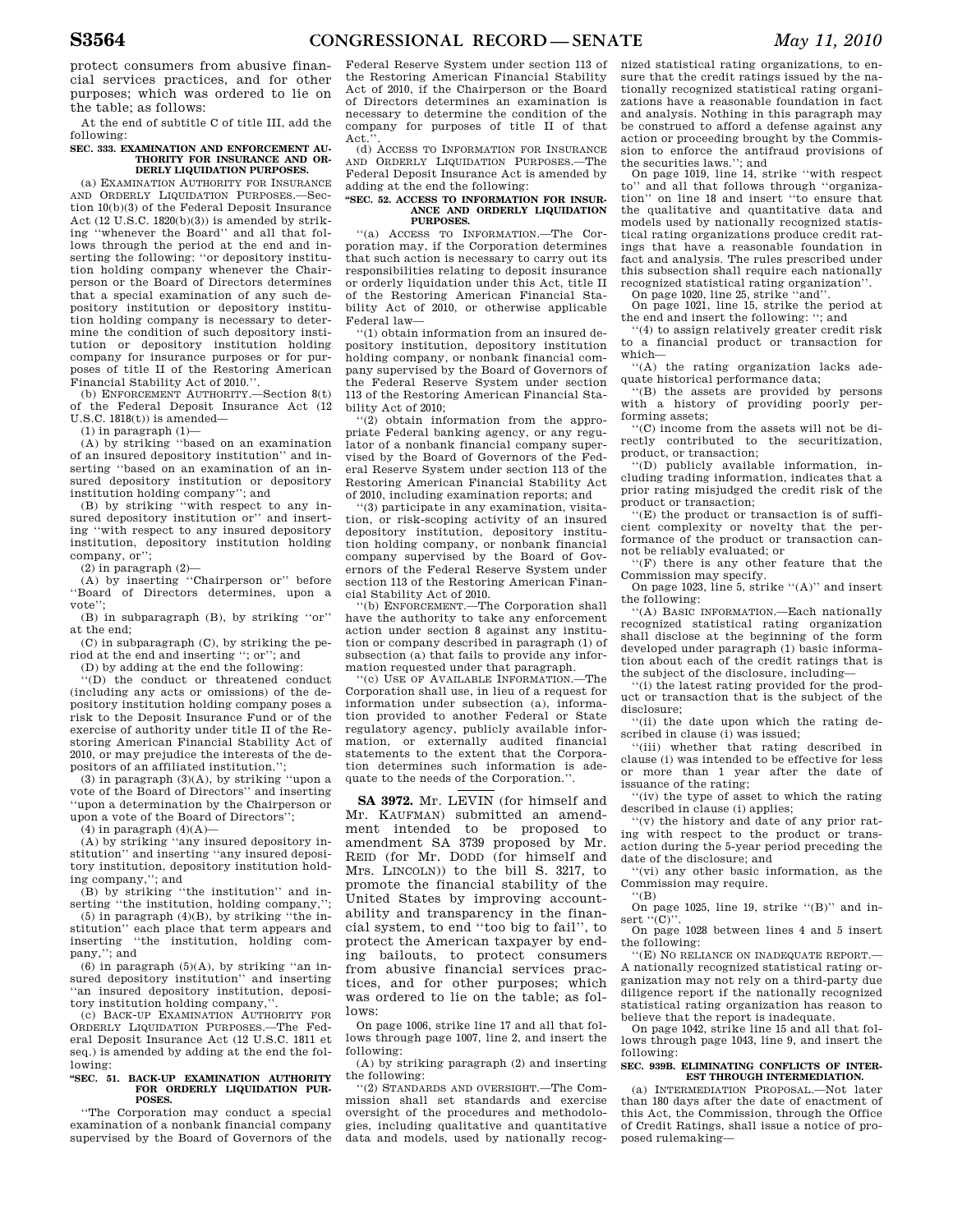protect consumers from abusive financial services practices, and for other purposes; which was ordered to lie on the table; as follows:

At the end of subtitle C of title III, add the following:

**SEC. 333. EXAMINATION AND ENFORCEMENT AUTHORITY FOR INSURANCE AND ORDERLY LIQUIDATION PURPOSES.**

(a) EXAMINATION AUTHORITY FOR INSURANCE AND ORDERLY LIQUIDATION PURPOSES.—Section 10(b)(3) of the Federal Deposit Insurance Act (12 U.S.C. 1820(b)(3)) is amended by striking ''whenever the Board'' and all that follows through the period at the end and inserting the following: ''or depository institution holding company whenever the Chairperson or the Board of Directors determines that a special examination of any such depository institution or depository institution holding company is necessary to determine the condition of such depository institution or depository institution holding company for insurance purposes or for purposes of title II of the Restoring American Financial Stability Act of 2010.''.

(b) ENFORCEMENT AUTHORITY.—Section 8(t) of the Federal Deposit Insurance Act (12 U.S.C. 1818(t)) is amended—

(1) in paragraph (1)—

(A) by striking ''based on an examination of an insured depository institution'' and inserting ''based on an examination of an insured depository institution or depository institution holding company''; and

(B) by striking ''with respect to any insured depository institution or'' and inserting ''with respect to any insured depository institution, depository institution holding company, or'';

(2) in paragraph (2)—

(A) by inserting ''Chairperson or'' before ''Board of Directors determines, upon a vote'';

(B) in subparagraph (B), by striking ''or'' at the end;

(C) in subparagraph (C), by striking the period at the end and inserting ''; or''; and

(D) by adding at the end the following:

''(D) the conduct or threatened conduct (including any acts or omissions) of the depository institution holding company poses a risk to the Deposit Insurance Fund or of the exercise of authority under title II of the Restoring American Financial Stability Act of 2010, or may prejudice the interests of the depositors of an affiliated institution.'';

(3) in paragraph (3)(A), by striking ''upon a vote of the Board of Directors'' and inserting ''upon a determination by the Chairperson or upon a vote of the Board of Directors'';

(4) in paragraph (4)(A)—

(A) by striking ''any insured depository institution'' and inserting ''any insured depository institution, depository institution holding company,''; and

(B) by striking ''the institution'' and inserting ''the institution, holding company,'';

(5) in paragraph (4)(B), by striking ''the institution'' each place that term appears and inserting ''the institution, holding company,''; and

(6) in paragraph (5)(A), by striking ''an insured depository institution'' and inserting ''an insured depository institution, depository institution holding company,''.

(c) BACK-UP EXAMINATION AUTHORITY FOR ORDERLY LIQUIDATION PURPOSES.—The Federal Deposit Insurance Act (12 U.S.C. 1811 et seq.) is amended by adding at the end the following:

**''SEC. 51. BACK-UP EXAMINATION AUTHORITY FOR ORDERLY LIQUIDATION PURPOSES.**

''The Corporation may conduct a special examination of a nonbank financial company supervised by the Board of Governors of the Federal Reserve System under section 113 of the Restoring American Financial Stability Act of 2010, if the Chairperson or the Board of Directors determines an examination is necessary to determine the condition of the company for purposes of title II of that Act.''.

(d) ACCESS TO INFORMATION FOR INSURANCE AND ORDERLY LIQUIDATION PURPOSES.—The Federal Deposit Insurance Act is amended by adding at the end the following:

**''SEC. 52. ACCESS TO INFORMATION FOR INSURANCE AND ORDERLY LIQUIDATION PURPOSES.**

''(a) ACCESS TO INFORMATION.—The Corporation may, if the Corporation determines that such action is necessary to carry out its responsibilities relating to deposit insurance or orderly liquidation under this Act, title II of the Restoring American Financial Stability Act of 2010, or otherwise applicable Federal law—

''(1) obtain information from an insured depository institution, depository institution holding company, or nonbank financial company supervised by the Board of Governors of the Federal Reserve System under section 113 of the Restoring American Financial Stability Act of 2010;

''(2) obtain information from the appropriate Federal banking agency, or any regulator of a nonbank financial company supervised by the Board of Governors of the Federal Reserve System under section 113 of the Restoring American Financial Stability Act of 2010, including examination reports; and

''(3) participate in any examination, visitation, or risk-scoping activity of an insured depository institution, depository institution holding company, or nonbank financial company supervised by the Board of Governors of the Federal Reserve System under section 113 of the Restoring American Financial Stability Act of 2010.

''(b) ENFORCEMENT.—The Corporation shall have the authority to take any enforcement action under section 8 against any institution or company described in paragraph (1) of subsection (a) that fails to provide any information requested under that paragraph.

''(c) USE OF AVAILABLE INFORMATION.—The Corporation shall use, in lieu of a request for information under subsection (a), information provided to another Federal or State regulatory agency, publicly available information, or externally audited financial statements to the extent that the Corporation determines such information is adequate to the needs of the Corporation.''.

---

**SA 3972.** Mr. LEVIN (for himself and Mr. KAUFMAN) submitted an amendment intended to be proposed to amendment SA 3739 proposed by Mr. REID (for Mr. DODD (for himself and Mrs. LINCOLN)) to the bill S. 3217, to promote the financial stability of the United States by improving accountability and transparency in the financial system, to end ''too big to fail'', to protect the American taxpayer by ending bailouts, to protect consumers from abusive financial services practices, and for other purposes; which was ordered to lie on the table; as follows:

On page 1006, strike line 17 and all that follows through page 1007, line 2, and insert the following:

(A) by striking paragraph (2) and inserting the following:

''(2) STANDARDS AND OVERSIGHT.—The Commission shall set standards and exercise oversight of the procedures and methodologies, including qualitative and quantitative data and models, used by nationally recognized statistical rating organizations, to ensure that the credit ratings issued by the nationally recognized statistical rating organizations have a reasonable foundation in fact and analysis. Nothing in this paragraph may be construed to afford a defense against any action or proceeding brought by the Commission to enforce the antifraud provisions of the securities laws.''; and

On page 1019, line 14, strike ''with respect to'' and all that follows through ''organization'' on line 18 and insert ''to ensure that the qualitative and quantitative data and models used by nationally recognized statistical rating organizations produce credit ratings that have a reasonable foundation in fact and analysis. The rules prescribed under this subsection shall require each nationally recognized statistical rating organization''.

On page 1020, line 25, strike ''and''.

On page 1021, line 15, strike the period at the end and insert the following: ''; and

''(4) to assign relatively greater credit risk to a financial product or transaction for which—

''(A) the rating organization lacks adequate historical performance data;

''(B) the assets are provided by persons with a history of providing poorly performing assets;

''(C) income from the assets will not be directly contributed to the securitization, product, or transaction;

''(D) publicly available information, including trading information, indicates that a prior rating misjudged the credit risk of the product or transaction;

''(E) the product or transaction is of sufficient complexity or novelty that the performance of the product or transaction cannot be reliably evaluated; or

''(F) there is any other feature that the Commission may specify.

On page 1023, line 5, strike ''(A)'' and insert the following:

''(A) BASIC INFORMATION.—Each nationally recognized statistical rating organization shall disclose at the beginning of the form developed under paragraph (1) basic information about each of the credit ratings that is the subject of the disclosure, including—

''(i) the latest rating provided for the product or transaction that is the subject of the disclosure;

''(ii) the date upon which the rating described in clause (i) was issued;

''(iii) whether that rating described in clause (i) was intended to be effective for less or more than 1 year after the date of issuance of the rating;

''(iv) the type of asset to which the rating described in clause (i) applies;

''(v) the history and date of any prior rating with respect to the product or transaction during the 5-year period preceding the date of the disclosure; and

''(vi) any other basic information, as the Commission may require.

''(B)

On page 1025, line 19, strike ''(B)'' and insert ''(C)''.

On page 1028 between lines 4 and 5 insert the following:

''(E) NO RELIANCE ON INADEQUATE REPORT.—A nationally recognized statistical rating organization may not rely on a third-party due diligence report if the nationally recognized statistical rating organization has reason to believe that the report is inadequate.

On page 1042, strike line 15 and all that follows through page 1043, line 9, and insert the following:

**SEC. 939B. ELIMINATING CONFLICTS OF INTEREST THROUGH INTERMEDIATION.**

(a) INTERMEDIATION PROPOSAL.—Not later than 180 days after the date of enactment of this Act, the Commission, through the Office of Credit Ratings, shall issue a notice of proposed rulemaking—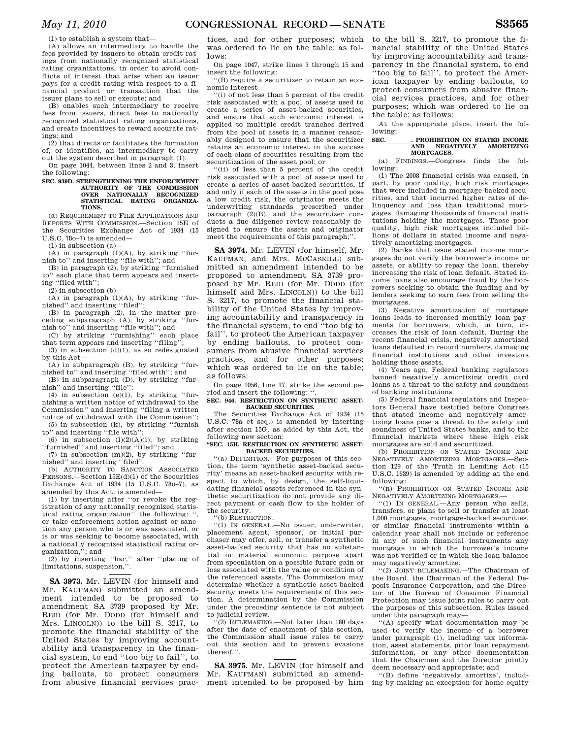(1) to establish a system that—

(A) allows an intermediary to handle the fees provided by issuers to obtain credit ratings from nationally recognized statistical rating organizations, in order to avoid conflicts of interest that arise when an issuer pays for a credit rating with respect to a financial product or transaction that the issuer plans to sell or execute; and

(B) enables such intermediary to receive fees from issuers, direct fees to nationally recognized statistical rating organizations, and create incentives to reward accurate ratings; and

(2) that directs or facilitates the formation of, or identifies, an intermediary to carry out the system described in paragraph (1).

On page 1044, between lines 2 and 3, insert the following:

**SEC. 939D. STRENGTHENING THE ENFORCEMENT AUTHORITY OF THE COMMISSION OVER NATIONALLY RECOGNIZED STATISTICAL RATING ORGANIZATIONS.**

(a) REQUIREMENT TO FILE APPLICATIONS AND REPORTS WITH COMMISSION.—Section 15E of the Securities Exchange Act of 1934 (15 U.S.C. 78o–7) is amended—

(1) in subsection (a)—

(A) in paragraph (1)(A), by striking ''furnish to'' and inserting ''file with''; and

(B) in paragraph (2), by striking ''furnished to'' each place that term appears and inserting ''filed with'';

(2) in subsection (b)—

(A) in paragraph (1)(A), by striking ''furnished'' and inserting ''filed'';

(B) in paragraph (2), in the matter preceding subparagraph (A), by striking ''furnish to'' and inserting ''file with''; and

(C) by striking ''furnishing'' each place that term appears and inserting ''filing'';

(3) in subsection (d)(1), as so redesignated by this Act—

(A) in subparagraph (B), by striking ''furnished to'' and inserting ''filed with''; and

(B) in subparagraph (D), by striking ''furnish'' and inserting ''file'';

(4) in subsection (e)(1), by striking ''furnishing a written notice of withdrawal to the Commission'' and inserting ''filing a written notice of withdrawal with the Commission'';

(5) in subsection (k), by striking ''furnish to'' and inserting ''file with'';

(6) in subsection (l)(2)(A)(i), by striking ''furnished'' and inserting ''filed''; and

(7) in subsection (m)(2), by striking ''furnished'' and inserting ''filed''.

(b) AUTHORITY TO SANCTION ASSOCIATED PERSONS.—Section 15E(d)(1) of the Securities Exchange Act of 1934 (15 U.S.C. 78o–7), as amended by this Act, is amended—

(1) by inserting after ''or revoke the registration of any nationally recognized statistical rating organization'' the following: '', or take enforcement action against or sanction any person who is or was associated, or is or was seeking to become associated, with a nationally recognized statistical rating organization,''; and

(2) by inserting ''bar,'' after ''placing of limitations, suspension,''.

---

**SA 3973.** Mr. LEVIN (for himself and Mr. KAUFMAN) submitted an amendment intended to be proposed to amendment SA 3739 proposed by Mr. REID (for Mr. DODD (for himself and Mrs. LINCOLN)) to the bill S. 3217, to promote the financial stability of the United States by improving accountability and transparency in the financial system, to end ''too big to fail'', to protect the American taxpayer by ending bailouts, to protect consumers from abusive financial services practices, and for other purposes; which was ordered to lie on the table; as follows:

On page 1047, strike lines 3 through 15 and insert the following:

''(B) require a securitizer to retain an economic interest—

''(i) of not less than 5 percent of the credit risk associated with a pool of assets used to create a series of asset-backed securities, and ensure that such economic interest is applied to multiple credit tranches derived from the pool of assets in a manner reasonably designed to ensure that the securitizer retains an economic interest in the success of each class of securities resulting from the securitization of the asset pool; or

''(ii) of less than 5 percent of the credit risk associated with a pool of assets used to create a series of asset-backed securities, if and only if each of the assets in the pool pose a low credit risk, the originator meets the underwriting standards prescribed under paragraph (2)(B), and the securitizer conducts a due diligence review reasonably designed to ensure the assets and originator meet the requirements of this paragraph;''.

---

**SA 3974.** Mr. LEVIN (for himself, Mr. KAUFMAN, and Mrs. MCCASKILL) submitted an amendment intended to be proposed to amendment SA 3739 proposed by Mr. REID (for Mr. DODD (for himself and Mrs. LINCOLN)) to the bill S. 3217, to promote the financial stability of the United States by improving accountability and transparency in the financial system, to end ''too big to fail'', to protect the American taxpayer by ending bailouts, to protect consumers from abusive financial services practices, and for other purposes; which was ordered to lie on the table; as follows:

On page 1056, line 17, strike the second period and insert the following: ''.

**SEC. 946. RESTRICTION ON SYNTHETIC ASSET-BACKED SECURITIES.**

The Securities Exchange Act of 1934 (15 U.S.C. 78a et seq.) is amended by inserting after section 15G, as added by this Act, the following new section:

**''SEC. 15H. RESTRICTION ON SYNTHETIC ASSET-BACKED SECURITIES.**

''(a) DEFINITION.—For purposes of this section, the term 'synthetic asset-backed security' means an asset-backed security with respect to which, by design, the self-liquidating financial assets referenced in the synthetic securitization do not provide any direct payment or cash flow to the holder of the security.

''(b) RESTRICTION.—

''(1) IN GENERAL.—No issuer, underwriter, placement agent, sponsor, or initial purchaser may offer, sell, or transfer a synthetic asset-backed security that has no substantial or material economic purpose apart from speculation on a possible future gain or loss associated with the value or condition of the referenced assets. The Commission may determine whether a synthetic asset-backed security meets the requirements of this section. A determination by the Commission under the preceding sentence is not subject to judicial review.

''(2) RULEMAKING.—Not later than 180 days after the date of enactment of this section, the Commission shall issue rules to carry out this section and to prevent evasions thereof.''.

---

**SA 3975.** Mr. LEVIN (for himself and Mr. KAUFMAN) submitted an amendment intended to be proposed by him to the bill S. 3217, to promote the financial stability of the United States by improving accountability and transparency in the financial system, to end ''too big to fail'', to protect the American taxpayer by ending bailouts, to protect consumers from abusive financial services practices, and for other purposes; which was ordered to lie on the table; as follows:

At the appropriate place, insert the following:

**SEC. \_\_\_\_\_\_. PROHIBITION ON STATED INCOME AND NEGATIVELY AMORTIZING MORTGAGES.**

(a) FINDINGS.—Congress finds the following:

(1) The 2008 financial crisis was caused, in part, by poor quality, high risk mortgages that were included in mortgage-backed securities, and that incurred higher rates of delinquency and loss than traditional mortgages, damaging thousands of financial institutions holding the mortgages. Those poor quality, high risk mortgages included billions of dollars in stated income and negatively amortizing mortgages.

(2) Banks that issue stated income mortgages do not verify the borrower's income or assets, or ability to repay the loan, thereby increasing the risk of loan default. Stated income loans also encourage fraud by the borrowers seeking to obtain the funding and by lenders seeking to earn fees from selling the mortgages.

(3) Negative amortization of mortgage loans leads to increased monthly loan payments for borrowers, which, in turn, increases the risk of loan default. During the recent financial crisis, negatively amortized loans defaulted in record numbers, damaging financial institutions and other investors holding those assets.

(4) Years ago, Federal banking regulators banned negatively amortizing credit card loans as a threat to the safety and soundness of banking institutions.

(5) Federal financial regulators and Inspectors General have testified before Congress that stated income and negatively amortizing loans pose a threat to the safety and soundness of United States banks, and to the financial markets where these high risk mortgages are sold and securitized.

(b) PROHIBITION ON STATED INCOME AND NEGATIVELY AMORTIZING MORTGAGES.—Section 129 of the Truth in Lending Act (15 U.S.C. 1639) is amended by adding at the end following:

''(n) PROHIBITION ON STATED INCOME AND NEGATIVELY AMORTIZING MORTGAGES.—

''(1) IN GENERAL.—Any person who sells, transfers, or plans to sell or transfer at least 1,000 mortgages, mortgage-backed securities, or similar financial instruments within a calendar year shall not include or reference in any of such financial instruments any mortgage in which the borrower's income was not verified or in which the loan balance may negatively amortize.

''(2) JOINT RULEMAKING.—The Chairman of the Board, the Chairman of the Federal Deposit Insurance Corporation, and the Director of the Bureau of Consumer Financial Protection may issue joint rules to carry out the purposes of this subsection. Rules issued under this paragraph may—

''(A) specify what documentation may be used to verify the income of a borrower under paragraph (1), including tax information, asset statements, prior loan repayment information, or any other documentation that the Chairmen and the Director jointly deem necessary and appropriate; and

''(B) define 'negatively amortize', including by making an exception for home equity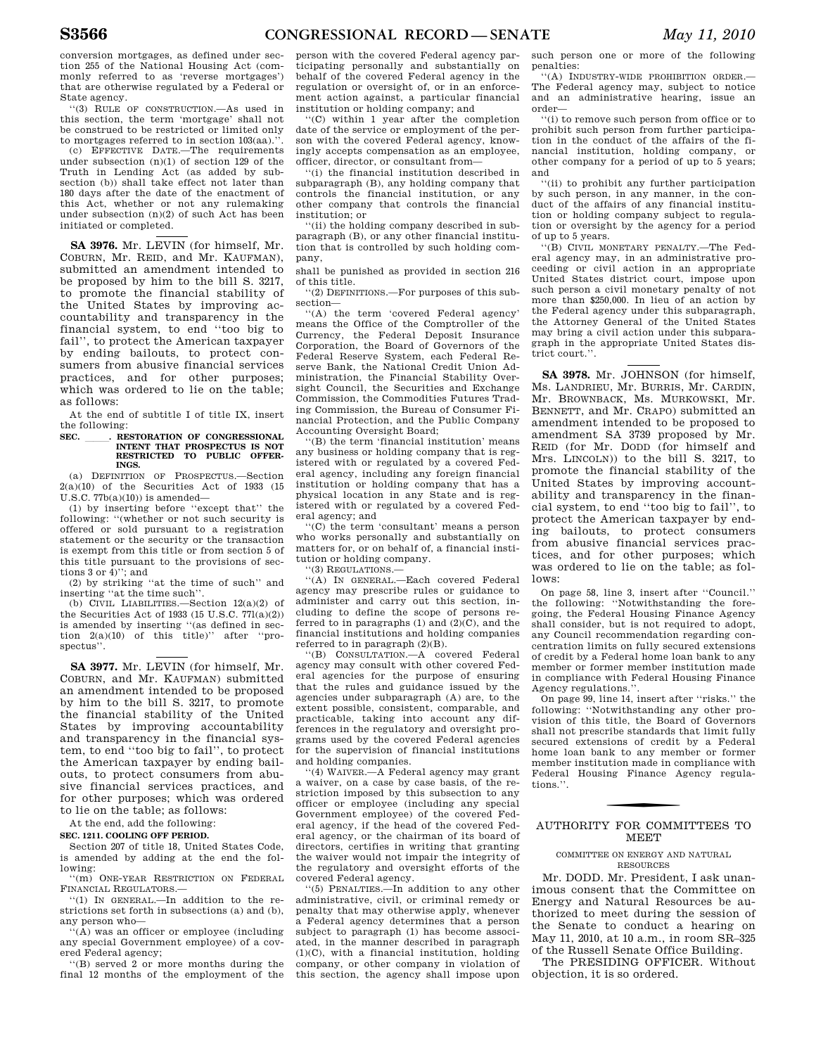conversion mortgages, as defined under section 255 of the National Housing Act (commonly referred to as 'reverse mortgages') that are otherwise regulated by a Federal or State agency.

''(3) RULE OF CONSTRUCTION.—As used in this section, the term 'mortgage' shall not be construed to be restricted or limited only to mortgages referred to in section 103(aa).''.

(c) EFFECTIVE DATE.—The requirements under subsection (n)(1) of section 129 of the Truth in Lending Act (as added by subsection (b)) shall take effect not later than 180 days after the date of the enactment of this Act, whether or not any rulemaking under subsection (n)(2) of such Act has been initiated or completed.

---

**SA 3976.** Mr. LEVIN (for himself, Mr. COBURN, Mr. REID, and Mr. KAUFMAN), submitted an amendment intended to be proposed by him to the bill S. 3217, to promote the financial stability of the United States by improving accountability and transparency in the financial system, to end ''too big to fail'', to protect the American taxpayer by ending bailouts, to protect consumers from abusive financial services practices, and for other purposes; which was ordered to lie on the table; as follows:

At the end of subtitle I of title IX, insert the following:

**SEC. \_\_\_\_\_. RESTORATION OF CONGRESSIONAL INTENT THAT PROSPECTUS IS NOT RESTRICTED TO PUBLIC OFFERINGS.**

(a) DEFINITION OF PROSPECTUS.—Section 2(a)(10) of the Securities Act of 1933 (15 U.S.C. 77b(a)(10)) is amended—

(1) by inserting before ''except that'' the following: ''(whether or not such security is offered or sold pursuant to a registration statement or the security or the transaction is exempt from this title or from section 5 of this title pursuant to the provisions of sections 3 or 4)''; and

(2) by striking ''at the time of such'' and inserting ''at the time such''.

(b) CIVIL LIABILITIES.—Section 12(a)(2) of the Securities Act of 1933 (15 U.S.C. 77l(a)(2)) is amended by inserting ''(as defined in section 2(a)(10) of this title)'' after ''prospectus''.

---

**SA 3977.** Mr. LEVIN (for himself, Mr. COBURN, and Mr. KAUFMAN) submitted an amendment intended to be proposed by him to the bill S. 3217, to promote the financial stability of the United States by improving accountability and transparency in the financial system, to end ''too big to fail'', to protect the American taxpayer by ending bailouts, to protect consumers from abusive financial services practices, and for other purposes; which was ordered to lie on the table; as follows:

At the end, add the following:

**SEC. 1211. COOLING OFF PERIOD.**

Section 207 of title 18, United States Code, is amended by adding at the end the following:

''(m) ONE-YEAR RESTRICTION ON FEDERAL FINANCIAL REGULATORS.—

''(1) IN GENERAL.—In addition to the restrictions set forth in subsections (a) and (b), any person who—

''(A) was an officer or employee (including any special Government employee) of a covered Federal agency;

''(B) served 2 or more months during the final 12 months of the employment of the person with the covered Federal agency participating personally and substantially on behalf of the covered Federal agency in the regulation or oversight of, or in an enforcement action against, a particular financial institution or holding company; and

''(C) within 1 year after the completion date of the service or employment of the person with the covered Federal agency, knowingly accepts compensation as an employee, officer, director, or consultant from—

''(i) the financial institution described in subparagraph (B), any holding company that controls the financial institution, or any other company that controls the financial institution; or

''(ii) the holding company described in subparagraph (B), or any other financial institution that is controlled by such holding company,

shall be punished as provided in section 216 of this title.

''(2) DEFINITIONS.—For purposes of this subsection—

''(A) the term 'covered Federal agency' means the Office of the Comptroller of the Currency, the Federal Deposit Insurance Corporation, the Board of Governors of the Federal Reserve System, each Federal Reserve Bank, the National Credit Union Administration, the Financial Stability Oversight Council, the Securities and Exchange Commission, the Commodities Futures Trading Commission, the Bureau of Consumer Financial Protection, and the Public Company Accounting Oversight Board;

''(B) the term 'financial institution' means any business or holding company that is registered with or regulated by a covered Federal agency, including any foreign financial institution or holding company that has a physical location in any State and is registered with or regulated by a covered Federal agency; and

''(C) the term 'consultant' means a person who works personally and substantially on matters for, or on behalf of, a financial institution or holding company.

''(3) REGULATIONS.—

''(A) IN GENERAL.—Each covered Federal agency may prescribe rules or guidance to administer and carry out this section, including to define the scope of persons referred to in paragraphs (1) and (2)(C), and the financial institutions and holding companies referred to in paragraph (2)(B).

''(B) CONSULTATION.—A covered Federal agency may consult with other covered Federal agencies for the purpose of ensuring that the rules and guidance issued by the agencies under subparagraph (A) are, to the extent possible, consistent, comparable, and practicable, taking into account any differences in the regulatory and oversight programs used by the covered Federal agencies for the supervision of financial institutions and holding companies.

''(4) WAIVER.—A Federal agency may grant a waiver, on a case by case basis, of the restriction imposed by this subsection to any officer or employee (including any special Government employee) of the covered Federal agency, if the head of the covered Federal agency, or the chairman of its board of directors, certifies in writing that granting the waiver would not impair the integrity of the regulatory and oversight efforts of the covered Federal agency.

''(5) PENALTIES.—In addition to any other administrative, civil, or criminal remedy or penalty that may otherwise apply, whenever a Federal agency determines that a person subject to paragraph (1) has become associated, in the manner described in paragraph (1)(C), with a financial institution, holding company, or other company in violation of this section, the agency shall impose upon such person one or more of the following penalties:

''(A) INDUSTRY-WIDE PROHIBITION ORDER.—The Federal agency may, subject to notice and an administrative hearing, issue an order—

''(i) to remove such person from office or to prohibit such person from further participation in the conduct of the affairs of the financial institution, holding company, or other company for a period of up to 5 years; and

''(ii) to prohibit any further participation by such person, in any manner, in the conduct of the affairs of any financial institution or holding company subject to regulation or oversight by the agency for a period of up to 5 years.

''(B) CIVIL MONETARY PENALTY.—The Federal agency may, in an administrative proceeding or civil action in an appropriate United States district court, impose upon such person a civil monetary penalty of not more than $250,000. In lieu of an action by the Federal agency under this subparagraph, the Attorney General of the United States may bring a civil action under this subparagraph in the appropriate United States district court.''.

---

**SA 3978.** Mr. JOHNSON (for himself, Ms. LANDRIEU, Mr. BURRIS, Mr. CARDIN, Mr. BROWNBACK, Ms. MURKOWSKI, Mr. BENNETT, and Mr. CRAPO) submitted an amendment intended to be proposed to amendment SA 3739 proposed by Mr. REID (for Mr. DODD (for himself and Mrs. LINCOLN)) to the bill S. 3217, to promote the financial stability of the United States by improving accountability and transparency in the financial system, to end ''too big to fail'', to protect the American taxpayer by ending bailouts, to protect consumers from abusive financial services practices, and for other purposes; which was ordered to lie on the table; as follows:

On page 58, line 3, insert after ''Council.'' the following: ''Notwithstanding the foregoing, the Federal Housing Finance Agency shall consider, but is not required to adopt, any Council recommendation regarding concentration limits on fully secured extensions of credit by a Federal home loan bank to any member or former member institution made in compliance with Federal Housing Finance Agency regulations.''.

On page 99, line 14, insert after ''risks.'' the following: ''Notwithstanding any other provision of this title, the Board of Governors shall not prescribe standards that limit fully secured extensions of credit by a Federal home loan bank to any member or former member institution made in compliance with Federal Housing Finance Agency regulations.''.

---

## AUTHORITY FOR COMMITTEES TO MEET

### COMMITTEE ON ENERGY AND NATURAL RESOURCES

Mr. DODD. Mr. President, I ask unanimous consent that the Committee on Energy and Natural Resources be authorized to meet during the session of the Senate to conduct a hearing on May 11, 2010, at 10 a.m., in room SR–325 of the Russell Senate Office Building.

The PRESIDING OFFICER. Without objection, it is so ordered.